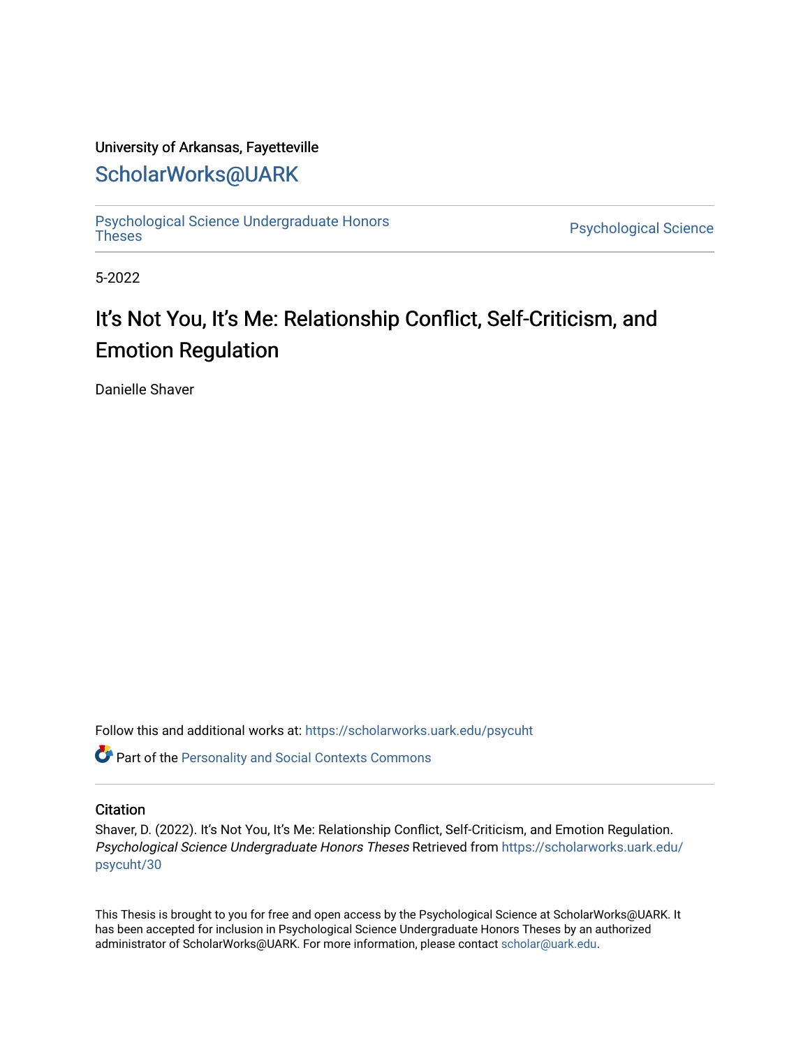University of Arkansas, Fayetteville

# ScholarWorks@UARK

Psychological Science Undergraduate Honors Theses

Psychological Science

5-2022

## It's Not You, It's Me: Relationship Conflict, Self-Criticism, and Emotion Regulation

Danielle Shaver

Follow this and additional works at: https://scholarworks.uark.edu/psycuht

Part of the Personality and Social Contexts Commons

### Citation

Shaver, D. (2022). It's Not You, It's Me: Relationship Conflict, Self-Criticism, and Emotion Regulation. *Psychological Science Undergraduate Honors Theses* Retrieved from https://scholarworks.uark.edu/psycuht/30

This Thesis is brought to you for free and open access by the Psychological Science at ScholarWorks@UARK. It has been accepted for inclusion in Psychological Science Undergraduate Honors Theses by an authorized administrator of ScholarWorks@UARK. For more information, please contact scholar@uark.edu.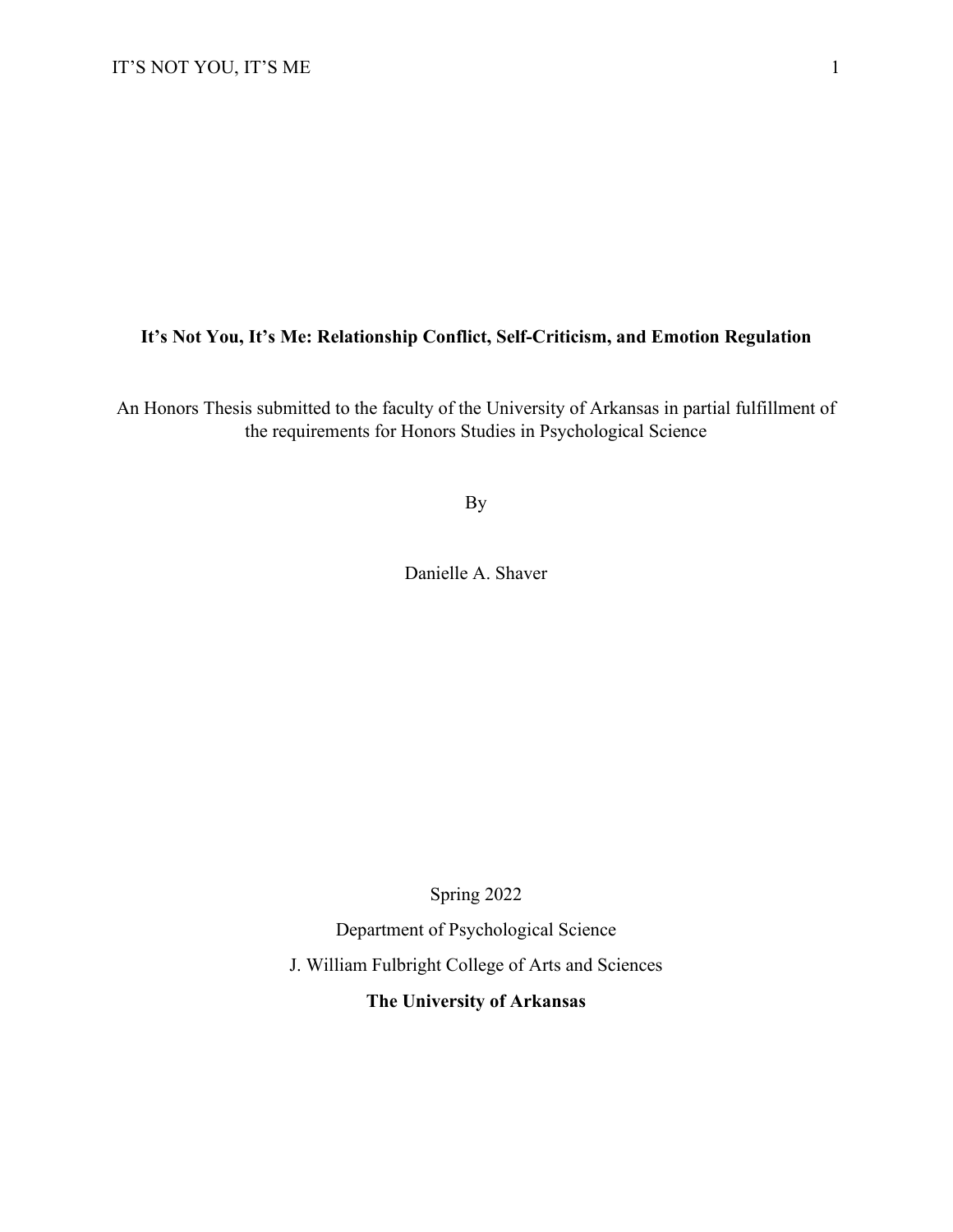**It's Not You, It's Me: Relationship Conflict, Self-Criticism, and Emotion Regulation**

An Honors Thesis submitted to the faculty of the University of Arkansas in partial fulfillment of the requirements for Honors Studies in Psychological Science

By

Danielle A. Shaver

Spring 2022

Department of Psychological Science

J. William Fulbright College of Arts and Sciences

**The University of Arkansas**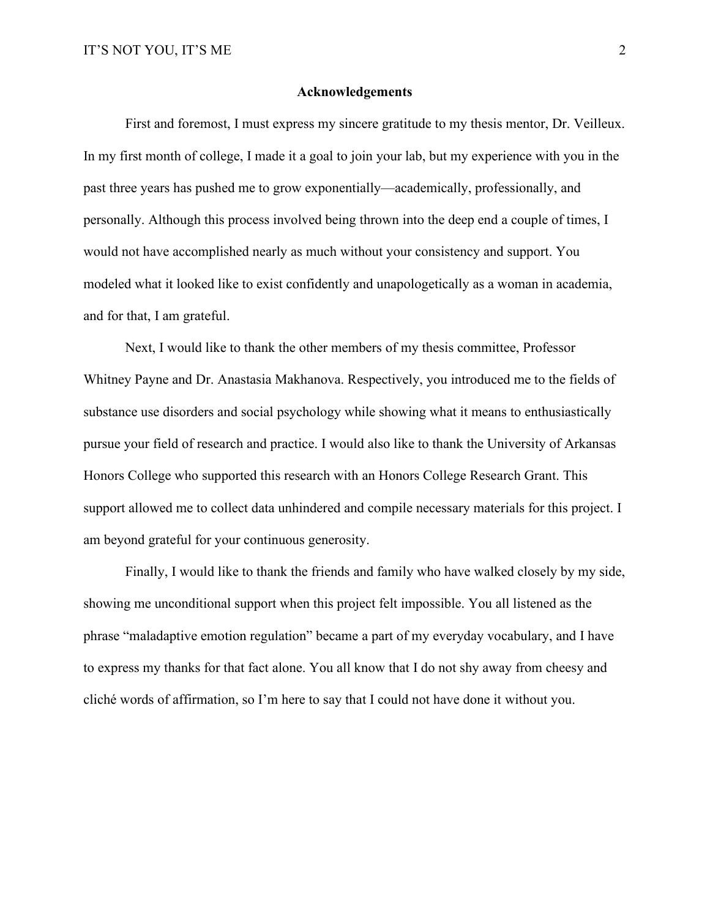## Acknowledgements

First and foremost, I must express my sincere gratitude to my thesis mentor, Dr. Veilleux. In my first month of college, I made it a goal to join your lab, but my experience with you in the past three years has pushed me to grow exponentially—academically, professionally, and personally. Although this process involved being thrown into the deep end a couple of times, I would not have accomplished nearly as much without your consistency and support. You modeled what it looked like to exist confidently and unapologetically as a woman in academia, and for that, I am grateful.

Next, I would like to thank the other members of my thesis committee, Professor Whitney Payne and Dr. Anastasia Makhanova. Respectively, you introduced me to the fields of substance use disorders and social psychology while showing what it means to enthusiastically pursue your field of research and practice. I would also like to thank the University of Arkansas Honors College who supported this research with an Honors College Research Grant. This support allowed me to collect data unhindered and compile necessary materials for this project. I am beyond grateful for your continuous generosity.

Finally, I would like to thank the friends and family who have walked closely by my side, showing me unconditional support when this project felt impossible. You all listened as the phrase "maladaptive emotion regulation" became a part of my everyday vocabulary, and I have to express my thanks for that fact alone. You all know that I do not shy away from cheesy and cliché words of affirmation, so I'm here to say that I could not have done it without you.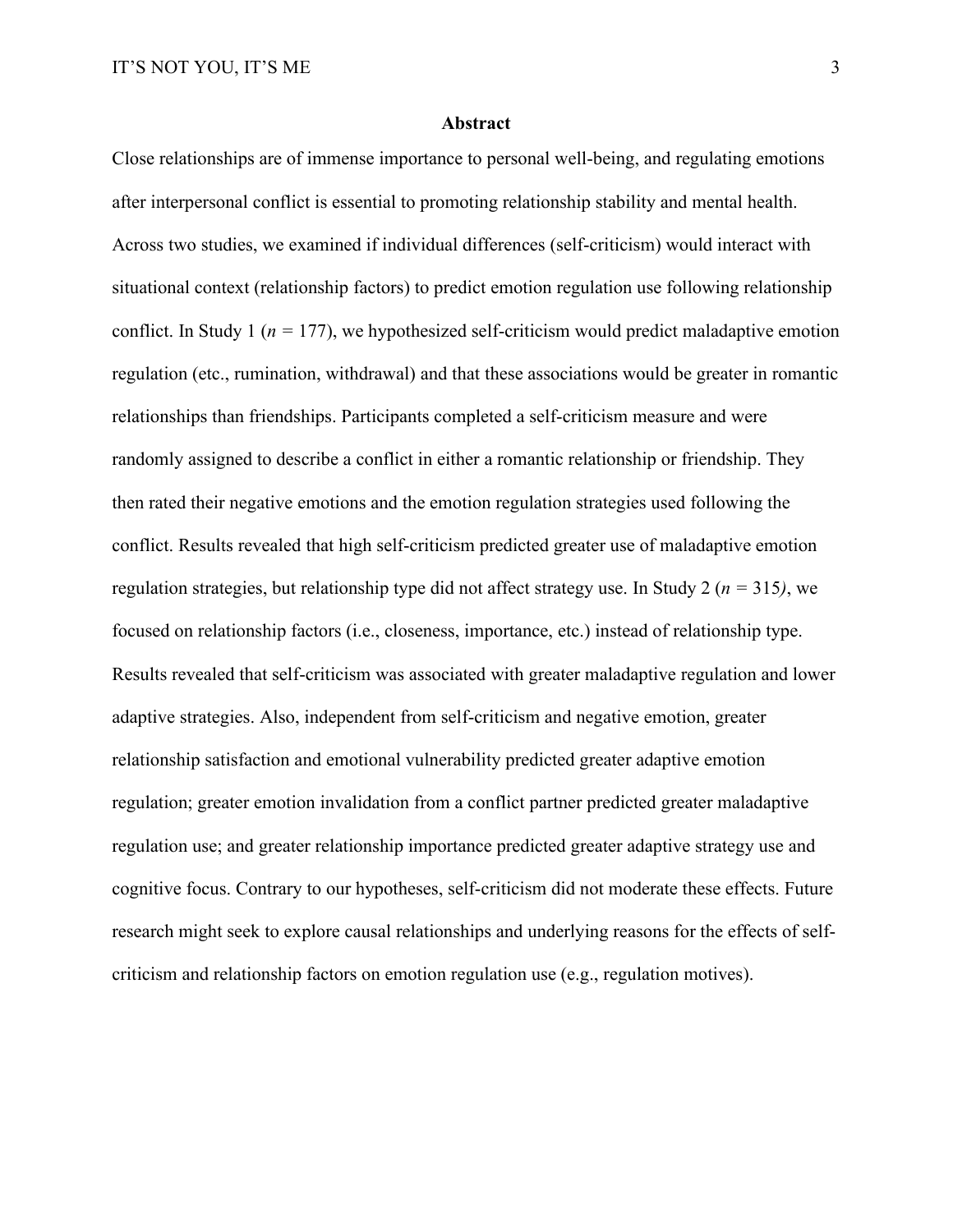## Abstract

Close relationships are of immense importance to personal well-being, and regulating emotions after interpersonal conflict is essential to promoting relationship stability and mental health. Across two studies, we examined if individual differences (self-criticism) would interact with situational context (relationship factors) to predict emotion regulation use following relationship conflict. In Study 1 ($n$ = 177), we hypothesized self-criticism would predict maladaptive emotion regulation (etc., rumination, withdrawal) and that these associations would be greater in romantic relationships than friendships. Participants completed a self-criticism measure and were randomly assigned to describe a conflict in either a romantic relationship or friendship. They then rated their negative emotions and the emotion regulation strategies used following the conflict. Results revealed that high self-criticism predicted greater use of maladaptive emotion regulation strategies, but relationship type did not affect strategy use. In Study 2 ($n$ = 315), we focused on relationship factors (i.e., closeness, importance, etc.) instead of relationship type. Results revealed that self-criticism was associated with greater maladaptive regulation and lower adaptive strategies. Also, independent from self-criticism and negative emotion, greater relationship satisfaction and emotional vulnerability predicted greater adaptive emotion regulation; greater emotion invalidation from a conflict partner predicted greater maladaptive regulation use; and greater relationship importance predicted greater adaptive strategy use and cognitive focus. Contrary to our hypotheses, self-criticism did not moderate these effects. Future research might seek to explore causal relationships and underlying reasons for the effects of self-criticism and relationship factors on emotion regulation use (e.g., regulation motives).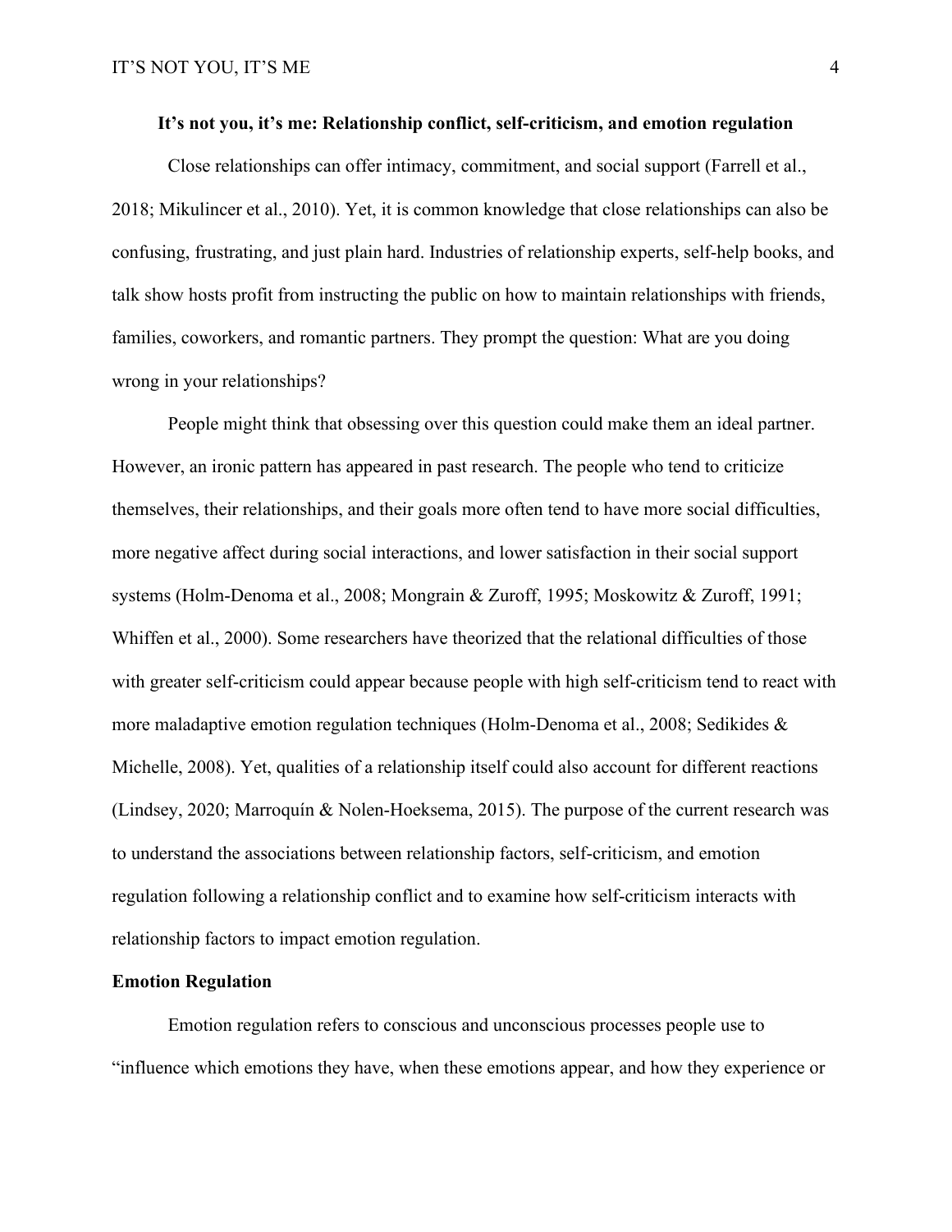**It's not you, it's me: Relationship conflict, self-criticism, and emotion regulation**

Close relationships can offer intimacy, commitment, and social support (Farrell et al., 2018; Mikulincer et al., 2010). Yet, it is common knowledge that close relationships can also be confusing, frustrating, and just plain hard. Industries of relationship experts, self-help books, and talk show hosts profit from instructing the public on how to maintain relationships with friends, families, coworkers, and romantic partners. They prompt the question: What are you doing wrong in your relationships?

People might think that obsessing over this question could make them an ideal partner. However, an ironic pattern has appeared in past research. The people who tend to criticize themselves, their relationships, and their goals more often tend to have more social difficulties, more negative affect during social interactions, and lower satisfaction in their social support systems (Holm-Denoma et al., 2008; Mongrain & Zuroff, 1995; Moskowitz & Zuroff, 1991; Whiffen et al., 2000). Some researchers have theorized that the relational difficulties of those with greater self-criticism could appear because people with high self-criticism tend to react with more maladaptive emotion regulation techniques (Holm-Denoma et al., 2008; Sedikides & Michelle, 2008). Yet, qualities of a relationship itself could also account for different reactions (Lindsey, 2020; Marroquín & Nolen-Hoeksema, 2015). The purpose of the current research was to understand the associations between relationship factors, self-criticism, and emotion regulation following a relationship conflict and to examine how self-criticism interacts with relationship factors to impact emotion regulation.

## Emotion Regulation

Emotion regulation refers to conscious and unconscious processes people use to "influence which emotions they have, when these emotions appear, and how they experience or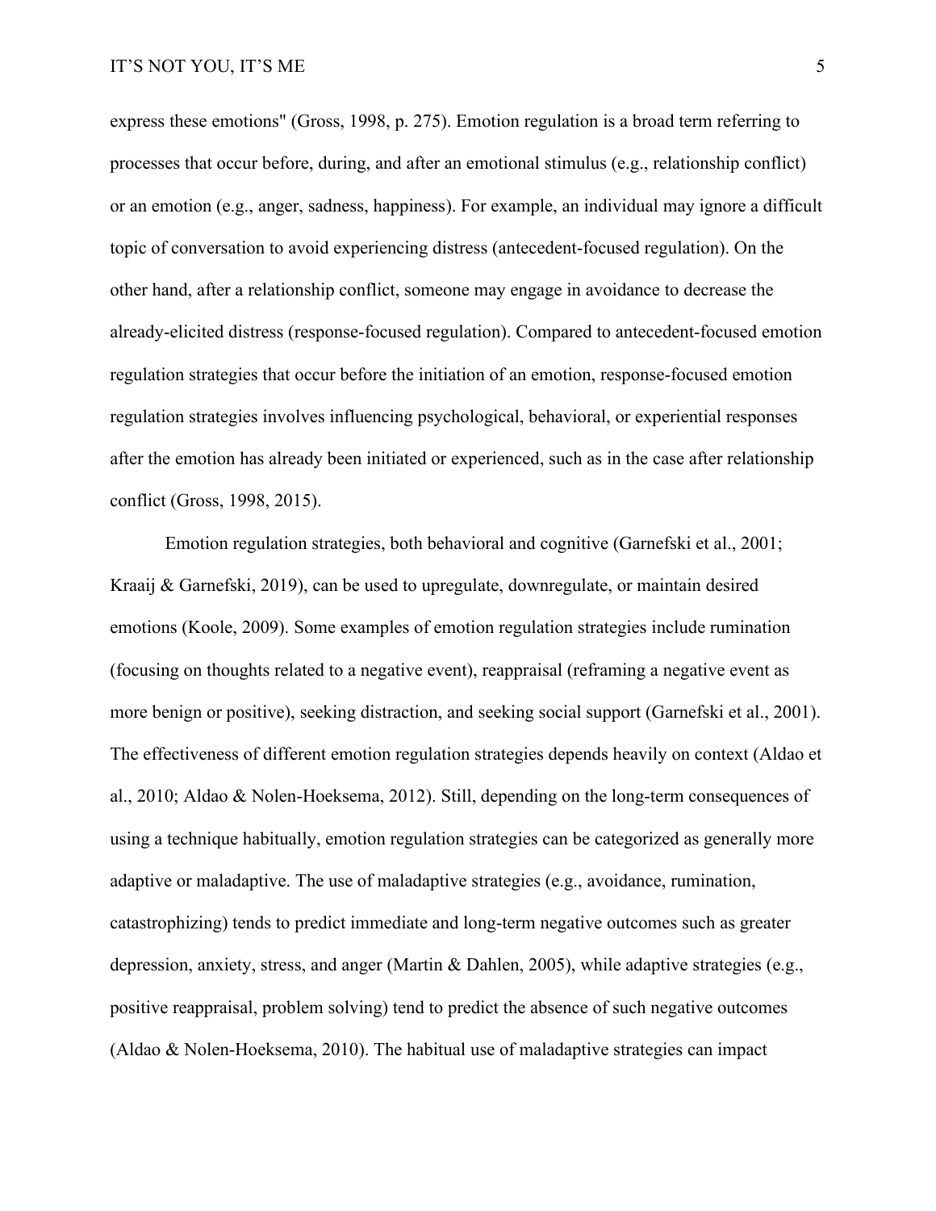express these emotions" (Gross, 1998, p. 275). Emotion regulation is a broad term referring to processes that occur before, during, and after an emotional stimulus (e.g., relationship conflict) or an emotion (e.g., anger, sadness, happiness). For example, an individual may ignore a difficult topic of conversation to avoid experiencing distress (antecedent-focused regulation). On the other hand, after a relationship conflict, someone may engage in avoidance to decrease the already-elicited distress (response-focused regulation). Compared to antecedent-focused emotion regulation strategies that occur before the initiation of an emotion, response-focused emotion regulation strategies involves influencing psychological, behavioral, or experiential responses after the emotion has already been initiated or experienced, such as in the case after relationship conflict (Gross, 1998, 2015).

Emotion regulation strategies, both behavioral and cognitive (Garnefski et al., 2001; Kraaij & Garnefski, 2019), can be used to upregulate, downregulate, or maintain desired emotions (Koole, 2009). Some examples of emotion regulation strategies include rumination (focusing on thoughts related to a negative event), reappraisal (reframing a negative event as more benign or positive), seeking distraction, and seeking social support (Garnefski et al., 2001). The effectiveness of different emotion regulation strategies depends heavily on context (Aldao et al., 2010; Aldao & Nolen-Hoeksema, 2012). Still, depending on the long-term consequences of using a technique habitually, emotion regulation strategies can be categorized as generally more adaptive or maladaptive. The use of maladaptive strategies (e.g., avoidance, rumination, catastrophizing) tends to predict immediate and long-term negative outcomes such as greater depression, anxiety, stress, and anger (Martin & Dahlen, 2005), while adaptive strategies (e.g., positive reappraisal, problem solving) tend to predict the absence of such negative outcomes (Aldao & Nolen-Hoeksema, 2010). The habitual use of maladaptive strategies can impact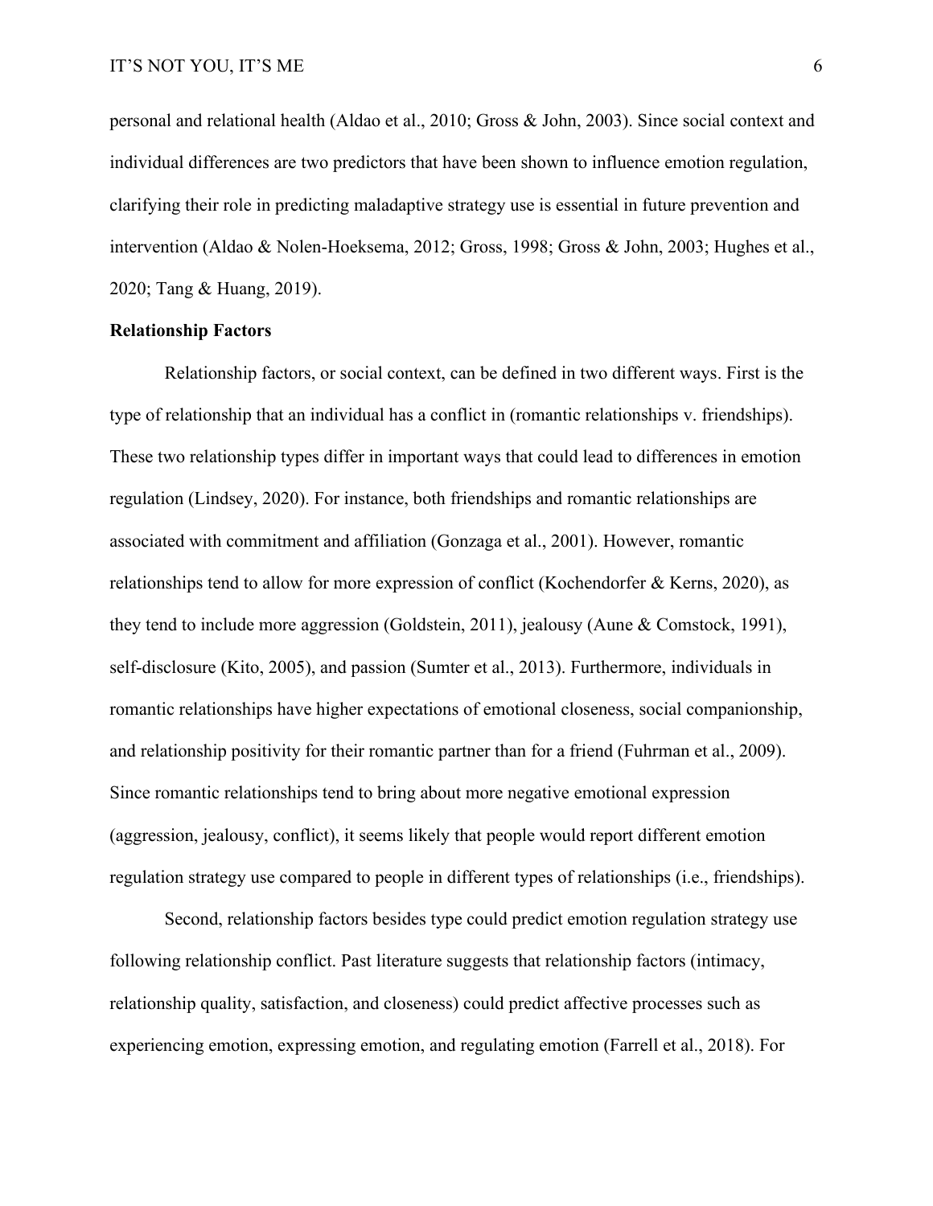personal and relational health (Aldao et al., 2010; Gross & John, 2003). Since social context and individual differences are two predictors that have been shown to influence emotion regulation, clarifying their role in predicting maladaptive strategy use is essential in future prevention and intervention (Aldao & Nolen-Hoeksema, 2012; Gross, 1998; Gross & John, 2003; Hughes et al., 2020; Tang & Huang, 2019).

**Relationship Factors**

Relationship factors, or social context, can be defined in two different ways. First is the type of relationship that an individual has a conflict in (romantic relationships v. friendships). These two relationship types differ in important ways that could lead to differences in emotion regulation (Lindsey, 2020). For instance, both friendships and romantic relationships are associated with commitment and affiliation (Gonzaga et al., 2001). However, romantic relationships tend to allow for more expression of conflict (Kochendorfer & Kerns, 2020), as they tend to include more aggression (Goldstein, 2011), jealousy (Aune & Comstock, 1991), self-disclosure (Kito, 2005), and passion (Sumter et al., 2013). Furthermore, individuals in romantic relationships have higher expectations of emotional closeness, social companionship, and relationship positivity for their romantic partner than for a friend (Fuhrman et al., 2009). Since romantic relationships tend to bring about more negative emotional expression (aggression, jealousy, conflict), it seems likely that people would report different emotion regulation strategy use compared to people in different types of relationships (i.e., friendships).

Second, relationship factors besides type could predict emotion regulation strategy use following relationship conflict. Past literature suggests that relationship factors (intimacy, relationship quality, satisfaction, and closeness) could predict affective processes such as experiencing emotion, expressing emotion, and regulating emotion (Farrell et al., 2018). For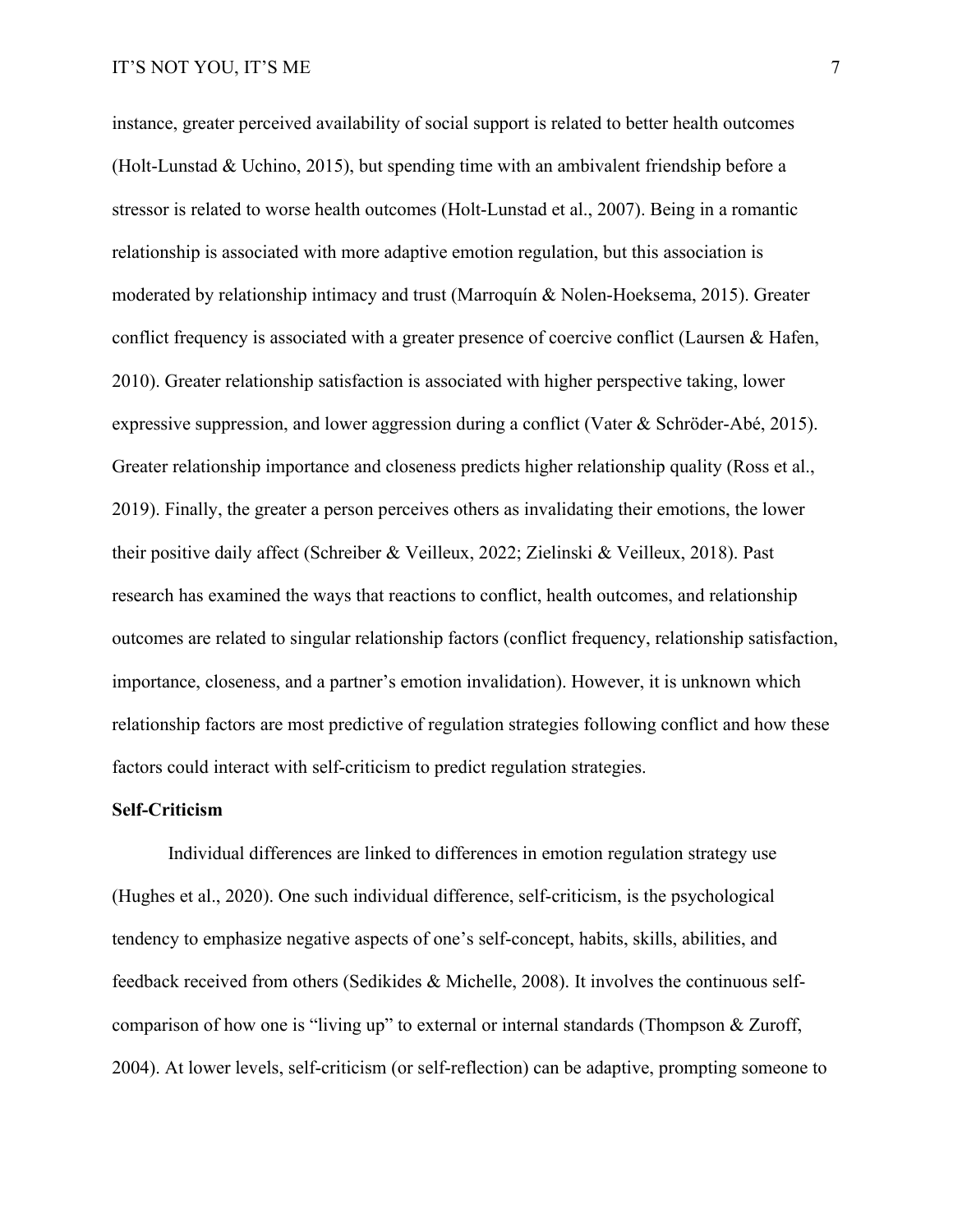instance, greater perceived availability of social support is related to better health outcomes (Holt-Lunstad & Uchino, 2015), but spending time with an ambivalent friendship before a stressor is related to worse health outcomes (Holt-Lunstad et al., 2007). Being in a romantic relationship is associated with more adaptive emotion regulation, but this association is moderated by relationship intimacy and trust (Marroquín & Nolen-Hoeksema, 2015). Greater conflict frequency is associated with a greater presence of coercive conflict (Laursen & Hafen, 2010). Greater relationship satisfaction is associated with higher perspective taking, lower expressive suppression, and lower aggression during a conflict (Vater & Schröder-Abé, 2015). Greater relationship importance and closeness predicts higher relationship quality (Ross et al., 2019). Finally, the greater a person perceives others as invalidating their emotions, the lower their positive daily affect (Schreiber & Veilleux, 2022; Zielinski & Veilleux, 2018). Past research has examined the ways that reactions to conflict, health outcomes, and relationship outcomes are related to singular relationship factors (conflict frequency, relationship satisfaction, importance, closeness, and a partner's emotion invalidation). However, it is unknown which relationship factors are most predictive of regulation strategies following conflict and how these factors could interact with self-criticism to predict regulation strategies.

**Self-Criticism**

Individual differences are linked to differences in emotion regulation strategy use (Hughes et al., 2020). One such individual difference, self-criticism, is the psychological tendency to emphasize negative aspects of one's self-concept, habits, skills, abilities, and feedback received from others (Sedikides & Michelle, 2008). It involves the continuous self-comparison of how one is "living up" to external or internal standards (Thompson & Zuroff, 2004). At lower levels, self-criticism (or self-reflection) can be adaptive, prompting someone to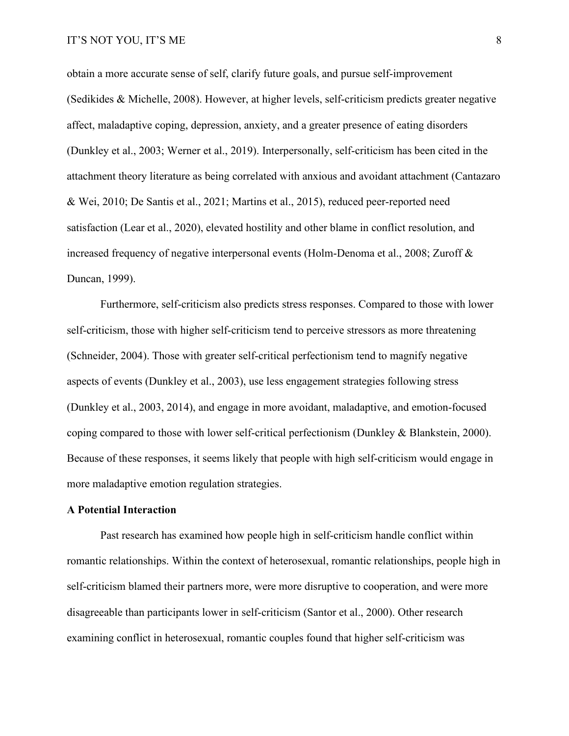obtain a more accurate sense of self, clarify future goals, and pursue self-improvement (Sedikides & Michelle, 2008). However, at higher levels, self-criticism predicts greater negative affect, maladaptive coping, depression, anxiety, and a greater presence of eating disorders (Dunkley et al., 2003; Werner et al., 2019). Interpersonally, self-criticism has been cited in the attachment theory literature as being correlated with anxious and avoidant attachment (Cantazaro & Wei, 2010; De Santis et al., 2021; Martins et al., 2015), reduced peer-reported need satisfaction (Lear et al., 2020), elevated hostility and other blame in conflict resolution, and increased frequency of negative interpersonal events (Holm-Denoma et al., 2008; Zuroff & Duncan, 1999).

Furthermore, self-criticism also predicts stress responses. Compared to those with lower self-criticism, those with higher self-criticism tend to perceive stressors as more threatening (Schneider, 2004). Those with greater self-critical perfectionism tend to magnify negative aspects of events (Dunkley et al., 2003), use less engagement strategies following stress (Dunkley et al., 2003, 2014), and engage in more avoidant, maladaptive, and emotion-focused coping compared to those with lower self-critical perfectionism (Dunkley & Blankstein, 2000). Because of these responses, it seems likely that people with high self-criticism would engage in more maladaptive emotion regulation strategies.

**A Potential Interaction**

Past research has examined how people high in self-criticism handle conflict within romantic relationships. Within the context of heterosexual, romantic relationships, people high in self-criticism blamed their partners more, were more disruptive to cooperation, and were more disagreeable than participants lower in self-criticism (Santor et al., 2000). Other research examining conflict in heterosexual, romantic couples found that higher self-criticism was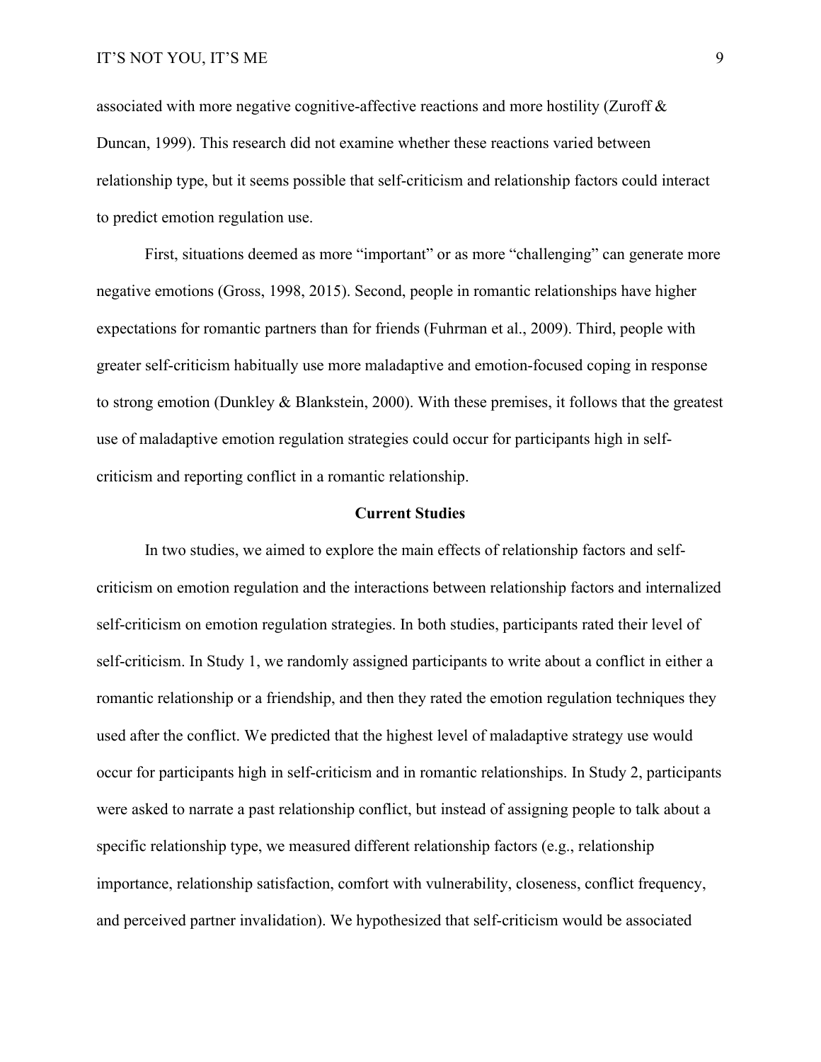associated with more negative cognitive-affective reactions and more hostility (Zuroff & Duncan, 1999). This research did not examine whether these reactions varied between relationship type, but it seems possible that self-criticism and relationship factors could interact to predict emotion regulation use.

First, situations deemed as more "important" or as more "challenging" can generate more negative emotions (Gross, 1998, 2015). Second, people in romantic relationships have higher expectations for romantic partners than for friends (Fuhrman et al., 2009). Third, people with greater self-criticism habitually use more maladaptive and emotion-focused coping in response to strong emotion (Dunkley & Blankstein, 2000). With these premises, it follows that the greatest use of maladaptive emotion regulation strategies could occur for participants high in self-criticism and reporting conflict in a romantic relationship.

## Current Studies

In two studies, we aimed to explore the main effects of relationship factors and self-criticism on emotion regulation and the interactions between relationship factors and internalized self-criticism on emotion regulation strategies. In both studies, participants rated their level of self-criticism. In Study 1, we randomly assigned participants to write about a conflict in either a romantic relationship or a friendship, and then they rated the emotion regulation techniques they used after the conflict. We predicted that the highest level of maladaptive strategy use would occur for participants high in self-criticism and in romantic relationships. In Study 2, participants were asked to narrate a past relationship conflict, but instead of assigning people to talk about a specific relationship type, we measured different relationship factors (e.g., relationship importance, relationship satisfaction, comfort with vulnerability, closeness, conflict frequency, and perceived partner invalidation). We hypothesized that self-criticism would be associated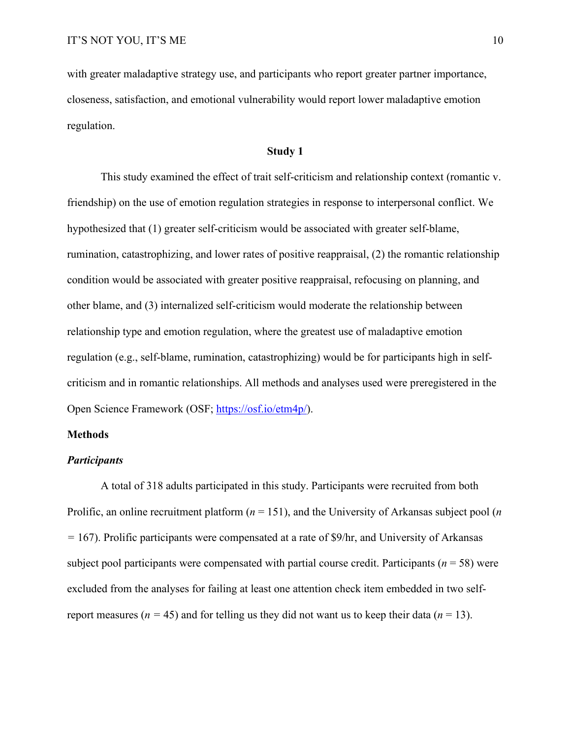with greater maladaptive strategy use, and participants who report greater partner importance, closeness, satisfaction, and emotional vulnerability would report lower maladaptive emotion regulation.

## Study 1

This study examined the effect of trait self-criticism and relationship context (romantic v. friendship) on the use of emotion regulation strategies in response to interpersonal conflict. We hypothesized that (1) greater self-criticism would be associated with greater self-blame, rumination, catastrophizing, and lower rates of positive reappraisal, (2) the romantic relationship condition would be associated with greater positive reappraisal, refocusing on planning, and other blame, and (3) internalized self-criticism would moderate the relationship between relationship type and emotion regulation, where the greatest use of maladaptive emotion regulation (e.g., self-blame, rumination, catastrophizing) would be for participants high in self-criticism and in romantic relationships. All methods and analyses used were preregistered in the Open Science Framework (OSF; https://osf.io/etm4p/).

### Methods

#### *Participants*

A total of 318 adults participated in this study. Participants were recruited from both Prolific, an online recruitment platform ($n$ = 151), and the University of Arkansas subject pool ($n$ = 167). Prolific participants were compensated at a rate of $9/hr, and University of Arkansas subject pool participants were compensated with partial course credit. Participants ($n$ = 58) were excluded from the analyses for failing at least one attention check item embedded in two self-report measures ($n$ = 45) and for telling us they did not want us to keep their data ($n$ = 13).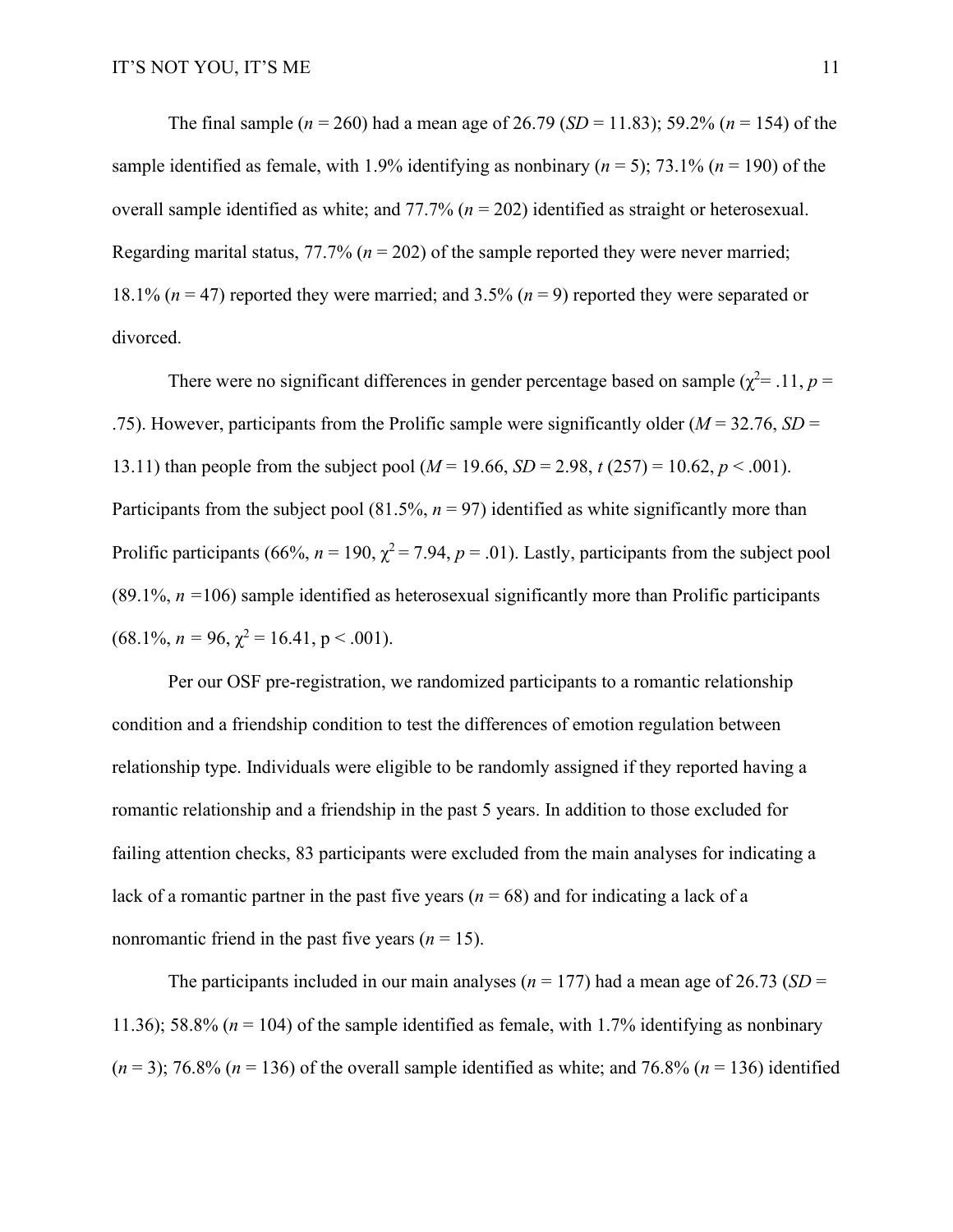The final sample (*n* = 260) had a mean age of 26.79 (*SD* = 11.83); 59.2% (*n* = 154) of the sample identified as female, with 1.9% identifying as nonbinary (*n* = 5); 73.1% (*n* = 190) of the overall sample identified as white; and 77.7% (*n* = 202) identified as straight or heterosexual. Regarding marital status, 77.7% (*n* = 202) of the sample reported they were never married; 18.1% (*n* = 47) reported they were married; and 3.5% (*n* = 9) reported they were separated or divorced.

There were no significant differences in gender percentage based on sample ($\chi^2$= .11, *p* = .75). However, participants from the Prolific sample were significantly older (*M* = 32.76, *SD* = 13.11) than people from the subject pool (*M* = 19.66, *SD* = 2.98, *t* (257) = 10.62, *p* < .001). Participants from the subject pool (81.5%, *n* = 97) identified as white significantly more than Prolific participants (66%, *n* = 190, $\chi^2$ = 7.94, *p* = .01). Lastly, participants from the subject pool (89.1%, *n* =106) sample identified as heterosexual significantly more than Prolific participants (68.1%, *n* = 96, $\chi^2$ = 16.41, p < .001).

Per our OSF pre-registration, we randomized participants to a romantic relationship condition and a friendship condition to test the differences of emotion regulation between relationship type. Individuals were eligible to be randomly assigned if they reported having a romantic relationship and a friendship in the past 5 years. In addition to those excluded for failing attention checks, 83 participants were excluded from the main analyses for indicating a lack of a romantic partner in the past five years (*n* = 68) and for indicating a lack of a nonromantic friend in the past five years (*n* = 15).

The participants included in our main analyses (*n* = 177) had a mean age of 26.73 (*SD* = 11.36); 58.8% (*n* = 104) of the sample identified as female, with 1.7% identifying as nonbinary (*n* = 3); 76.8% (*n* = 136) of the overall sample identified as white; and 76.8% (*n* = 136) identified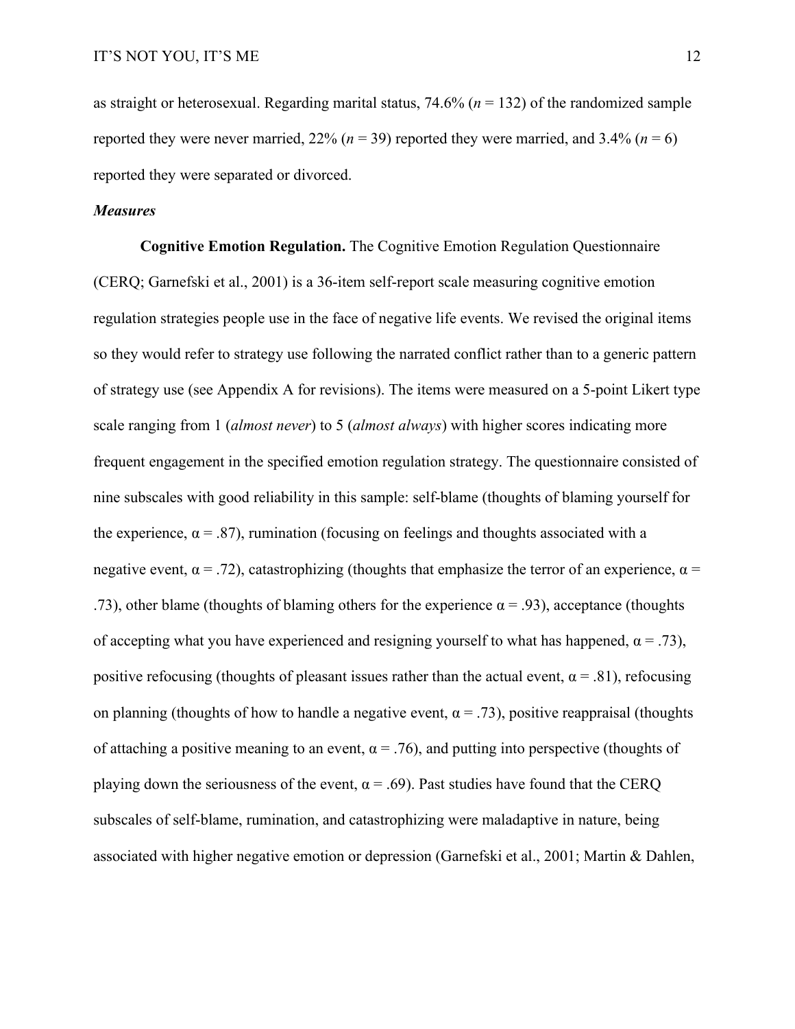as straight or heterosexual. Regarding marital status, 74.6% ($n$ = 132) of the randomized sample reported they were never married, 22% ($n$ = 39) reported they were married, and 3.4% ($n$ = 6) reported they were separated or divorced.

### *Measures*

**Cognitive Emotion Regulation.** The Cognitive Emotion Regulation Questionnaire (CERQ; Garnefski et al., 2001) is a 36-item self-report scale measuring cognitive emotion regulation strategies people use in the face of negative life events. We revised the original items so they would refer to strategy use following the narrated conflict rather than to a generic pattern of strategy use (see Appendix A for revisions). The items were measured on a 5-point Likert type scale ranging from 1 (*almost never*) to 5 (*almost always*) with higher scores indicating more frequent engagement in the specified emotion regulation strategy. The questionnaire consisted of nine subscales with good reliability in this sample: self-blame (thoughts of blaming yourself for the experience, $\alpha = .87$), rumination (focusing on feelings and thoughts associated with a negative event, $\alpha = .72$), catastrophizing (thoughts that emphasize the terror of an experience, $\alpha = .73$), other blame (thoughts of blaming others for the experience $\alpha = .93$), acceptance (thoughts of accepting what you have experienced and resigning yourself to what has happened, $\alpha = .73$), positive refocusing (thoughts of pleasant issues rather than the actual event, $\alpha = .81$), refocusing on planning (thoughts of how to handle a negative event, $\alpha = .73$), positive reappraisal (thoughts of attaching a positive meaning to an event, $\alpha = .76$), and putting into perspective (thoughts of playing down the seriousness of the event, $\alpha = .69$). Past studies have found that the CERQ subscales of self-blame, rumination, and catastrophizing were maladaptive in nature, being associated with higher negative emotion or depression (Garnefski et al., 2001; Martin & Dahlen,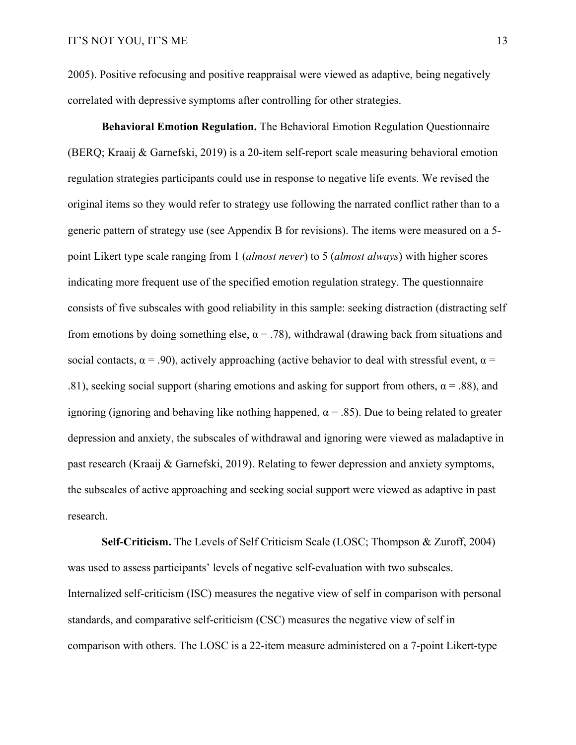2005). Positive refocusing and positive reappraisal were viewed as adaptive, being negatively correlated with depressive symptoms after controlling for other strategies.

**Behavioral Emotion Regulation.** The Behavioral Emotion Regulation Questionnaire (BERQ; Kraaij & Garnefski, 2019) is a 20-item self-report scale measuring behavioral emotion regulation strategies participants could use in response to negative life events. We revised the original items so they would refer to strategy use following the narrated conflict rather than to a generic pattern of strategy use (see Appendix B for revisions). The items were measured on a 5-point Likert type scale ranging from 1 (*almost never*) to 5 (*almost always*) with higher scores indicating more frequent use of the specified emotion regulation strategy. The questionnaire consists of five subscales with good reliability in this sample: seeking distraction (distracting self from emotions by doing something else, α = .78), withdrawal (drawing back from situations and social contacts, α = .90), actively approaching (active behavior to deal with stressful event, α = .81), seeking social support (sharing emotions and asking for support from others, α = .88), and ignoring (ignoring and behaving like nothing happened, α = .85). Due to being related to greater depression and anxiety, the subscales of withdrawal and ignoring were viewed as maladaptive in past research (Kraaij & Garnefski, 2019). Relating to fewer depression and anxiety symptoms, the subscales of active approaching and seeking social support were viewed as adaptive in past research.

**Self-Criticism.** The Levels of Self Criticism Scale (LOSC; Thompson & Zuroff, 2004) was used to assess participants' levels of negative self-evaluation with two subscales. Internalized self-criticism (ISC) measures the negative view of self in comparison with personal standards, and comparative self-criticism (CSC) measures the negative view of self in comparison with others. The LOSC is a 22-item measure administered on a 7-point Likert-type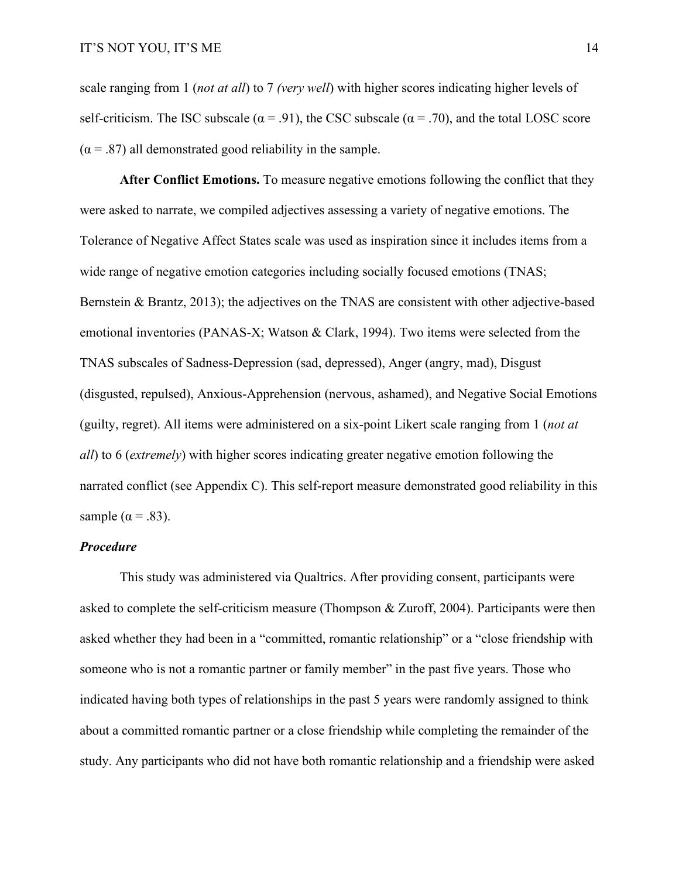scale ranging from 1 (*not at all*) to 7 *(very well*) with higher scores indicating higher levels of self-criticism. The ISC subscale ($\alpha = .91$), the CSC subscale ($\alpha = .70$), and the total LOSC score ($\alpha = .87$) all demonstrated good reliability in the sample.

**After Conflict Emotions.** To measure negative emotions following the conflict that they were asked to narrate, we compiled adjectives assessing a variety of negative emotions. The Tolerance of Negative Affect States scale was used as inspiration since it includes items from a wide range of negative emotion categories including socially focused emotions (TNAS; Bernstein & Brantz, 2013); the adjectives on the TNAS are consistent with other adjective-based emotional inventories (PANAS-X; Watson & Clark, 1994). Two items were selected from the TNAS subscales of Sadness-Depression (sad, depressed), Anger (angry, mad), Disgust (disgusted, repulsed), Anxious-Apprehension (nervous, ashamed), and Negative Social Emotions (guilty, regret). All items were administered on a six-point Likert scale ranging from 1 (*not at all*) to 6 (*extremely*) with higher scores indicating greater negative emotion following the narrated conflict (see Appendix C). This self-report measure demonstrated good reliability in this sample ($\alpha = .83$).

***Procedure***

This study was administered via Qualtrics. After providing consent, participants were asked to complete the self-criticism measure (Thompson & Zuroff, 2004). Participants were then asked whether they had been in a "committed, romantic relationship" or a "close friendship with someone who is not a romantic partner or family member" in the past five years. Those who indicated having both types of relationships in the past 5 years were randomly assigned to think about a committed romantic partner or a close friendship while completing the remainder of the study. Any participants who did not have both romantic relationship and a friendship were asked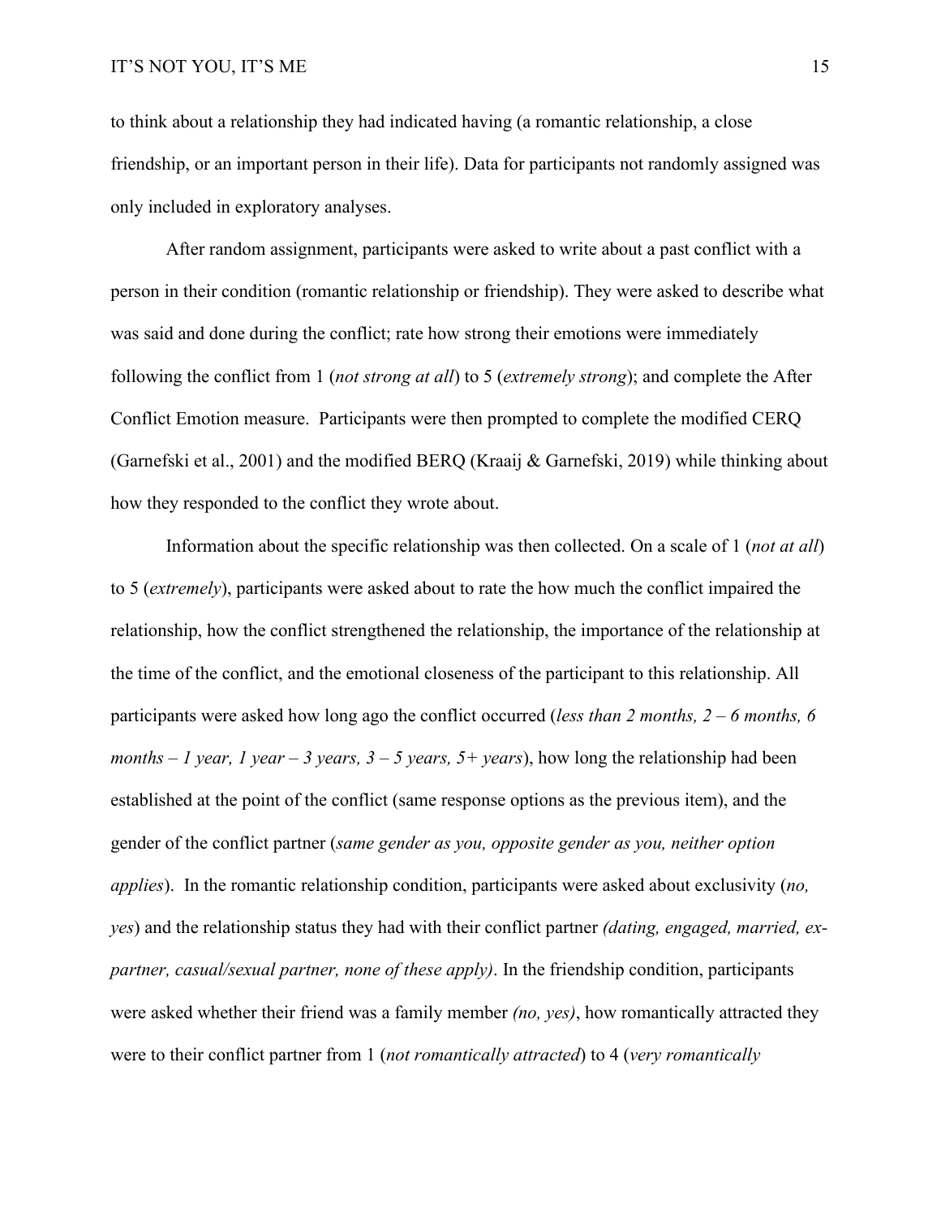to think about a relationship they had indicated having (a romantic relationship, a close friendship, or an important person in their life). Data for participants not randomly assigned was only included in exploratory analyses.

After random assignment, participants were asked to write about a past conflict with a person in their condition (romantic relationship or friendship). They were asked to describe what was said and done during the conflict; rate how strong their emotions were immediately following the conflict from 1 (*not strong at all*) to 5 (*extremely strong*); and complete the After Conflict Emotion measure. Participants were then prompted to complete the modified CERQ (Garnefski et al., 2001) and the modified BERQ (Kraaij & Garnefski, 2019) while thinking about how they responded to the conflict they wrote about.

Information about the specific relationship was then collected. On a scale of 1 (*not at all*) to 5 (*extremely*), participants were asked about to rate the how much the conflict impaired the relationship, how the conflict strengthened the relationship, the importance of the relationship at the time of the conflict, and the emotional closeness of the participant to this relationship. All participants were asked how long ago the conflict occurred (*less than 2 months, 2 – 6 months, 6 months – 1 year, 1 year – 3 years, 3 – 5 years, 5+ years*), how long the relationship had been established at the point of the conflict (same response options as the previous item), and the gender of the conflict partner (*same gender as you, opposite gender as you, neither option applies*). In the romantic relationship condition, participants were asked about exclusivity (*no, yes*) and the relationship status they had with their conflict partner *(dating, engaged, married, ex-partner, casual/sexual partner, none of these apply)*. In the friendship condition, participants were asked whether their friend was a family member *(no, yes)*, how romantically attracted they were to their conflict partner from 1 (*not romantically attracted*) to 4 (*very romantically*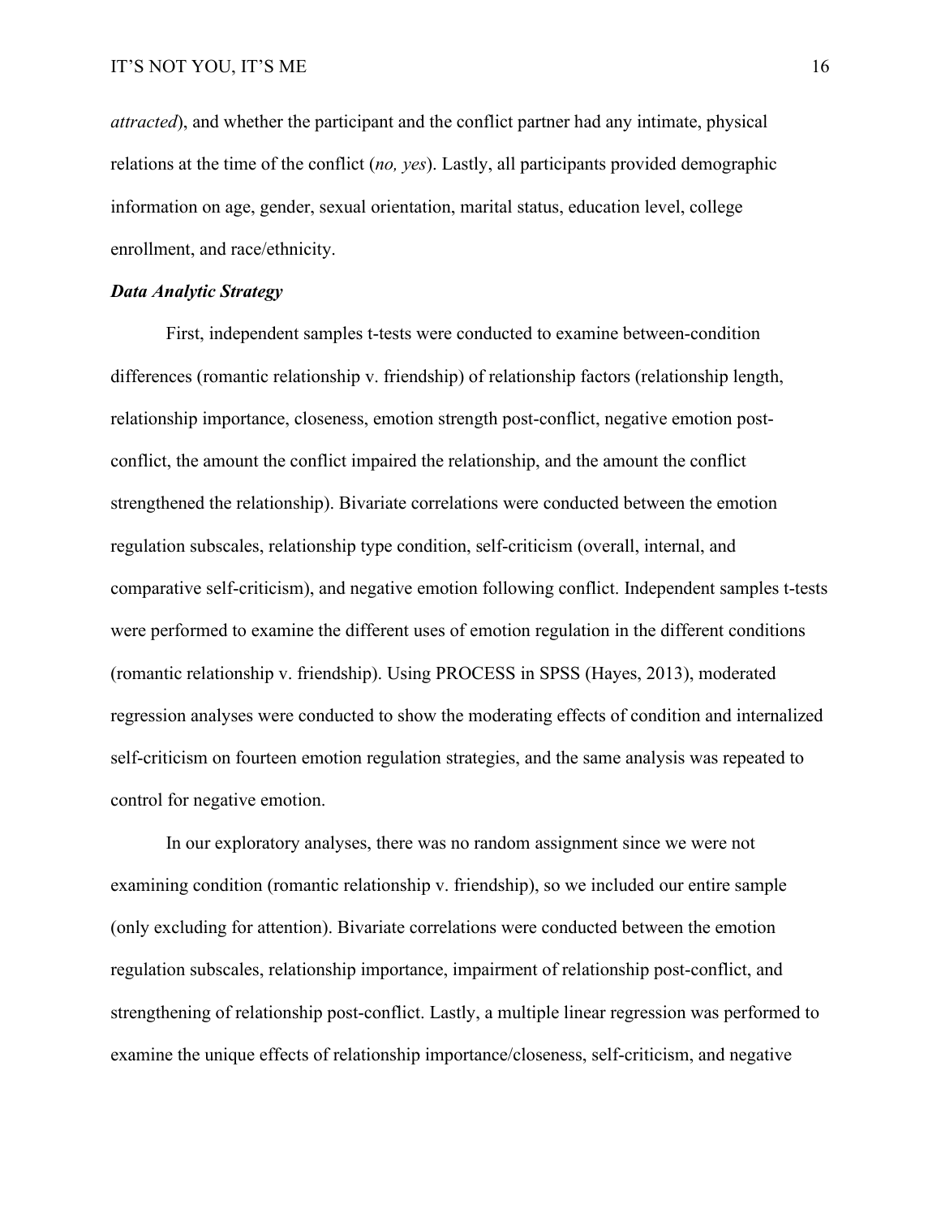*attracted*), and whether the participant and the conflict partner had any intimate, physical relations at the time of the conflict (*no, yes*). Lastly, all participants provided demographic information on age, gender, sexual orientation, marital status, education level, college enrollment, and race/ethnicity.

### *Data Analytic Strategy*

First, independent samples t-tests were conducted to examine between-condition differences (romantic relationship v. friendship) of relationship factors (relationship length, relationship importance, closeness, emotion strength post-conflict, negative emotion post-conflict, the amount the conflict impaired the relationship, and the amount the conflict strengthened the relationship). Bivariate correlations were conducted between the emotion regulation subscales, relationship type condition, self-criticism (overall, internal, and comparative self-criticism), and negative emotion following conflict. Independent samples t-tests were performed to examine the different uses of emotion regulation in the different conditions (romantic relationship v. friendship). Using PROCESS in SPSS (Hayes, 2013), moderated regression analyses were conducted to show the moderating effects of condition and internalized self-criticism on fourteen emotion regulation strategies, and the same analysis was repeated to control for negative emotion.

In our exploratory analyses, there was no random assignment since we were not examining condition (romantic relationship v. friendship), so we included our entire sample (only excluding for attention). Bivariate correlations were conducted between the emotion regulation subscales, relationship importance, impairment of relationship post-conflict, and strengthening of relationship post-conflict. Lastly, a multiple linear regression was performed to examine the unique effects of relationship importance/closeness, self-criticism, and negative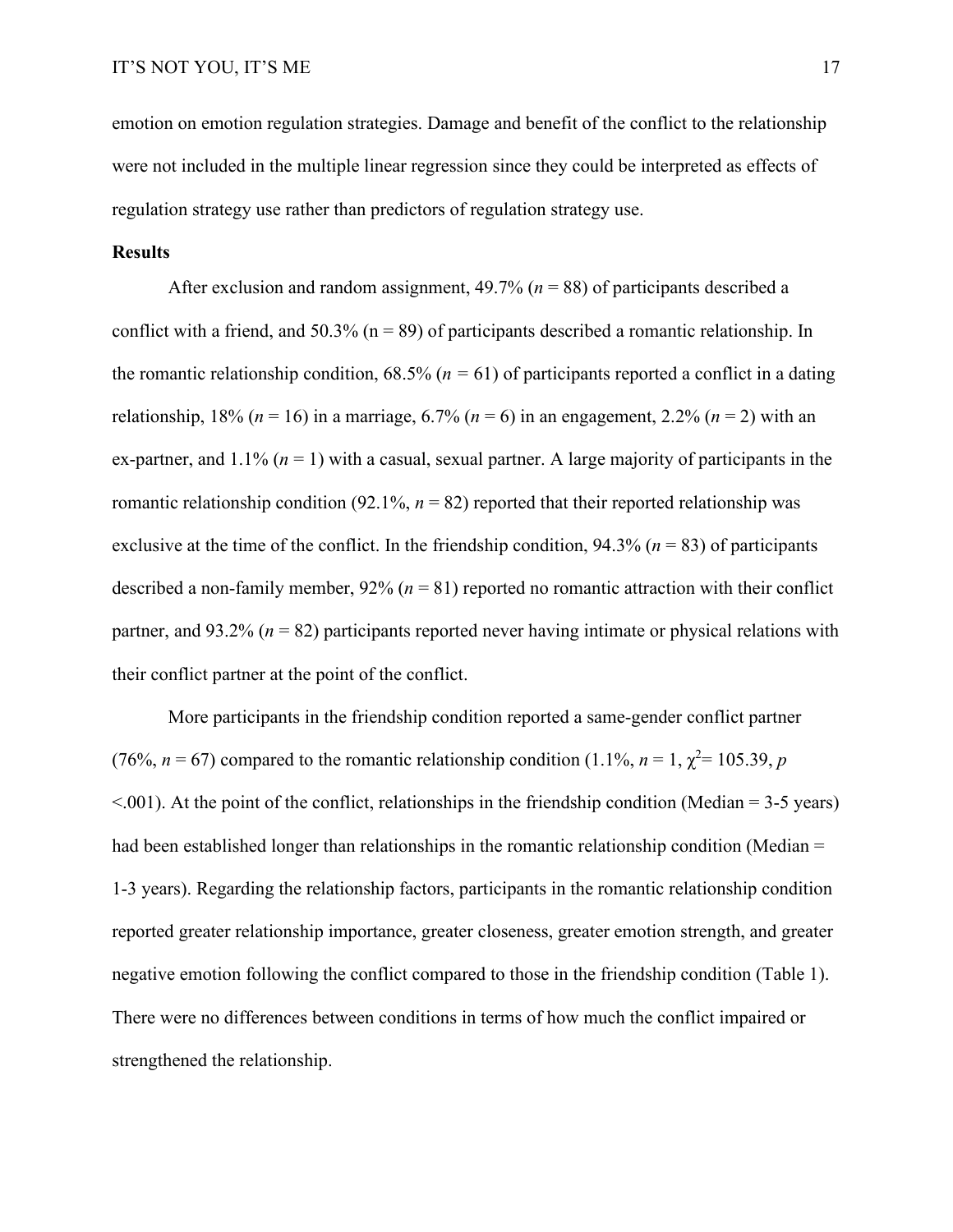emotion on emotion regulation strategies. Damage and benefit of the conflict to the relationship were not included in the multiple linear regression since they could be interpreted as effects of regulation strategy use rather than predictors of regulation strategy use.

**Results**

After exclusion and random assignment, 49.7% (*n* = 88) of participants described a conflict with a friend, and 50.3% (n = 89) of participants described a romantic relationship. In the romantic relationship condition, 68.5% (*n* = 61) of participants reported a conflict in a dating relationship, 18% (*n* = 16) in a marriage, 6.7% (*n* = 6) in an engagement, 2.2% (*n* = 2) with an ex-partner, and 1.1% (*n* = 1) with a casual, sexual partner. A large majority of participants in the romantic relationship condition (92.1%, *n* = 82) reported that their reported relationship was exclusive at the time of the conflict. In the friendship condition, 94.3% (*n* = 83) of participants described a non-family member, 92% (*n* = 81) reported no romantic attraction with their conflict partner, and 93.2% (*n* = 82) participants reported never having intimate or physical relations with their conflict partner at the point of the conflict.

More participants in the friendship condition reported a same-gender conflict partner (76%, *n* = 67) compared to the romantic relationship condition (1.1%, *n* = 1, $\chi^2 = 105.39$, $p < .001$). At the point of the conflict, relationships in the friendship condition (Median = 3-5 years) had been established longer than relationships in the romantic relationship condition (Median = 1-3 years). Regarding the relationship factors, participants in the romantic relationship condition reported greater relationship importance, greater closeness, greater emotion strength, and greater negative emotion following the conflict compared to those in the friendship condition (Table 1). There were no differences between conditions in terms of how much the conflict impaired or strengthened the relationship.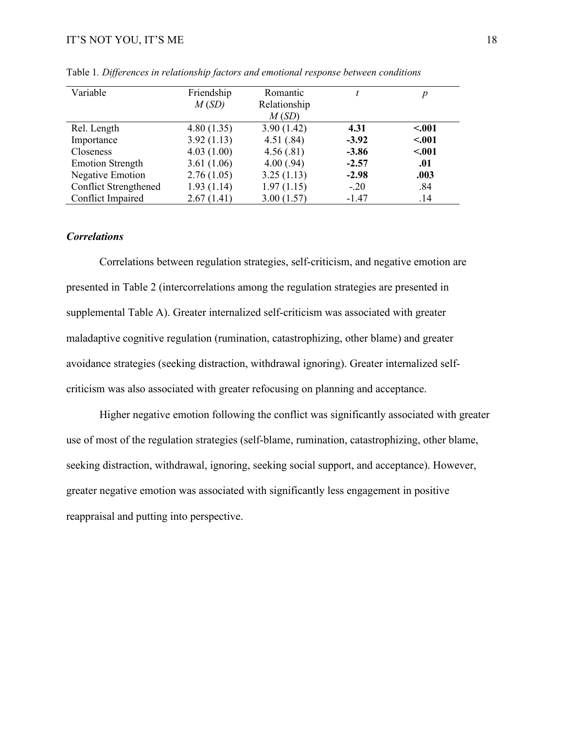Table 1. *Differences in relationship factors and emotional response between conditions*

| Variable | Friendship *M* (*SD*) | Romantic Relationship *M* (*SD*) | *t* | *p* |
|---|---|---|---|---|
| Rel. Length | 4.80 (1.35) | 3.90 (1.42) | **4.31** | **<.001** |
| Importance | 3.92 (1.13) | 4.51 (.84) | **-3.92** | **<.001** |
| Closeness | 4.03 (1.00) | 4.56 (.81) | **-3.86** | **<.001** |
| Emotion Strength | 3.61 (1.06) | 4.00 (.94) | **-2.57** | **.01** |
| Negative Emotion | 2.76 (1.05) | 3.25 (1.13) | **-2.98** | **.003** |
| Conflict Strengthened | 1.93 (1.14) | 1.97 (1.15) | -.20 | .84 |
| Conflict Impaired | 2.67 (1.41) | 3.00 (1.57) | -1.47 | .14 |

### ***Correlations***

Correlations between regulation strategies, self-criticism, and negative emotion are presented in Table 2 (intercorrelations among the regulation strategies are presented in supplemental Table A). Greater internalized self-criticism was associated with greater maladaptive cognitive regulation (rumination, catastrophizing, other blame) and greater avoidance strategies (seeking distraction, withdrawal ignoring). Greater internalized self-criticism was also associated with greater refocusing on planning and acceptance.

Higher negative emotion following the conflict was significantly associated with greater use of most of the regulation strategies (self-blame, rumination, catastrophizing, other blame, seeking distraction, withdrawal, ignoring, seeking social support, and acceptance). However, greater negative emotion was associated with significantly less engagement in positive reappraisal and putting into perspective.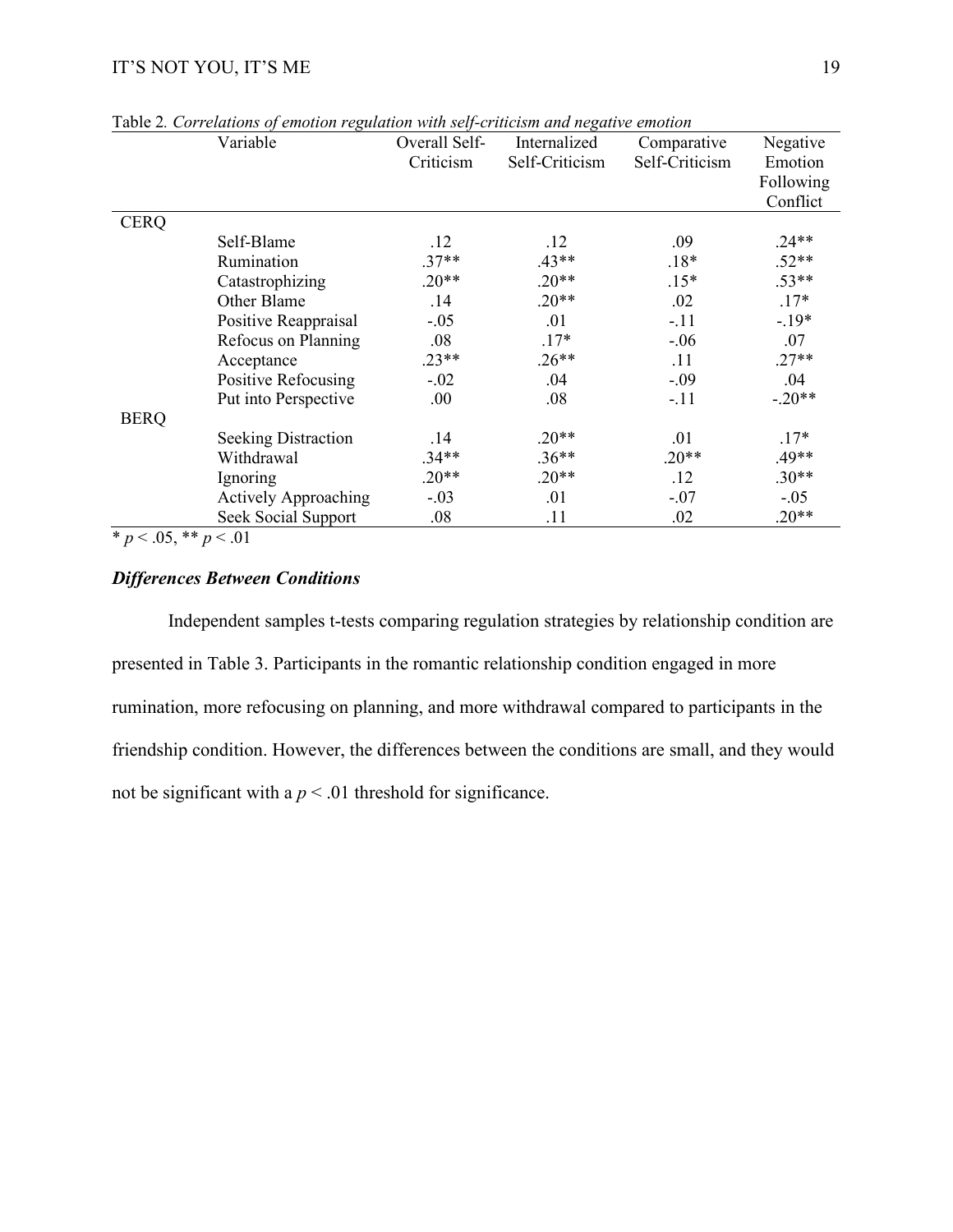Table 2. *Correlations of emotion regulation with self-criticism and negative emotion*

| | Variable | Overall Self-Criticism | Internalized Self-Criticism | Comparative Self-Criticism | Negative Emotion Following Conflict |
|---|---|---|---|---|---|
| CERQ | | | | | |
| | Self-Blame | .12 | .12 | .09 | .24** |
| | Rumination | .37** | .43** | .18* | .52** |
| | Catastrophizing | .20** | .20** | .15* | .53** |
| | Other Blame | .14 | .20** | .02 | .17* |
| | Positive Reappraisal | -.05 | .01 | -.11 | -.19* |
| | Refocus on Planning | .08 | .17* | -.06 | .07 |
| | Acceptance | .23** | .26** | .11 | .27** |
| | Positive Refocusing | -.02 | .04 | -.09 | .04 |
| | Put into Perspective | .00 | .08 | -.11 | -.20** |
| BERQ | | | | | |
| | Seeking Distraction | .14 | .20** | .01 | .17* |
| | Withdrawal | .34** | .36** | .20** | .49** |
| | Ignoring | .20** | .20** | .12 | .30** |
| | Actively Approaching | -.03 | .01 | -.07 | -.05 |
| | Seek Social Support | .08 | .11 | .02 | .20** |

* $p < .05$, ** $p < .01$

### *Differences Between Conditions*

Independent samples t-tests comparing regulation strategies by relationship condition are presented in Table 3. Participants in the romantic relationship condition engaged in more rumination, more refocusing on planning, and more withdrawal compared to participants in the friendship condition. However, the differences between the conditions are small, and they would not be significant with a $p < .01$ threshold for significance.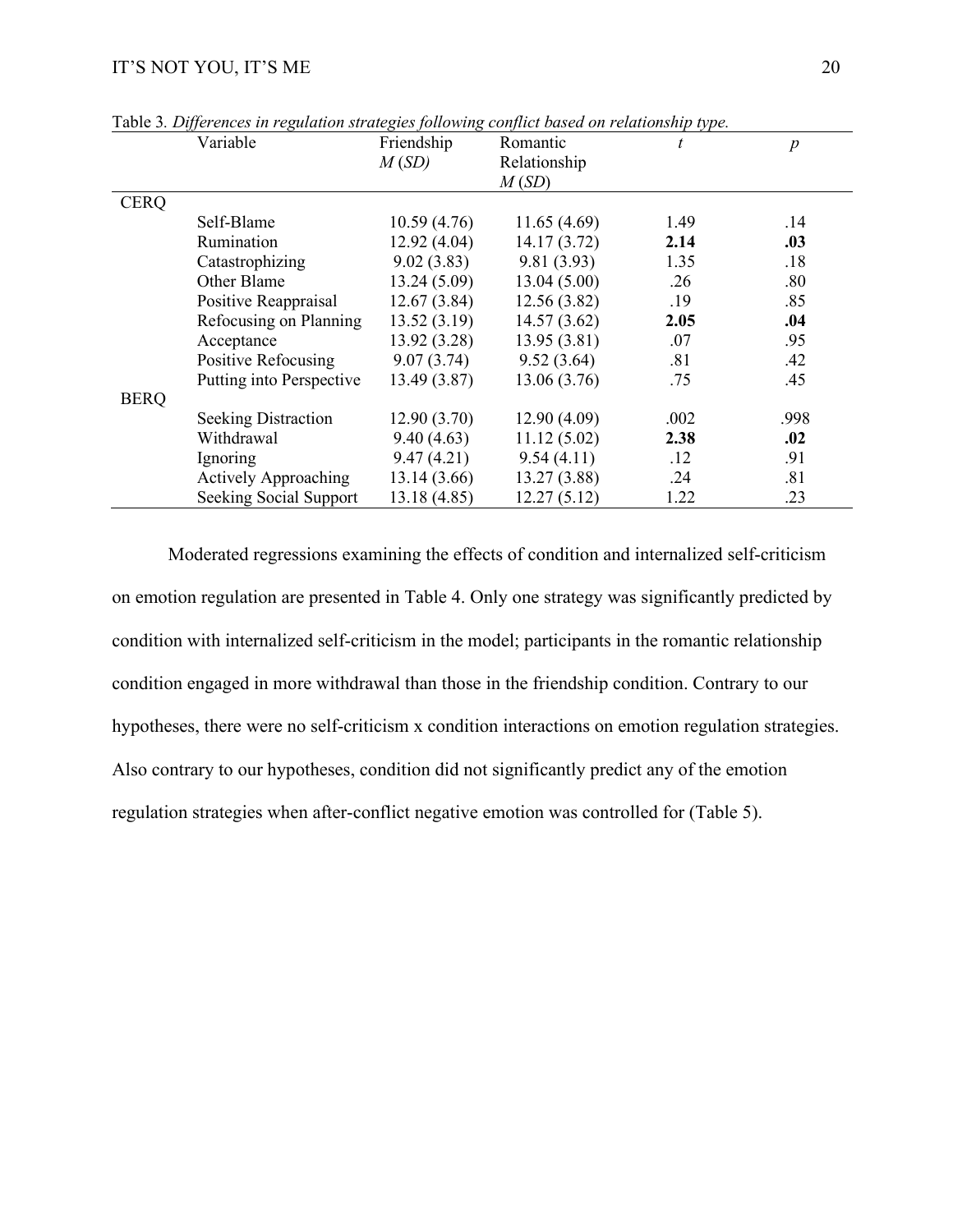Table 3. *Differences in regulation strategies following conflict based on relationship type.*

| | Variable | Friendship *M* (*SD*) | Romantic Relationship *M* (*SD*) | *t* | *p* |
|---|---|---|---|---|---|
| CERQ | | | | | |
| | Self-Blame | 10.59 (4.76) | 11.65 (4.69) | 1.49 | .14 |
| | Rumination | 12.92 (4.04) | 14.17 (3.72) | **2.14** | **.03** |
| | Catastrophizing | 9.02 (3.83) | 9.81 (3.93) | 1.35 | .18 |
| | Other Blame | 13.24 (5.09) | 13.04 (5.00) | .26 | .80 |
| | Positive Reappraisal | 12.67 (3.84) | 12.56 (3.82) | .19 | .85 |
| | Refocusing on Planning | 13.52 (3.19) | 14.57 (3.62) | **2.05** | **.04** |
| | Acceptance | 13.92 (3.28) | 13.95 (3.81) | .07 | .95 |
| | Positive Refocusing | 9.07 (3.74) | 9.52 (3.64) | .81 | .42 |
| | Putting into Perspective | 13.49 (3.87) | 13.06 (3.76) | .75 | .45 |
| BERQ | | | | | |
| | Seeking Distraction | 12.90 (3.70) | 12.90 (4.09) | .002 | .998 |
| | Withdrawal | 9.40 (4.63) | 11.12 (5.02) | **2.38** | **.02** |
| | Ignoring | 9.47 (4.21) | 9.54 (4.11) | .12 | .91 |
| | Actively Approaching | 13.14 (3.66) | 13.27 (3.88) | .24 | .81 |
| | Seeking Social Support | 13.18 (4.85) | 12.27 (5.12) | 1.22 | .23 |

Moderated regressions examining the effects of condition and internalized self-criticism on emotion regulation are presented in Table 4. Only one strategy was significantly predicted by condition with internalized self-criticism in the model; participants in the romantic relationship condition engaged in more withdrawal than those in the friendship condition. Contrary to our hypotheses, there were no self-criticism x condition interactions on emotion regulation strategies. Also contrary to our hypotheses, condition did not significantly predict any of the emotion regulation strategies when after-conflict negative emotion was controlled for (Table 5).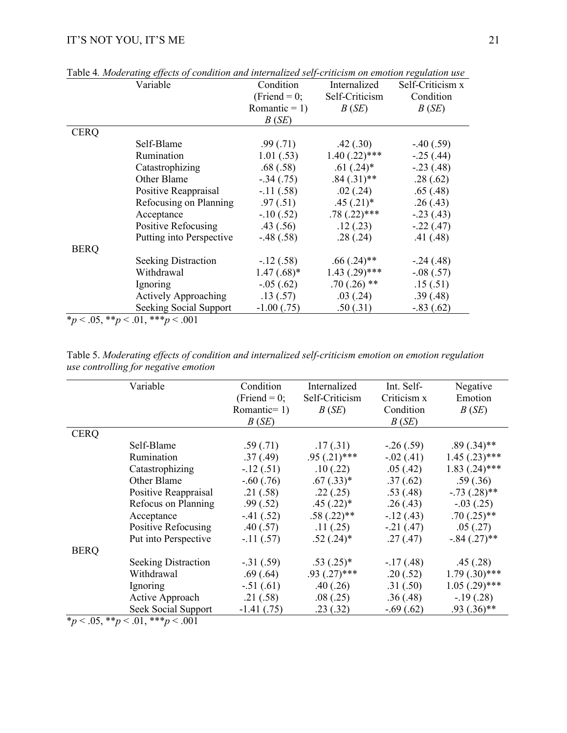Table 4. *Moderating effects of condition and internalized self-criticism on emotion regulation use*

| | Variable | Condition (Friend = 0; Romantic = 1) *B* (*SE*) | Internalized Self-Criticism *B* (*SE*) | Self-Criticism x Condition *B* (*SE*) |
|---|---|---|---|---|
| CERQ | | | | |
| | Self-Blame | .99 (.71) | .42 (.30) | -.40 (.59) |
| | Rumination | 1.01 (.53) | 1.40 (.22)*** | -.25 (.44) |
| | Catastrophizing | .68 (.58) | .61 (.24)* | -.23 (.48) |
| | Other Blame | -.34 (.75) | .84 (.31)** | .28 (.62) |
| | Positive Reappraisal | -.11 (.58) | .02 (.24) | .65 (.48) |
| | Refocusing on Planning | .97 (.51) | .45 (.21)* | .26 (.43) |
| | Acceptance | -.10 (.52) | .78 (.22)*** | -.23 (.43) |
| | Positive Refocusing | .43 (.56) | .12 (.23) | -.22 (.47) |
| | Putting into Perspective | -.48 (.58) | .28 (.24) | .41 (.48) |
| BERQ | | | | |
| | Seeking Distraction | -.12 (.58) | .66 (.24)** | -.24 (.48) |
| | Withdrawal | 1.47 (.68)* | 1.43 (.29)*** | -.08 (.57) |
| | Ignoring | -.05 (.62) | .70 (.26) ** | .15 (.51) |
| | Actively Approaching | .13 (.57) | .03 (.24) | .39 (.48) |
| | Seeking Social Support | -1.00 (.75) | .50 (.31) | -.83 (.62) |

$^*p < .05$, $^{**}p < .01$, $^{***}p < .001$

Table 5. *Moderating effects of condition and internalized self-criticism emotion on emotion regulation use controlling for negative emotion*

| | Variable | Condition (Friend = 0; Romantic= 1) *B* (*SE*) | Internalized Self-Criticism *B* (*SE*) | Int. Self-Criticism x Condition *B* (*SE*) | Negative Emotion *B* (*SE*) |
|---|---|---|---|---|---|
| CERQ | | | | | |
| | Self-Blame | .59 (.71) | .17 (.31) | -.26 (.59) | .89 (.34)** |
| | Rumination | .37 (.49) | .95 (.21)*** | -.02 (.41) | 1.45 (.23)*** |
| | Catastrophizing | -.12 (.51) | .10 (.22) | .05 (.42) | 1.83 (.24)*** |
| | Other Blame | -.60 (.76) | .67 (.33)* | .37 (.62) | .59 (.36) |
| | Positive Reappraisal | .21 (.58) | .22 (.25) | .53 (.48) | -.73 (.28)** |
| | Refocus on Planning | .99 (.52) | .45 (.22)* | .26 (.43) | -.03 (.25) |
| | Acceptance | -.41 (.52) | .58 (.22)** | -.12 (.43) | .70 (.25)** |
| | Positive Refocusing | .40 (.57) | .11 (.25) | -.21 (.47) | .05 (.27) |
| | Put into Perspective | -.11 (.57) | .52 (.24)* | .27 (.47) | -.84 (.27)** |
| BERQ | | | | | |
| | Seeking Distraction | -.31 (.59) | .53 (.25)* | -.17 (.48) | .45 (.28) |
| | Withdrawal | .69 (.64) | .93 (.27)*** | .20 (.52) | 1.79 (.30)*** |
| | Ignoring | -.51 (.61) | .40 (.26) | .31 (.50) | 1.05 (.29)*** |
| | Active Approach | .21 (.58) | .08 (.25) | .36 (.48) | -.19 (.28) |
| | Seek Social Support | -1.41 (.75) | .23 (.32) | -.69 (.62) | .93 (.36)** |

$^*p < .05$, $^{**}p < .01$, $^{***}p < .001$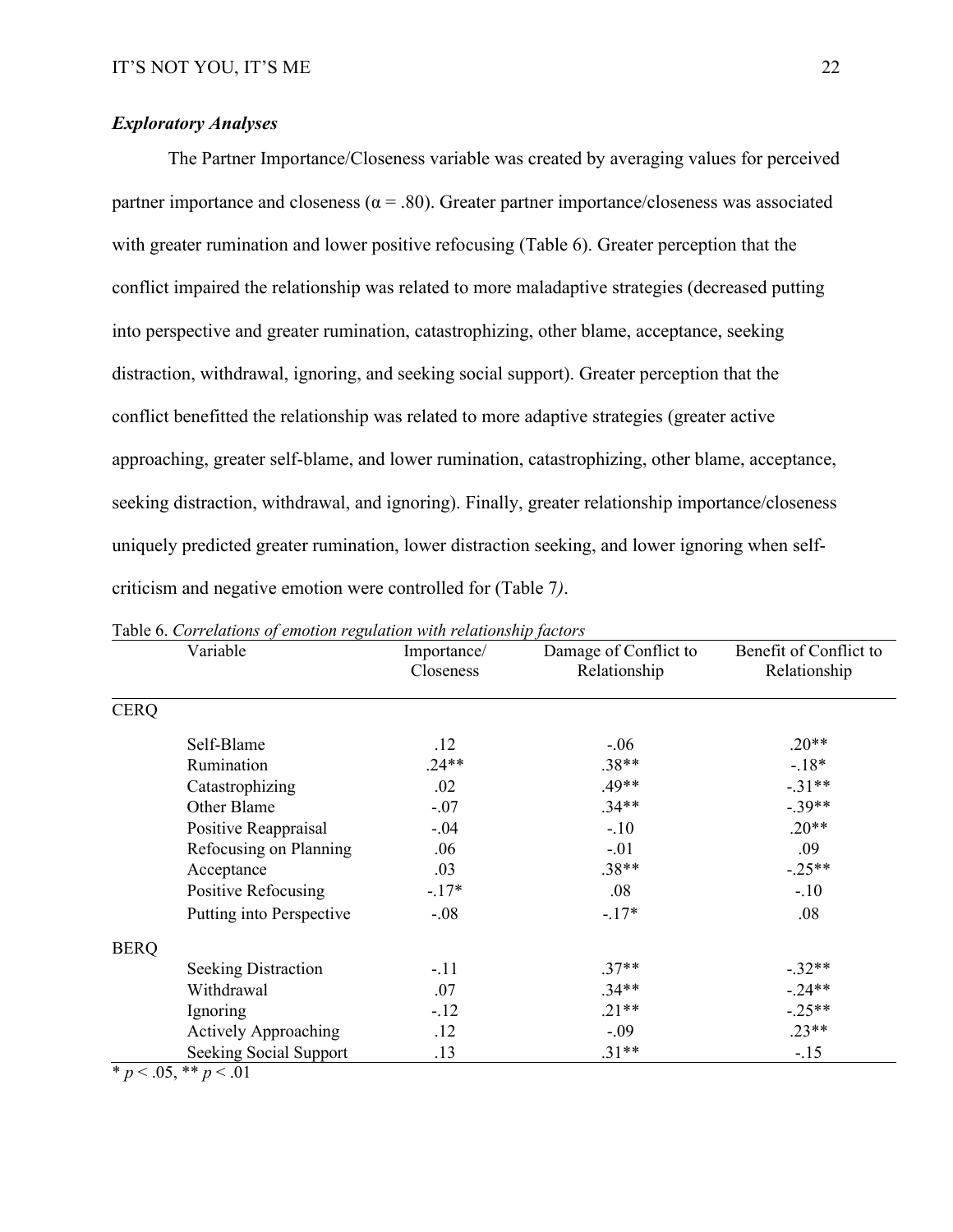### *Exploratory Analyses*

The Partner Importance/Closeness variable was created by averaging values for perceived partner importance and closeness (α = .80). Greater partner importance/closeness was associated with greater rumination and lower positive refocusing (Table 6). Greater perception that the conflict impaired the relationship was related to more maladaptive strategies (decreased putting into perspective and greater rumination, catastrophizing, other blame, acceptance, seeking distraction, withdrawal, ignoring, and seeking social support). Greater perception that the conflict benefitted the relationship was related to more adaptive strategies (greater active approaching, greater self-blame, and lower rumination, catastrophizing, other blame, acceptance, seeking distraction, withdrawal, and ignoring). Finally, greater relationship importance/closeness uniquely predicted greater rumination, lower distraction seeking, and lower ignoring when self-criticism and negative emotion were controlled for (Table 7*)*.

Table 6. *Correlations of emotion regulation with relationship factors*

| | Variable | Importance/ Closeness | Damage of Conflict to Relationship | Benefit of Conflict to Relationship |
|---|---|---|---|---|
| CERQ | | | | |
| | Self-Blame | .12 | -.06 | .20** |
| | Rumination | .24** | .38** | -.18* |
| | Catastrophizing | .02 | .49** | -.31** |
| | Other Blame | -.07 | .34** | -.39** |
| | Positive Reappraisal | -.04 | -.10 | .20** |
| | Refocusing on Planning | .06 | -.01 | .09 |
| | Acceptance | .03 | .38** | -.25** |
| | Positive Refocusing | -.17* | .08 | -.10 |
| | Putting into Perspective | -.08 | -.17* | .08 |
| BERQ | | | | |
| | Seeking Distraction | -.11 | .37** | -.32** |
| | Withdrawal | .07 | .34** | -.24** |
| | Ignoring | -.12 | .21** | -.25** |
| | Actively Approaching | .12 | -.09 | .23** |
| | Seeking Social Support | .13 | .31** | -.15 |

* $p < .05$, ** $p < .01$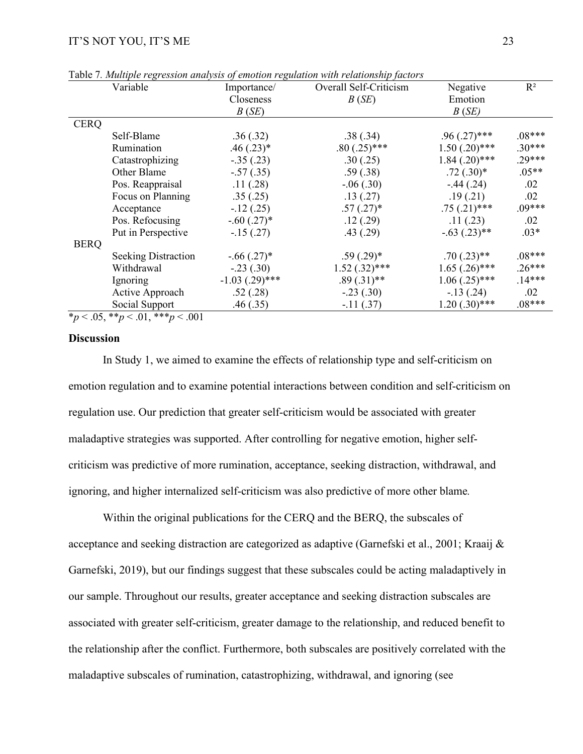Table 7. *Multiple regression analysis of emotion regulation with relationship factors*

| | Variable | Importance/ Closeness $B$ ($SE$) | Overall Self-Criticism $B$ ($SE$) | Negative Emotion $B$ ($SE$) | $R^2$ |
|---|---|---|---|---|---|
| CERQ | | | | | |
| | Self-Blame | .36 (.32) | .38 (.34) | .96 (.27)*** | .08*** |
| | Rumination | .46 (.23)* | .80 (.25)*** | 1.50 (.20)*** | .30*** |
| | Catastrophizing | -.35 (.23) | .30 (.25) | 1.84 (.20)*** | .29*** |
| | Other Blame | -.57 (.35) | .59 (.38) | .72 (.30)* | .05** |
| | Pos. Reappraisal | .11 (.28) | -.06 (.30) | -.44 (.24) | .02 |
| | Focus on Planning | .35 (.25) | .13 (.27) | .19 (.21) | .02 |
| | Acceptance | -.12 (.25) | .57 (.27)* | .75 (.21)*** | .09*** |
| | Pos. Refocusing | -.60 (.27)* | .12 (.29) | .11 (.23) | .02 |
| | Put in Perspective | -.15 (.27) | .43 (.29) | -.63 (.23)** | .03* |
| BERQ | | | | | |
| | Seeking Distraction | -.66 (.27)* | .59 (.29)* | .70 (.23)** | .08*** |
| | Withdrawal | -.23 (.30) | 1.52 (.32)*** | 1.65 (.26)*** | .26*** |
| | Ignoring | -1.03 (.29)*** | .89 (.31)** | 1.06 (.25)*** | .14*** |
| | Active Approach | .52 (.28) | -.23 (.30) | -.13 (.24) | .02 |
| | Social Support | .46 (.35) | -.11 (.37) | 1.20 (.30)*** | .08*** |

*$p < .05$, **$p < .01$, ***$p < .001$

## Discussion

In Study 1, we aimed to examine the effects of relationship type and self-criticism on emotion regulation and to examine potential interactions between condition and self-criticism on regulation use. Our prediction that greater self-criticism would be associated with greater maladaptive strategies was supported. After controlling for negative emotion, higher self-criticism was predictive of more rumination, acceptance, seeking distraction, withdrawal, and ignoring, and higher internalized self-criticism was also predictive of more other blame.

Within the original publications for the CERQ and the BERQ, the subscales of acceptance and seeking distraction are categorized as adaptive (Garnefski et al., 2001; Kraaij & Garnefski, 2019), but our findings suggest that these subscales could be acting maladaptively in our sample. Throughout our results, greater acceptance and seeking distraction subscales are associated with greater self-criticism, greater damage to the relationship, and reduced benefit to the relationship after the conflict. Furthermore, both subscales are positively correlated with the maladaptive subscales of rumination, catastrophizing, withdrawal, and ignoring (see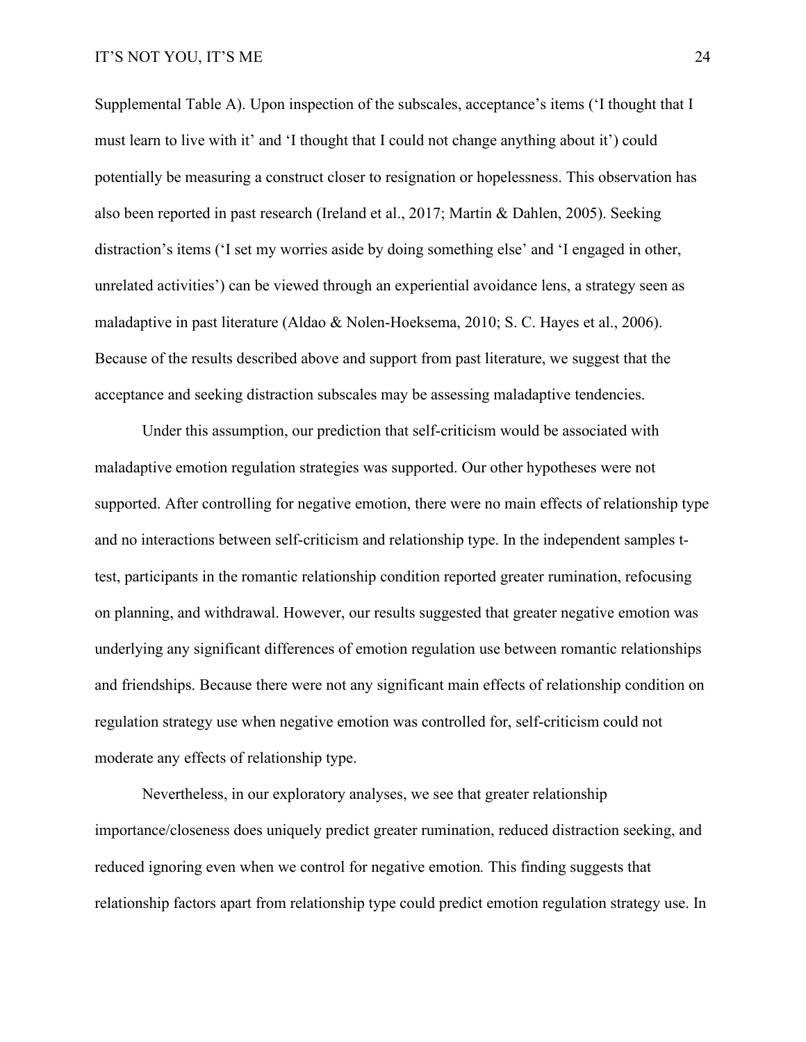Supplemental Table A). Upon inspection of the subscales, acceptance's items ('I thought that I must learn to live with it' and 'I thought that I could not change anything about it') could potentially be measuring a construct closer to resignation or hopelessness. This observation has also been reported in past research (Ireland et al., 2017; Martin & Dahlen, 2005). Seeking distraction's items ('I set my worries aside by doing something else' and 'I engaged in other, unrelated activities') can be viewed through an experiential avoidance lens, a strategy seen as maladaptive in past literature (Aldao & Nolen-Hoeksema, 2010; S. C. Hayes et al., 2006). Because of the results described above and support from past literature, we suggest that the acceptance and seeking distraction subscales may be assessing maladaptive tendencies.

Under this assumption, our prediction that self-criticism would be associated with maladaptive emotion regulation strategies was supported. Our other hypotheses were not supported. After controlling for negative emotion, there were no main effects of relationship type and no interactions between self-criticism and relationship type. In the independent samples t-test, participants in the romantic relationship condition reported greater rumination, refocusing on planning, and withdrawal. However, our results suggested that greater negative emotion was underlying any significant differences of emotion regulation use between romantic relationships and friendships. Because there were not any significant main effects of relationship condition on regulation strategy use when negative emotion was controlled for, self-criticism could not moderate any effects of relationship type.

Nevertheless, in our exploratory analyses, we see that greater relationship importance/closeness does uniquely predict greater rumination, reduced distraction seeking, and reduced ignoring even when we control for negative emotion*.* This finding suggests that relationship factors apart from relationship type could predict emotion regulation strategy use. In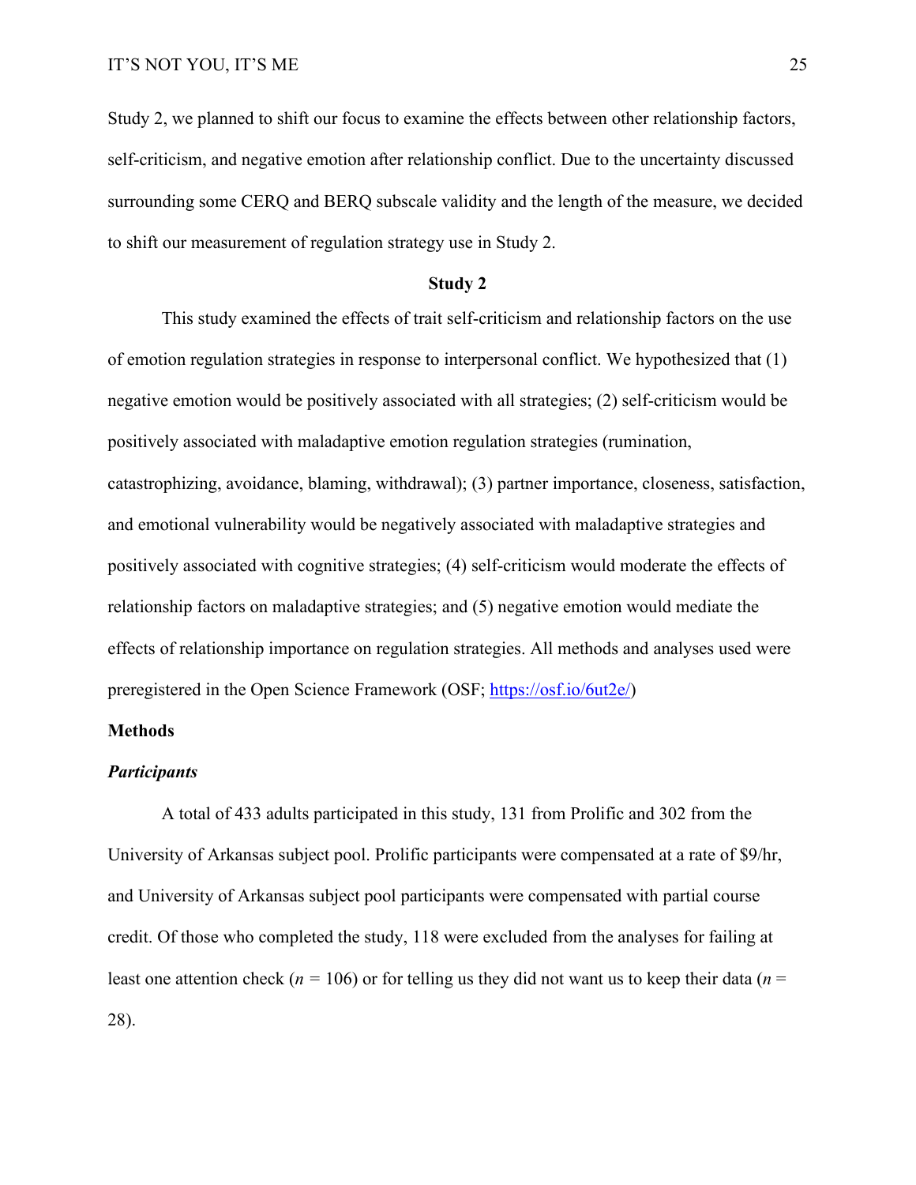Study 2, we planned to shift our focus to examine the effects between other relationship factors, self-criticism, and negative emotion after relationship conflict. Due to the uncertainty discussed surrounding some CERQ and BERQ subscale validity and the length of the measure, we decided to shift our measurement of regulation strategy use in Study 2.

## Study 2

This study examined the effects of trait self-criticism and relationship factors on the use of emotion regulation strategies in response to interpersonal conflict. We hypothesized that (1) negative emotion would be positively associated with all strategies; (2) self-criticism would be positively associated with maladaptive emotion regulation strategies (rumination, catastrophizing, avoidance, blaming, withdrawal); (3) partner importance, closeness, satisfaction, and emotional vulnerability would be negatively associated with maladaptive strategies and positively associated with cognitive strategies; (4) self-criticism would moderate the effects of relationship factors on maladaptive strategies; and (5) negative emotion would mediate the effects of relationship importance on regulation strategies. All methods and analyses used were preregistered in the Open Science Framework (OSF; [https://osf.io/6ut2e/](https://osf.io/6ut2e/))

### Methods

#### *Participants*

A total of 433 adults participated in this study, 131 from Prolific and 302 from the University of Arkansas subject pool. Prolific participants were compensated at a rate of $9/hr, and University of Arkansas subject pool participants were compensated with partial course credit. Of those who completed the study, 118 were excluded from the analyses for failing at least one attention check ($n$ = 106) or for telling us they did not want us to keep their data ($n$ = 28).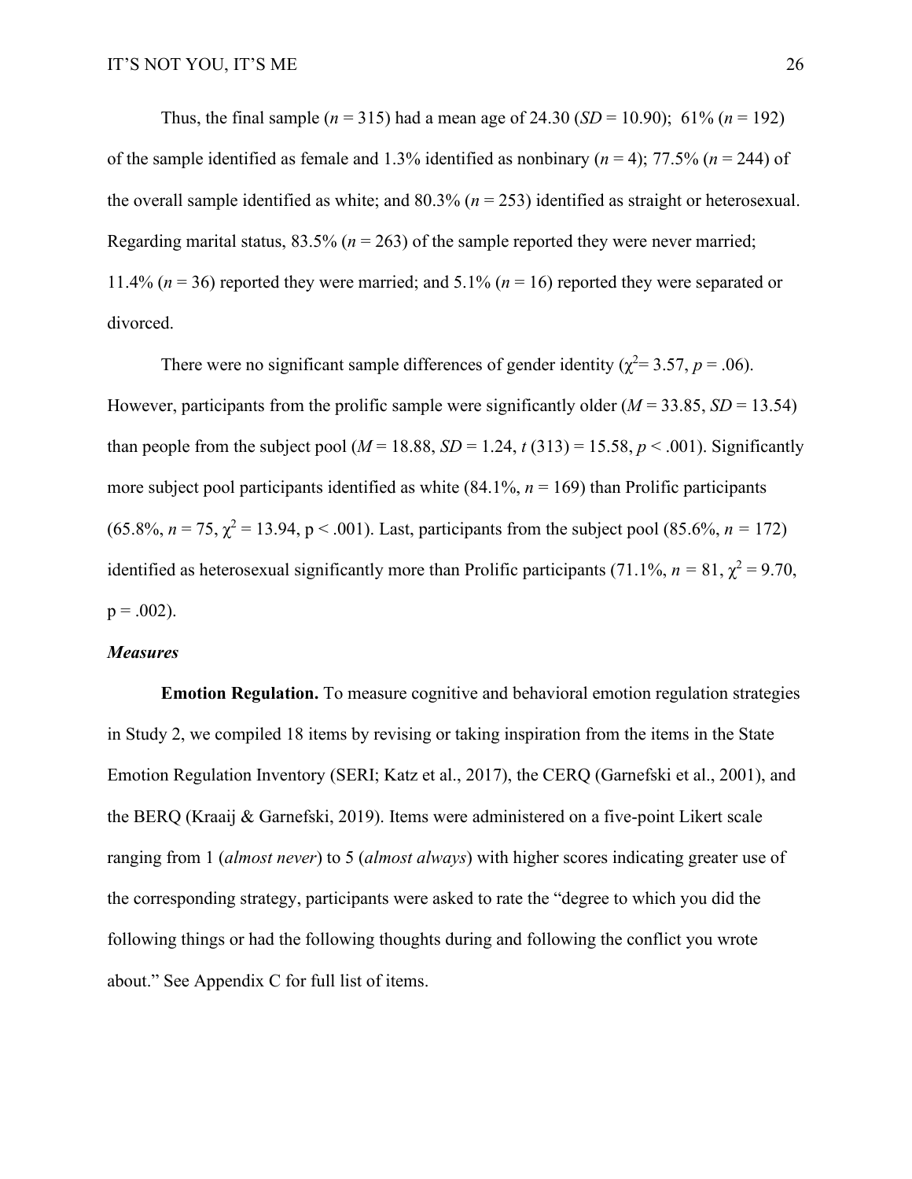Thus, the final sample (*n* = 315) had a mean age of 24.30 (*SD* = 10.90); 61% (*n* = 192) of the sample identified as female and 1.3% identified as nonbinary (*n* = 4); 77.5% (*n* = 244) of the overall sample identified as white; and 80.3% (*n* = 253) identified as straight or heterosexual. Regarding marital status, 83.5% (*n* = 263) of the sample reported they were never married; 11.4% (*n* = 36) reported they were married; and 5.1% (*n* = 16) reported they were separated or divorced.

There were no significant sample differences of gender identity ($\chi^2$= 3.57, *p* = .06). However, participants from the prolific sample were significantly older (*M* = 33.85, *SD* = 13.54) than people from the subject pool (*M* = 18.88, *SD* = 1.24, *t* (313) = 15.58, *p* < .001). Significantly more subject pool participants identified as white (84.1%, *n* = 169) than Prolific participants (65.8%, *n* = 75, $\chi^2$ = 13.94, p < .001). Last, participants from the subject pool (85.6%, *n* = 172) identified as heterosexual significantly more than Prolific participants (71.1%, *n* = 81, $\chi^2$ = 9.70, p = .002).

### *Measures*

**Emotion Regulation.** To measure cognitive and behavioral emotion regulation strategies in Study 2, we compiled 18 items by revising or taking inspiration from the items in the State Emotion Regulation Inventory (SERI; Katz et al., 2017), the CERQ (Garnefski et al., 2001), and the BERQ (Kraaij & Garnefski, 2019). Items were administered on a five-point Likert scale ranging from 1 (*almost never*) to 5 (*almost always*) with higher scores indicating greater use of the corresponding strategy, participants were asked to rate the "degree to which you did the following things or had the following thoughts during and following the conflict you wrote about." See Appendix C for full list of items.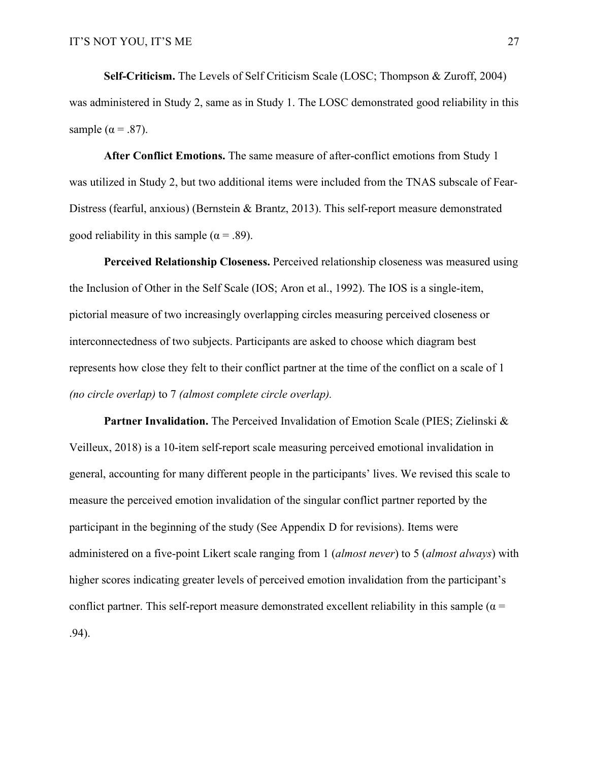**Self-Criticism.** The Levels of Self Criticism Scale (LOSC; Thompson & Zuroff, 2004) was administered in Study 2, same as in Study 1. The LOSC demonstrated good reliability in this sample ($\alpha = .87$).

**After Conflict Emotions.** The same measure of after-conflict emotions from Study 1 was utilized in Study 2, but two additional items were included from the TNAS subscale of Fear-Distress (fearful, anxious) (Bernstein & Brantz, 2013). This self-report measure demonstrated good reliability in this sample ($\alpha = .89$).

**Perceived Relationship Closeness.** Perceived relationship closeness was measured using the Inclusion of Other in the Self Scale (IOS; Aron et al., 1992). The IOS is a single-item, pictorial measure of two increasingly overlapping circles measuring perceived closeness or interconnectedness of two subjects. Participants are asked to choose which diagram best represents how close they felt to their conflict partner at the time of the conflict on a scale of 1 *(no circle overlap)* to 7 *(almost complete circle overlap).*

**Partner Invalidation.** The Perceived Invalidation of Emotion Scale (PIES; Zielinski & Veilleux, 2018) is a 10-item self-report scale measuring perceived emotional invalidation in general, accounting for many different people in the participants' lives. We revised this scale to measure the perceived emotion invalidation of the singular conflict partner reported by the participant in the beginning of the study (See Appendix D for revisions). Items were administered on a five-point Likert scale ranging from 1 (*almost never*) to 5 (*almost always*) with higher scores indicating greater levels of perceived emotion invalidation from the participant's conflict partner. This self-report measure demonstrated excellent reliability in this sample ($\alpha = .94$).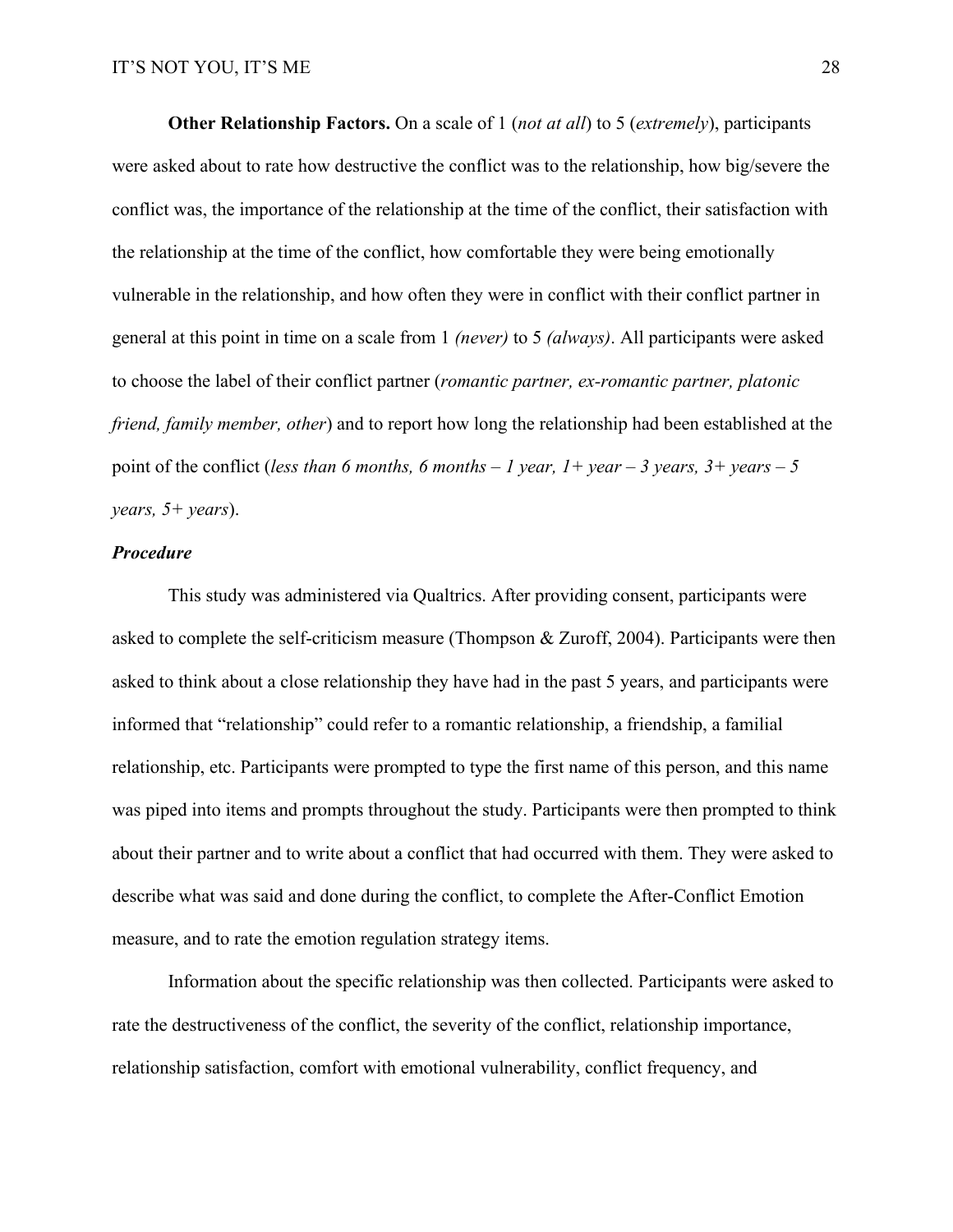**Other Relationship Factors.** On a scale of 1 (*not at all*) to 5 (*extremely*), participants were asked about to rate how destructive the conflict was to the relationship, how big/severe the conflict was, the importance of the relationship at the time of the conflict, their satisfaction with the relationship at the time of the conflict, how comfortable they were being emotionally vulnerable in the relationship, and how often they were in conflict with their conflict partner in general at this point in time on a scale from 1 *(never)* to 5 *(always)*. All participants were asked to choose the label of their conflict partner (*romantic partner, ex-romantic partner, platonic friend, family member, other*) and to report how long the relationship had been established at the point of the conflict (*less than 6 months, 6 months – 1 year, 1+ year – 3 years, 3+ years – 5 years, 5+ years*).

### *Procedure*

This study was administered via Qualtrics. After providing consent, participants were asked to complete the self-criticism measure (Thompson & Zuroff, 2004). Participants were then asked to think about a close relationship they have had in the past 5 years, and participants were informed that "relationship" could refer to a romantic relationship, a friendship, a familial relationship, etc. Participants were prompted to type the first name of this person, and this name was piped into items and prompts throughout the study. Participants were then prompted to think about their partner and to write about a conflict that had occurred with them. They were asked to describe what was said and done during the conflict, to complete the After-Conflict Emotion measure, and to rate the emotion regulation strategy items.

Information about the specific relationship was then collected. Participants were asked to rate the destructiveness of the conflict, the severity of the conflict, relationship importance, relationship satisfaction, comfort with emotional vulnerability, conflict frequency, and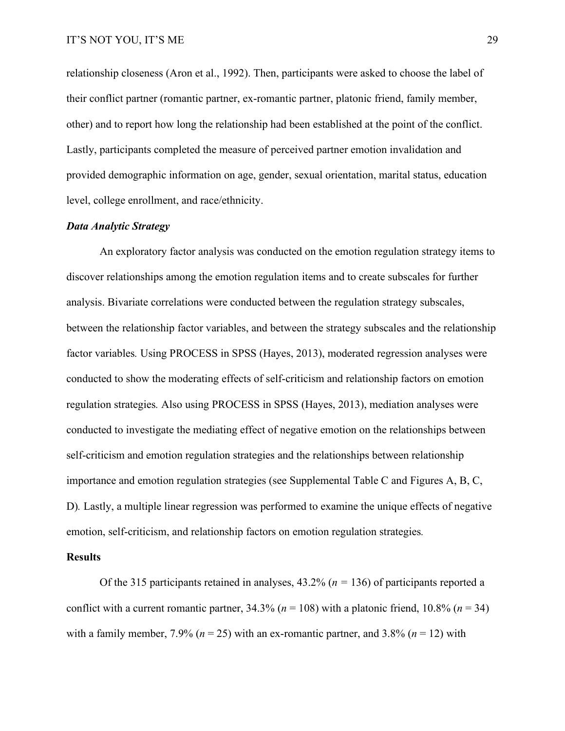relationship closeness (Aron et al., 1992). Then, participants were asked to choose the label of their conflict partner (romantic partner, ex-romantic partner, platonic friend, family member, other) and to report how long the relationship had been established at the point of the conflict. Lastly, participants completed the measure of perceived partner emotion invalidation and provided demographic information on age, gender, sexual orientation, marital status, education level, college enrollment, and race/ethnicity.

### ***Data Analytic Strategy***

An exploratory factor analysis was conducted on the emotion regulation strategy items to discover relationships among the emotion regulation items and to create subscales for further analysis. Bivariate correlations were conducted between the regulation strategy subscales, between the relationship factor variables, and between the strategy subscales and the relationship factor variables. Using PROCESS in SPSS (Hayes, 2013), moderated regression analyses were conducted to show the moderating effects of self-criticism and relationship factors on emotion regulation strategies. Also using PROCESS in SPSS (Hayes, 2013), mediation analyses were conducted to investigate the mediating effect of negative emotion on the relationships between self-criticism and emotion regulation strategies and the relationships between relationship importance and emotion regulation strategies (see Supplemental Table C and Figures A, B, C, D). Lastly, a multiple linear regression was performed to examine the unique effects of negative emotion, self-criticism, and relationship factors on emotion regulation strategies.

## **Results**

Of the 315 participants retained in analyses, 43.2% (*n* = 136) of participants reported a conflict with a current romantic partner, 34.3% (*n* = 108) with a platonic friend, 10.8% (*n* = 34) with a family member, 7.9% (*n* = 25) with an ex-romantic partner, and 3.8% (*n* = 12) with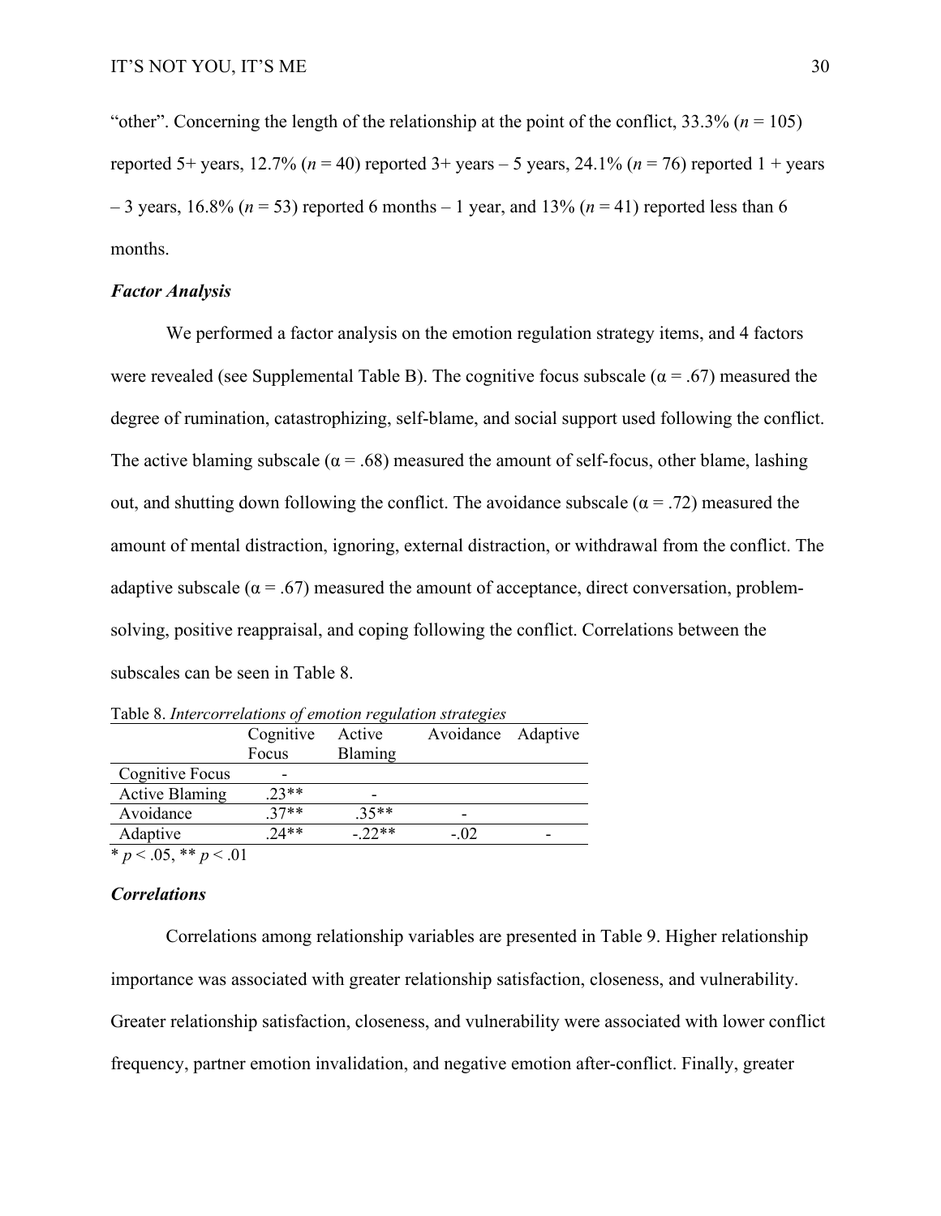"other". Concerning the length of the relationship at the point of the conflict, 33.3% (*n* = 105) reported 5+ years, 12.7% (*n* = 40) reported 3+ years – 5 years, 24.1% (*n* = 76) reported 1 + years – 3 years, 16.8% (*n* = 53) reported 6 months – 1 year, and 13% (*n* = 41) reported less than 6 months.

### *Factor Analysis*

We performed a factor analysis on the emotion regulation strategy items, and 4 factors were revealed (see Supplemental Table B). The cognitive focus subscale (α = .67) measured the degree of rumination, catastrophizing, self-blame, and social support used following the conflict. The active blaming subscale (α = .68) measured the amount of self-focus, other blame, lashing out, and shutting down following the conflict. The avoidance subscale (α = .72) measured the amount of mental distraction, ignoring, external distraction, or withdrawal from the conflict. The adaptive subscale (α = .67) measured the amount of acceptance, direct conversation, problem-solving, positive reappraisal, and coping following the conflict. Correlations between the subscales can be seen in Table 8.

Table 8. *Intercorrelations of emotion regulation strategies*

| | Cognitive Focus | Active Blaming | Avoidance | Adaptive |
|---|---|---|---|---|
| Cognitive Focus | - | | | |
| Active Blaming | .23** | - | | |
| Avoidance | .37** | .35** | - | |
| Adaptive | .24** | -.22** | -.02 | - |

\* $p < .05$, ** $p < .01$

### *Correlations*

Correlations among relationship variables are presented in Table 9. Higher relationship importance was associated with greater relationship satisfaction, closeness, and vulnerability. Greater relationship satisfaction, closeness, and vulnerability were associated with lower conflict frequency, partner emotion invalidation, and negative emotion after-conflict. Finally, greater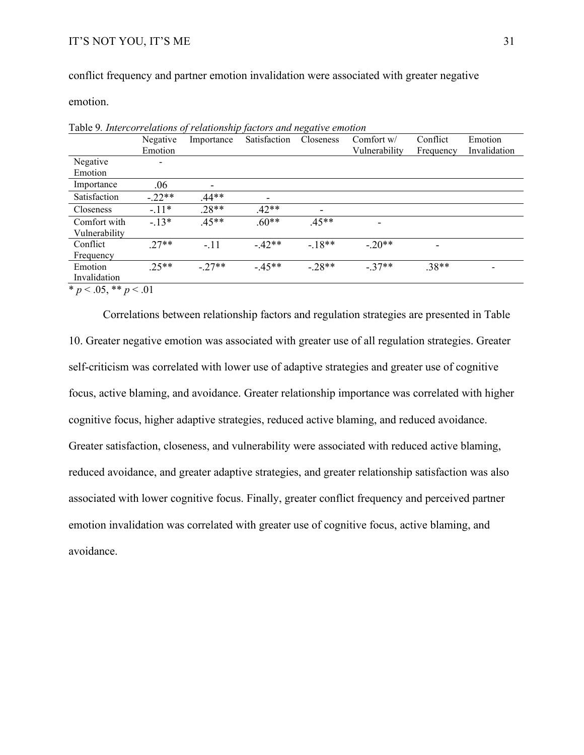conflict frequency and partner emotion invalidation were associated with greater negative emotion.

Table 9. *Intercorrelations of relationship factors and negative emotion*

| | Negative Emotion | Importance | Satisfaction | Closeness | Comfort w/ Vulnerability | Conflict Frequency | Emotion Invalidation |
|---|---|---|---|---|---|---|---|
| Negative Emotion | - | | | | | | |
| Importance | .06 | - | | | | | |
| Satisfaction | -.22** | .44** | - | | | | |
| Closeness | -.11* | .28** | .42** | - | | | |
| Comfort with Vulnerability | -.13* | .45** | .60** | .45** | - | | |
| Conflict Frequency | .27** | -.11 | -.42** | -.18** | -.20** | - | |
| Emotion Invalidation | .25** | -.27** | -.45** | -.28** | -.37** | .38** | - |

* $p < .05$, ** $p < .01$

Correlations between relationship factors and regulation strategies are presented in Table 10. Greater negative emotion was associated with greater use of all regulation strategies. Greater self-criticism was correlated with lower use of adaptive strategies and greater use of cognitive focus, active blaming, and avoidance. Greater relationship importance was correlated with higher cognitive focus, higher adaptive strategies, reduced active blaming, and reduced avoidance. Greater satisfaction, closeness, and vulnerability were associated with reduced active blaming, reduced avoidance, and greater adaptive strategies, and greater relationship satisfaction was also associated with lower cognitive focus. Finally, greater conflict frequency and perceived partner emotion invalidation was correlated with greater use of cognitive focus, active blaming, and avoidance.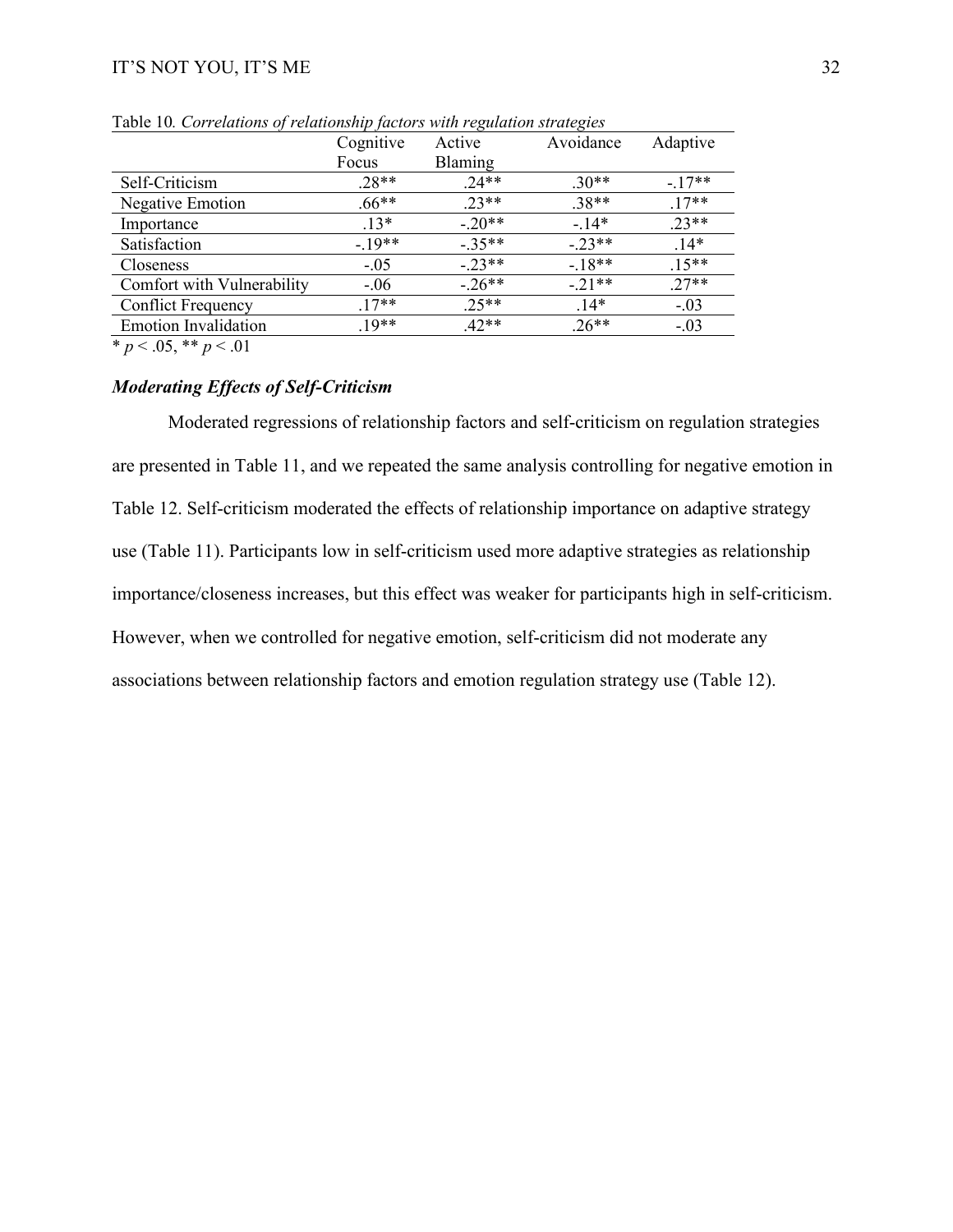Table 10. *Correlations of relationship factors with regulation strategies*

| | Cognitive Focus | Active Blaming | Avoidance | Adaptive |
|---|---|---|---|---|
| Self-Criticism | .28** | .24** | .30** | -.17** |
| Negative Emotion | .66** | .23** | .38** | .17** |
| Importance | .13* | -.20** | -.14* | .23** |
| Satisfaction | -.19** | -.35** | -.23** | .14* |
| Closeness | -.05 | -.23** | -.18** | .15** |
| Comfort with Vulnerability | -.06 | -.26** | -.21** | .27** |
| Conflict Frequency | .17** | .25** | .14* | -.03 |
| Emotion Invalidation | .19** | .42** | .26** | -.03 |

* $p < .05$, ** $p < .01$

### *Moderating Effects of Self-Criticism*

Moderated regressions of relationship factors and self-criticism on regulation strategies are presented in Table 11, and we repeated the same analysis controlling for negative emotion in Table 12. Self-criticism moderated the effects of relationship importance on adaptive strategy use (Table 11). Participants low in self-criticism used more adaptive strategies as relationship importance/closeness increases, but this effect was weaker for participants high in self-criticism. However, when we controlled for negative emotion, self-criticism did not moderate any associations between relationship factors and emotion regulation strategy use (Table 12).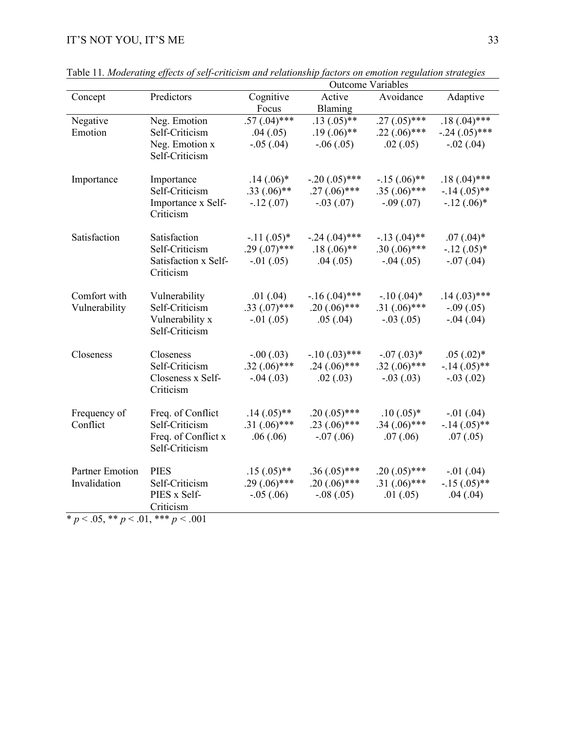Table 11. *Moderating effects of self-criticism and relationship factors on emotion regulation strategies*

| | | Outcome Variables | | | |
|---|---|---|---|---|---|
| Concept | Predictors | Cognitive Focus | Active Blaming | Avoidance | Adaptive |
| Negative Emotion | Neg. Emotion | .57 (.04)*** | .13 (.05)** | .27 (.05)*** | .18 (.04)*** |
| | Self-Criticism | .04 (.05) | .19 (.06)** | .22 (.06)*** | -.24 (.05)*** |
| | Neg. Emotion x Self-Criticism | -.05 (.04) | -.06 (.05) | .02 (.05) | -.02 (.04) |
| Importance | Importance | .14 (.06)* | -.20 (.05)*** | -.15 (.06)** | .18 (.04)*** |
| | Self-Criticism | .33 (.06)** | .27 (.06)*** | .35 (.06)*** | -.14 (.05)** |
| | Importance x Self-Criticism | -.12 (.07) | -.03 (.07) | -.09 (.07) | -.12 (.06)* |
| Satisfaction | Satisfaction | -.11 (.05)* | -.24 (.04)*** | -.13 (.04)** | .07 (.04)* |
| | Self-Criticism | .29 (.07)*** | .18 (.06)** | .30 (.06)*** | -.12 (.05)* |
| | Satisfaction x Self-Criticism | -.01 (.05) | .04 (.05) | -.04 (.05) | -.07 (.04) |
| Comfort with Vulnerability | Vulnerability | .01 (.04) | -.16 (.04)*** | -.10 (.04)* | .14 (.03)*** |
| | Self-Criticism | .33 (.07)*** | .20 (.06)*** | .31 (.06)*** | -.09 (.05) |
| | Vulnerability x Self-Criticism | -.01 (.05) | .05 (.04) | -.03 (.05) | -.04 (.04) |
| Closeness | Closeness | -.00 (.03) | -.10 (.03)*** | -.07 (.03)* | .05 (.02)* |
| | Self-Criticism | .32 (.06)*** | .24 (.06)*** | .32 (.06)*** | -.14 (.05)** |
| | Closeness x Self-Criticism | -.04 (.03) | .02 (.03) | -.03 (.03) | -.03 (.02) |
| Frequency of Conflict | Freq. of Conflict | .14 (.05)** | .20 (.05)*** | .10 (.05)* | -.01 (.04) |
| | Self-Criticism | .31 (.06)*** | .23 (.06)*** | .34 (.06)*** | -.14 (.05)** |
| | Freq. of Conflict x Self-Criticism | .06 (.06) | -.07 (.06) | .07 (.06) | .07 (.05) |
| Partner Emotion Invalidation | PIES | .15 (.05)** | .36 (.05)*** | .20 (.05)*** | -.01 (.04) |
| | Self-Criticism | .29 (.06)*** | .20 (.06)*** | .31 (.06)*** | -.15 (.05)** |
| | PIES x Self-Criticism | -.05 (.06) | -.08 (.05) | .01 (.05) | .04 (.04) |

\* $p < .05$, ** $p < .01$, *** $p < .001$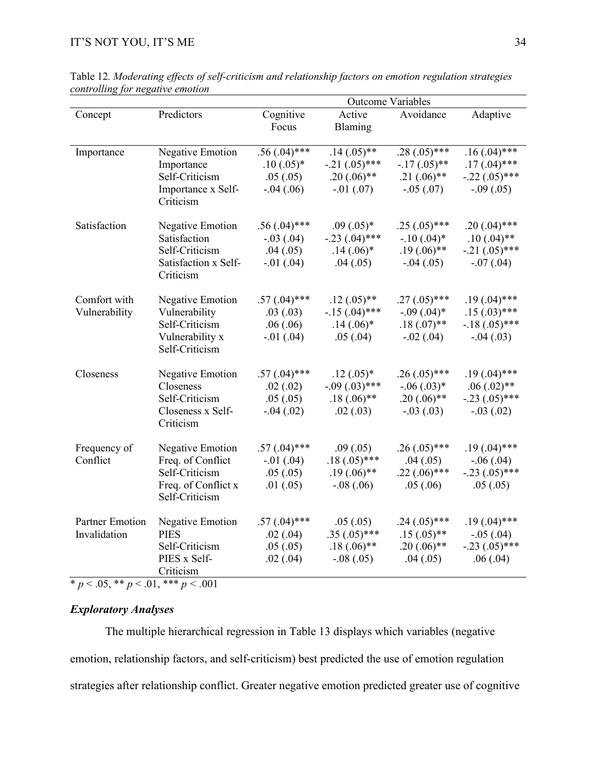Table 12. *Moderating effects of self-criticism and relationship factors on emotion regulation strategies controlling for negative emotion*

| | | Outcome Variables | | | |
|---|---|---|---|---|---|
| Concept | Predictors | Cognitive Focus | Active Blaming | Avoidance | Adaptive |
| Importance | Negative Emotion | .56 (.04)*** | .14 (.05)** | .28 (.05)*** | .16 (.04)*** |
| | Importance | .10 (.05)* | -.21 (.05)*** | -.17 (.05)** | .17 (.04)*** |
| | Self-Criticism | .05 (.05) | .20 (.06)** | .21 (.06)** | -.22 (.05)*** |
| | Importance x Self-Criticism | -.04 (.06) | -.01 (.07) | -.05 (.07) | -.09 (.05) |
| Satisfaction | Negative Emotion | .56 (.04)*** | .09 (.05)* | .25 (.05)*** | .20 (.04)*** |
| | Satisfaction | -.03 (.04) | -.23 (.04)*** | -.10 (.04)* | .10 (.04)** |
| | Self-Criticism | .04 (.05) | .14 (.06)* | .19 (.06)** | -.21 (.05)*** |
| | Satisfaction x Self-Criticism | -.01 (.04) | .04 (.05) | -.04 (.05) | -.07 (.04) |
| Comfort with Vulnerability | Negative Emotion | .57 (.04)*** | .12 (.05)** | .27 (.05)*** | .19 (.04)*** |
| | Vulnerability | .03 (.03) | -.15 (.04)*** | -.09 (.04)* | .15 (.03)*** |
| | Self-Criticism | .06 (.06) | .14 (.06)* | .18 (.07)** | -.18 (.05)*** |
| | Vulnerability x Self-Criticism | -.01 (.04) | .05 (.04) | -.02 (.04) | -.04 (.03) |
| Closeness | Negative Emotion | .57 (.04)*** | .12 (.05)* | .26 (.05)*** | .19 (.04)*** |
| | Closeness | .02 (.02) | -.09 (.03)*** | -.06 (.03)* | .06 (.02)** |
| | Self-Criticism | .05 (.05) | .18 (.06)** | .20 (.06)** | -.23 (.05)*** |
| | Closeness x Self-Criticism | -.04 (.02) | .02 (.03) | -.03 (.03) | -.03 (.02) |
| Frequency of Conflict | Negative Emotion | .57 (.04)*** | .09 (.05) | .26 (.05)*** | .19 (.04)*** |
| | Freq. of Conflict | -.01 (.04) | .18 (.05)*** | .04 (.05) | -.06 (.04) |
| | Self-Criticism | .05 (.05) | .19 (.06)** | .22 (.06)*** | -.23 (.05)*** |
| | Freq. of Conflict x Self-Criticism | .01 (.05) | -.08 (.06) | .05 (.06) | .05 (.05) |
| Partner Emotion Invalidation | Negative Emotion | .57 (.04)*** | .05 (.05) | .24 (.05)*** | .19 (.04)*** |
| | PIES | .02 (.04) | .35 (.05)*** | .15 (.05)** | -.05 (.04) |
| | Self-Criticism | .05 (.05) | .18 (.06)** | .20 (.06)** | -.23 (.05)*** |
| | PIES x Self-Criticism | .02 (.04) | -.08 (.05) | .04 (.05) | .06 (.04) |

* $p < .05$, ** $p < .01$, *** $p < .001$

### *Exploratory Analyses*

The multiple hierarchical regression in Table 13 displays which variables (negative emotion, relationship factors, and self-criticism) best predicted the use of emotion regulation strategies after relationship conflict. Greater negative emotion predicted greater use of cognitive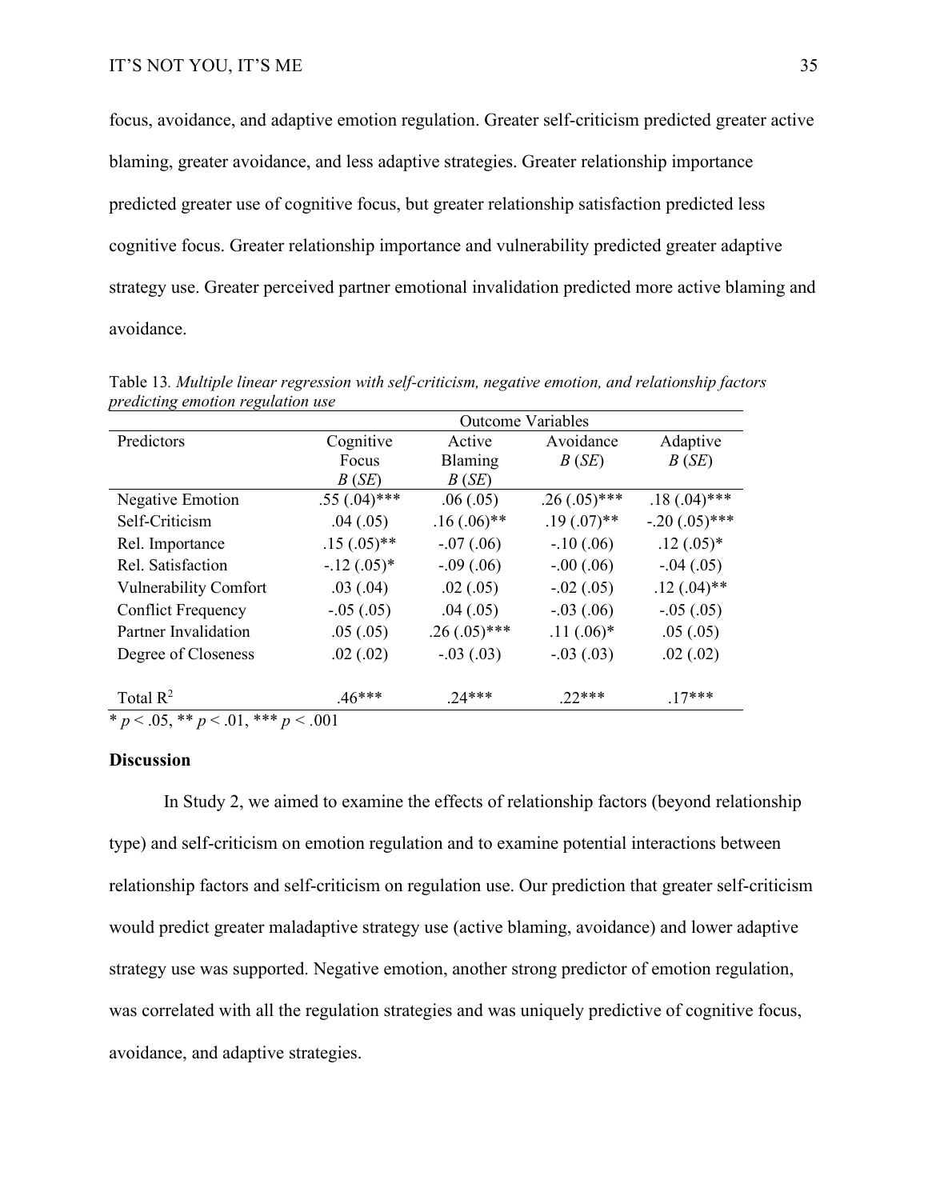focus, avoidance, and adaptive emotion regulation. Greater self-criticism predicted greater active blaming, greater avoidance, and less adaptive strategies. Greater relationship importance predicted greater use of cognitive focus, but greater relationship satisfaction predicted less cognitive focus. Greater relationship importance and vulnerability predicted greater adaptive strategy use. Greater perceived partner emotional invalidation predicted more active blaming and avoidance.

Table 13. *Multiple linear regression with self-criticism, negative emotion, and relationship factors predicting emotion regulation use*

| | Outcome Variables | | | |
|---|---|---|---|---|
| Predictors | Cognitive Focus *B* (*SE*) | Active Blaming *B* (*SE*) | Avoidance *B* (*SE*) | Adaptive *B* (*SE*) |
| Negative Emotion | .55 (.04)*** | .06 (.05) | .26 (.05)*** | .18 (.04)*** |
| Self-Criticism | .04 (.05) | .16 (.06)** | .19 (.07)** | -.20 (.05)*** |
| Rel. Importance | .15 (.05)** | -.07 (.06) | -.10 (.06) | .12 (.05)* |
| Rel. Satisfaction | -.12 (.05)* | -.09 (.06) | -.00 (.06) | -.04 (.05) |
| Vulnerability Comfort | .03 (.04) | .02 (.05) | -.02 (.05) | .12 (.04)** |
| Conflict Frequency | -.05 (.05) | .04 (.05) | -.03 (.06) | -.05 (.05) |
| Partner Invalidation | .05 (.05) | .26 (.05)*** | .11 (.06)* | .05 (.05) |
| Degree of Closeness | .02 (.02) | -.03 (.03) | -.03 (.03) | .02 (.02) |
| Total $R^2$ | .46*** | .24*** | .22*** | .17*** |

* $p < .05$, ** $p < .01$, *** $p < .001$

## Discussion

In Study 2, we aimed to examine the effects of relationship factors (beyond relationship type) and self-criticism on emotion regulation and to examine potential interactions between relationship factors and self-criticism on regulation use. Our prediction that greater self-criticism would predict greater maladaptive strategy use (active blaming, avoidance) and lower adaptive strategy use was supported. Negative emotion, another strong predictor of emotion regulation, was correlated with all the regulation strategies and was uniquely predictive of cognitive focus, avoidance, and adaptive strategies.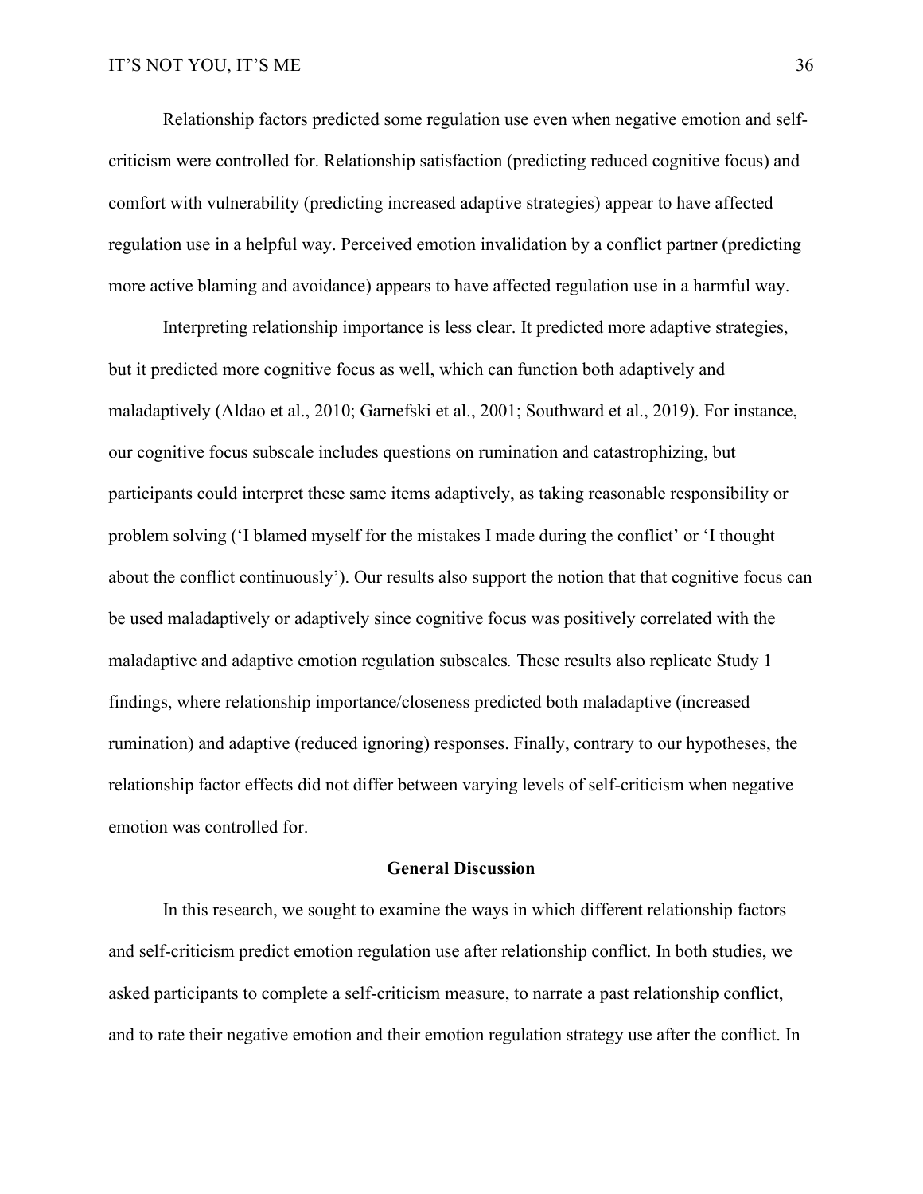Relationship factors predicted some regulation use even when negative emotion and self-criticism were controlled for. Relationship satisfaction (predicting reduced cognitive focus) and comfort with vulnerability (predicting increased adaptive strategies) appear to have affected regulation use in a helpful way. Perceived emotion invalidation by a conflict partner (predicting more active blaming and avoidance) appears to have affected regulation use in a harmful way.

Interpreting relationship importance is less clear. It predicted more adaptive strategies, but it predicted more cognitive focus as well, which can function both adaptively and maladaptively (Aldao et al., 2010; Garnefski et al., 2001; Southward et al., 2019). For instance, our cognitive focus subscale includes questions on rumination and catastrophizing, but participants could interpret these same items adaptively, as taking reasonable responsibility or problem solving ('I blamed myself for the mistakes I made during the conflict' or 'I thought about the conflict continuously'). Our results also support the notion that that cognitive focus can be used maladaptively or adaptively since cognitive focus was positively correlated with the maladaptive and adaptive emotion regulation subscales*.* These results also replicate Study 1 findings, where relationship importance/closeness predicted both maladaptive (increased rumination) and adaptive (reduced ignoring) responses. Finally, contrary to our hypotheses, the relationship factor effects did not differ between varying levels of self-criticism when negative emotion was controlled for.

## General Discussion

In this research, we sought to examine the ways in which different relationship factors and self-criticism predict emotion regulation use after relationship conflict. In both studies, we asked participants to complete a self-criticism measure, to narrate a past relationship conflict, and to rate their negative emotion and their emotion regulation strategy use after the conflict. In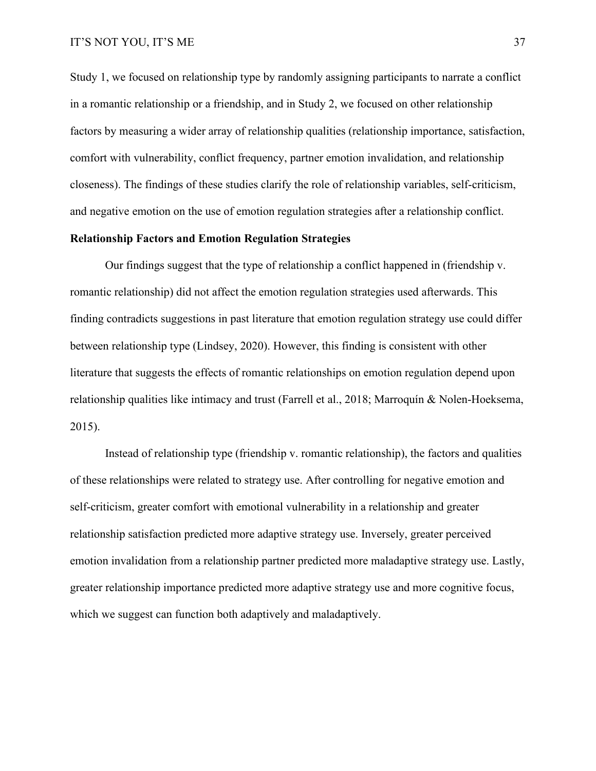Study 1, we focused on relationship type by randomly assigning participants to narrate a conflict in a romantic relationship or a friendship, and in Study 2, we focused on other relationship factors by measuring a wider array of relationship qualities (relationship importance, satisfaction, comfort with vulnerability, conflict frequency, partner emotion invalidation, and relationship closeness). The findings of these studies clarify the role of relationship variables, self-criticism, and negative emotion on the use of emotion regulation strategies after a relationship conflict.

**Relationship Factors and Emotion Regulation Strategies**

Our findings suggest that the type of relationship a conflict happened in (friendship v. romantic relationship) did not affect the emotion regulation strategies used afterwards. This finding contradicts suggestions in past literature that emotion regulation strategy use could differ between relationship type (Lindsey, 2020). However, this finding is consistent with other literature that suggests the effects of romantic relationships on emotion regulation depend upon relationship qualities like intimacy and trust (Farrell et al., 2018; Marroquín & Nolen-Hoeksema, 2015).

Instead of relationship type (friendship v. romantic relationship), the factors and qualities of these relationships were related to strategy use. After controlling for negative emotion and self-criticism, greater comfort with emotional vulnerability in a relationship and greater relationship satisfaction predicted more adaptive strategy use. Inversely, greater perceived emotion invalidation from a relationship partner predicted more maladaptive strategy use. Lastly, greater relationship importance predicted more adaptive strategy use and more cognitive focus, which we suggest can function both adaptively and maladaptively.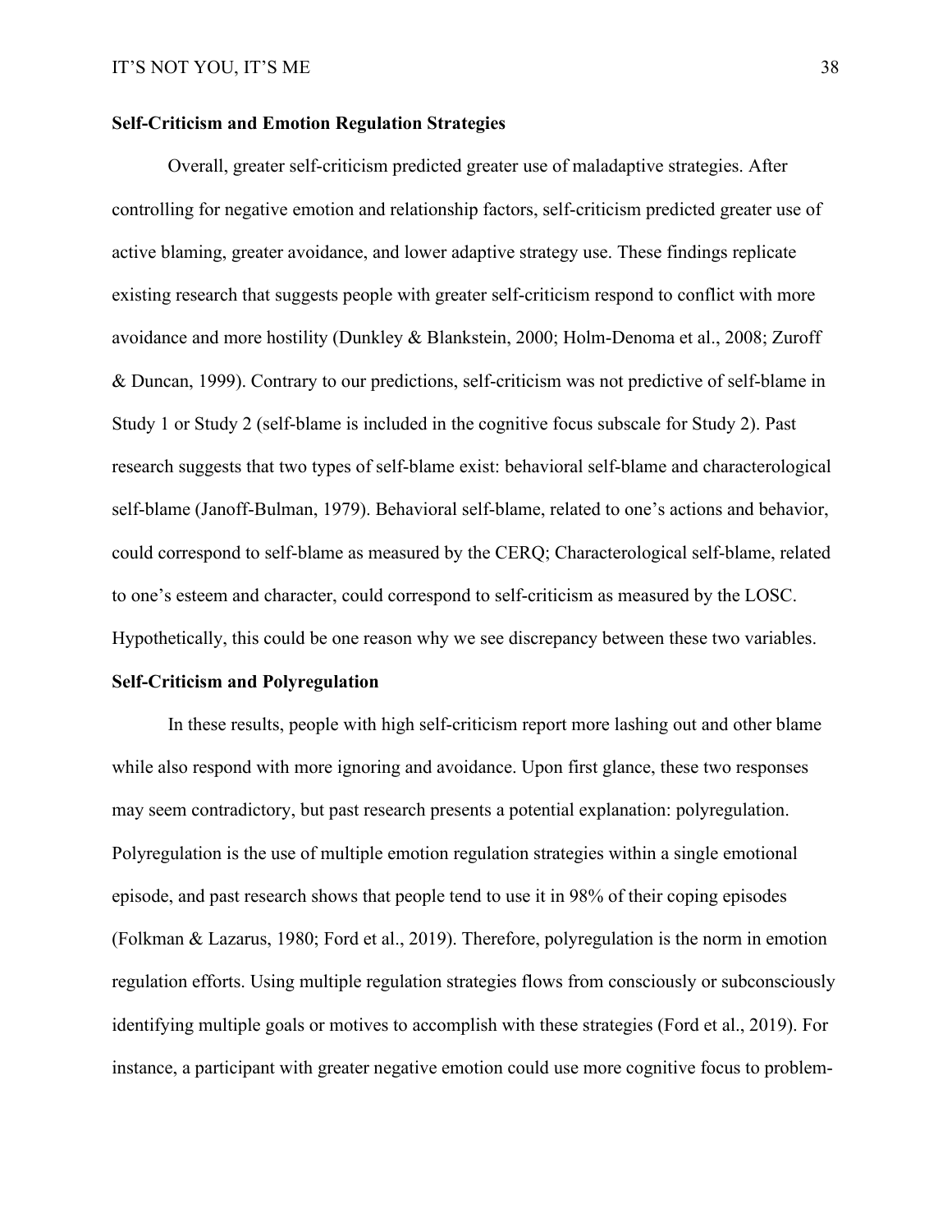## Self-Criticism and Emotion Regulation Strategies

Overall, greater self-criticism predicted greater use of maladaptive strategies. After controlling for negative emotion and relationship factors, self-criticism predicted greater use of active blaming, greater avoidance, and lower adaptive strategy use. These findings replicate existing research that suggests people with greater self-criticism respond to conflict with more avoidance and more hostility (Dunkley & Blankstein, 2000; Holm-Denoma et al., 2008; Zuroff & Duncan, 1999). Contrary to our predictions, self-criticism was not predictive of self-blame in Study 1 or Study 2 (self-blame is included in the cognitive focus subscale for Study 2). Past research suggests that two types of self-blame exist: behavioral self-blame and characterological self-blame (Janoff-Bulman, 1979). Behavioral self-blame, related to one's actions and behavior, could correspond to self-blame as measured by the CERQ; Characterological self-blame, related to one's esteem and character, could correspond to self-criticism as measured by the LOSC. Hypothetically, this could be one reason why we see discrepancy between these two variables.

## Self-Criticism and Polyregulation

In these results, people with high self-criticism report more lashing out and other blame while also respond with more ignoring and avoidance. Upon first glance, these two responses may seem contradictory, but past research presents a potential explanation: polyregulation. Polyregulation is the use of multiple emotion regulation strategies within a single emotional episode, and past research shows that people tend to use it in 98% of their coping episodes (Folkman & Lazarus, 1980; Ford et al., 2019). Therefore, polyregulation is the norm in emotion regulation efforts. Using multiple regulation strategies flows from consciously or subconsciously identifying multiple goals or motives to accomplish with these strategies (Ford et al., 2019). For instance, a participant with greater negative emotion could use more cognitive focus to problem-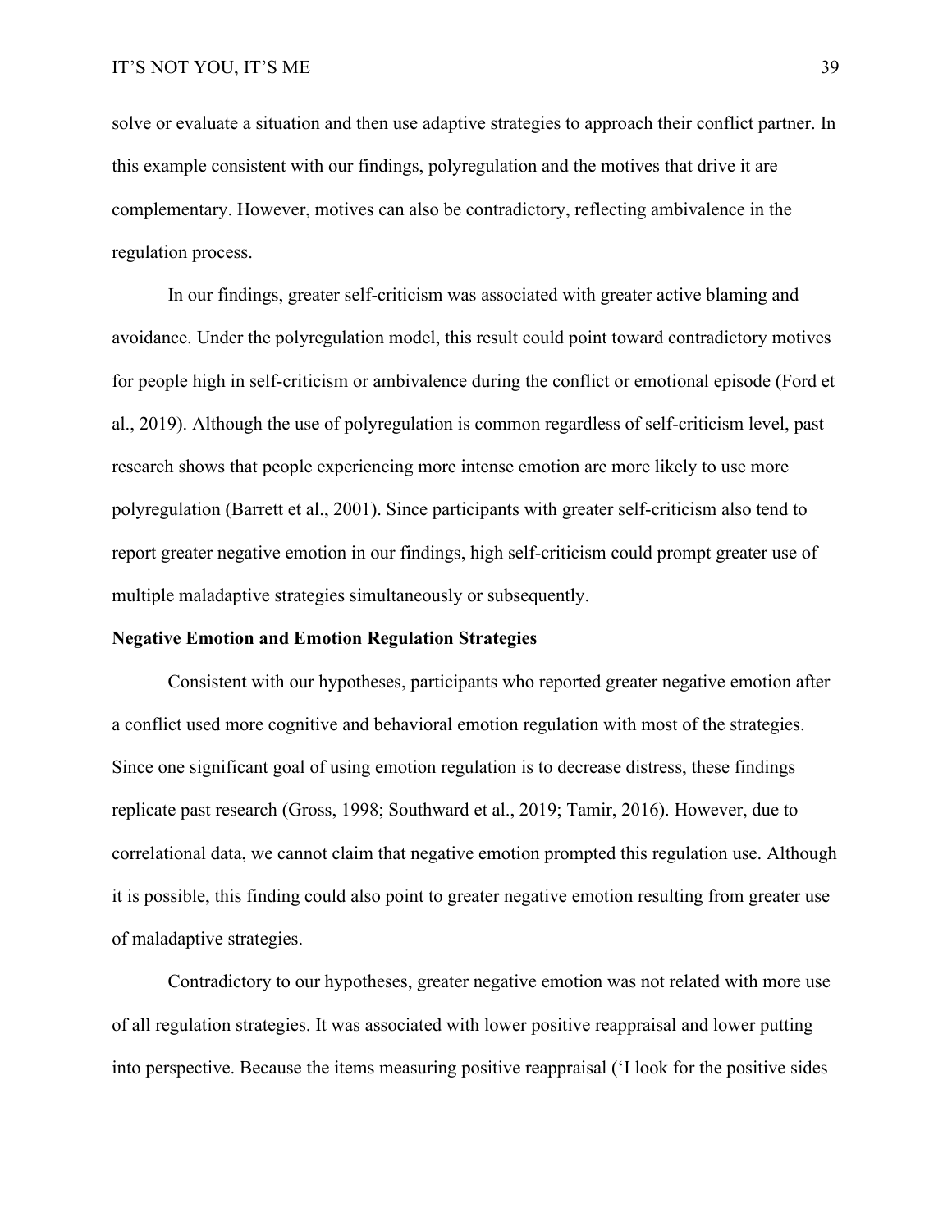solve or evaluate a situation and then use adaptive strategies to approach their conflict partner. In this example consistent with our findings, polyregulation and the motives that drive it are complementary. However, motives can also be contradictory, reflecting ambivalence in the regulation process.

In our findings, greater self-criticism was associated with greater active blaming and avoidance. Under the polyregulation model, this result could point toward contradictory motives for people high in self-criticism or ambivalence during the conflict or emotional episode (Ford et al., 2019). Although the use of polyregulation is common regardless of self-criticism level, past research shows that people experiencing more intense emotion are more likely to use more polyregulation (Barrett et al., 2001). Since participants with greater self-criticism also tend to report greater negative emotion in our findings, high self-criticism could prompt greater use of multiple maladaptive strategies simultaneously or subsequently.

**Negative Emotion and Emotion Regulation Strategies**

Consistent with our hypotheses, participants who reported greater negative emotion after a conflict used more cognitive and behavioral emotion regulation with most of the strategies. Since one significant goal of using emotion regulation is to decrease distress, these findings replicate past research (Gross, 1998; Southward et al., 2019; Tamir, 2016). However, due to correlational data, we cannot claim that negative emotion prompted this regulation use. Although it is possible, this finding could also point to greater negative emotion resulting from greater use of maladaptive strategies.

Contradictory to our hypotheses, greater negative emotion was not related with more use of all regulation strategies. It was associated with lower positive reappraisal and lower putting into perspective. Because the items measuring positive reappraisal ('I look for the positive sides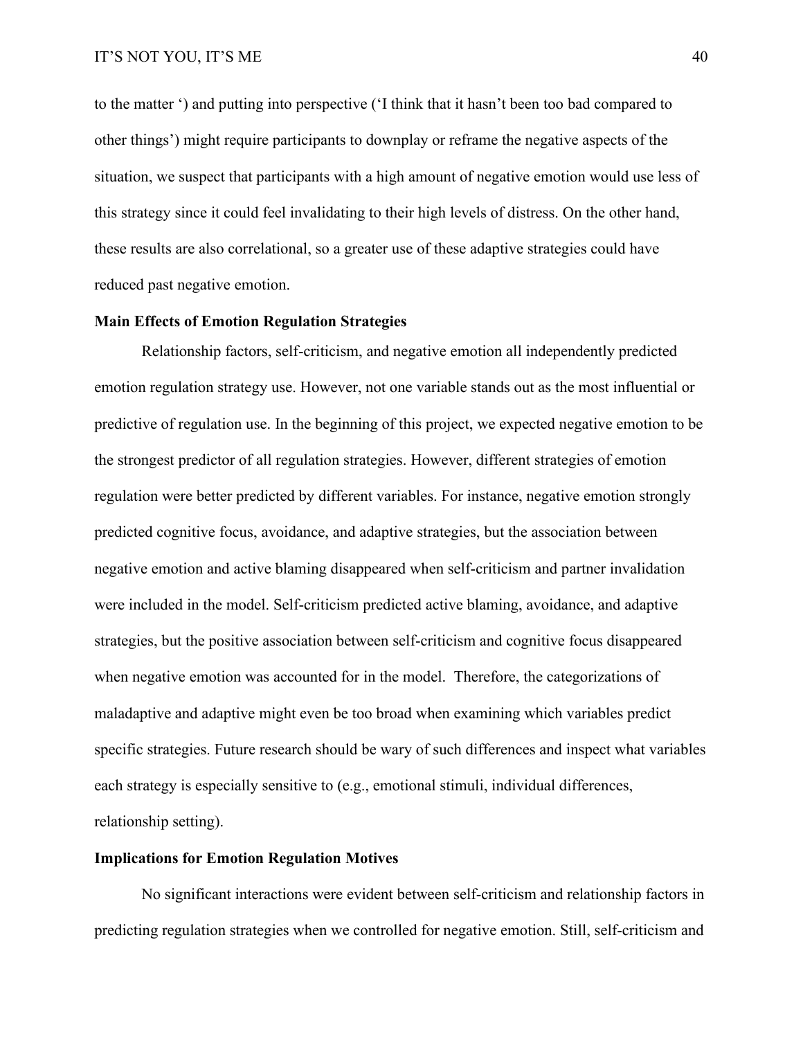to the matter ') and putting into perspective ('I think that it hasn't been too bad compared to other things') might require participants to downplay or reframe the negative aspects of the situation, we suspect that participants with a high amount of negative emotion would use less of this strategy since it could feel invalidating to their high levels of distress. On the other hand, these results are also correlational, so a greater use of these adaptive strategies could have reduced past negative emotion.

## Main Effects of Emotion Regulation Strategies

Relationship factors, self-criticism, and negative emotion all independently predicted emotion regulation strategy use. However, not one variable stands out as the most influential or predictive of regulation use. In the beginning of this project, we expected negative emotion to be the strongest predictor of all regulation strategies. However, different strategies of emotion regulation were better predicted by different variables. For instance, negative emotion strongly predicted cognitive focus, avoidance, and adaptive strategies, but the association between negative emotion and active blaming disappeared when self-criticism and partner invalidation were included in the model. Self-criticism predicted active blaming, avoidance, and adaptive strategies, but the positive association between self-criticism and cognitive focus disappeared when negative emotion was accounted for in the model. Therefore, the categorizations of maladaptive and adaptive might even be too broad when examining which variables predict specific strategies. Future research should be wary of such differences and inspect what variables each strategy is especially sensitive to (e.g., emotional stimuli, individual differences, relationship setting).

## Implications for Emotion Regulation Motives

No significant interactions were evident between self-criticism and relationship factors in predicting regulation strategies when we controlled for negative emotion. Still, self-criticism and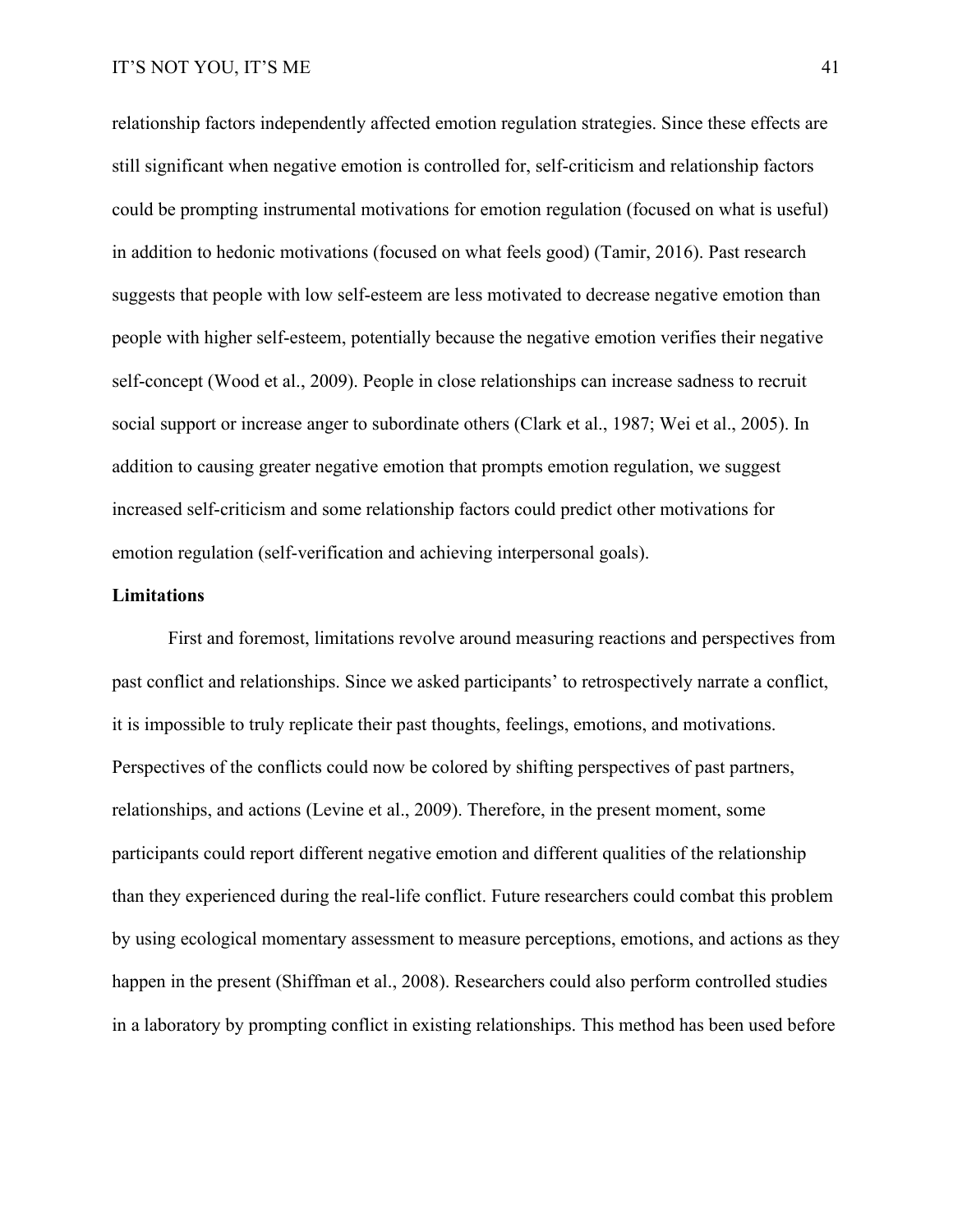relationship factors independently affected emotion regulation strategies. Since these effects are still significant when negative emotion is controlled for, self-criticism and relationship factors could be prompting instrumental motivations for emotion regulation (focused on what is useful) in addition to hedonic motivations (focused on what feels good) (Tamir, 2016). Past research suggests that people with low self-esteem are less motivated to decrease negative emotion than people with higher self-esteem, potentially because the negative emotion verifies their negative self-concept (Wood et al., 2009). People in close relationships can increase sadness to recruit social support or increase anger to subordinate others (Clark et al., 1987; Wei et al., 2005). In addition to causing greater negative emotion that prompts emotion regulation, we suggest increased self-criticism and some relationship factors could predict other motivations for emotion regulation (self-verification and achieving interpersonal goals).

**Limitations**

First and foremost, limitations revolve around measuring reactions and perspectives from past conflict and relationships. Since we asked participants' to retrospectively narrate a conflict, it is impossible to truly replicate their past thoughts, feelings, emotions, and motivations. Perspectives of the conflicts could now be colored by shifting perspectives of past partners, relationships, and actions (Levine et al., 2009). Therefore, in the present moment, some participants could report different negative emotion and different qualities of the relationship than they experienced during the real-life conflict. Future researchers could combat this problem by using ecological momentary assessment to measure perceptions, emotions, and actions as they happen in the present (Shiffman et al., 2008). Researchers could also perform controlled studies in a laboratory by prompting conflict in existing relationships. This method has been used before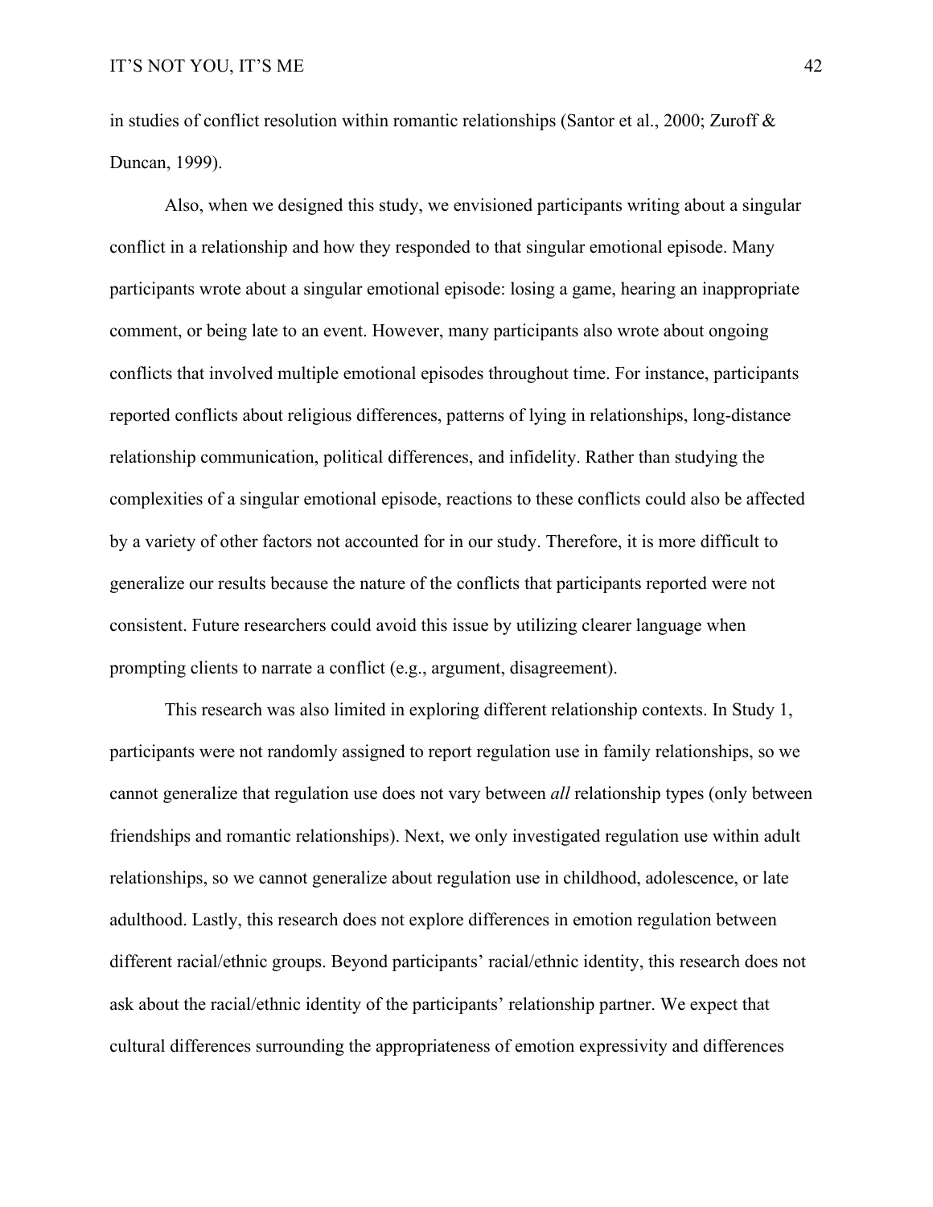in studies of conflict resolution within romantic relationships (Santor et al., 2000; Zuroff & Duncan, 1999).

Also, when we designed this study, we envisioned participants writing about a singular conflict in a relationship and how they responded to that singular emotional episode. Many participants wrote about a singular emotional episode: losing a game, hearing an inappropriate comment, or being late to an event. However, many participants also wrote about ongoing conflicts that involved multiple emotional episodes throughout time. For instance, participants reported conflicts about religious differences, patterns of lying in relationships, long-distance relationship communication, political differences, and infidelity. Rather than studying the complexities of a singular emotional episode, reactions to these conflicts could also be affected by a variety of other factors not accounted for in our study. Therefore, it is more difficult to generalize our results because the nature of the conflicts that participants reported were not consistent. Future researchers could avoid this issue by utilizing clearer language when prompting clients to narrate a conflict (e.g., argument, disagreement).

This research was also limited in exploring different relationship contexts. In Study 1, participants were not randomly assigned to report regulation use in family relationships, so we cannot generalize that regulation use does not vary between *all* relationship types (only between friendships and romantic relationships). Next, we only investigated regulation use within adult relationships, so we cannot generalize about regulation use in childhood, adolescence, or late adulthood. Lastly, this research does not explore differences in emotion regulation between different racial/ethnic groups. Beyond participants' racial/ethnic identity, this research does not ask about the racial/ethnic identity of the participants' relationship partner. We expect that cultural differences surrounding the appropriateness of emotion expressivity and differences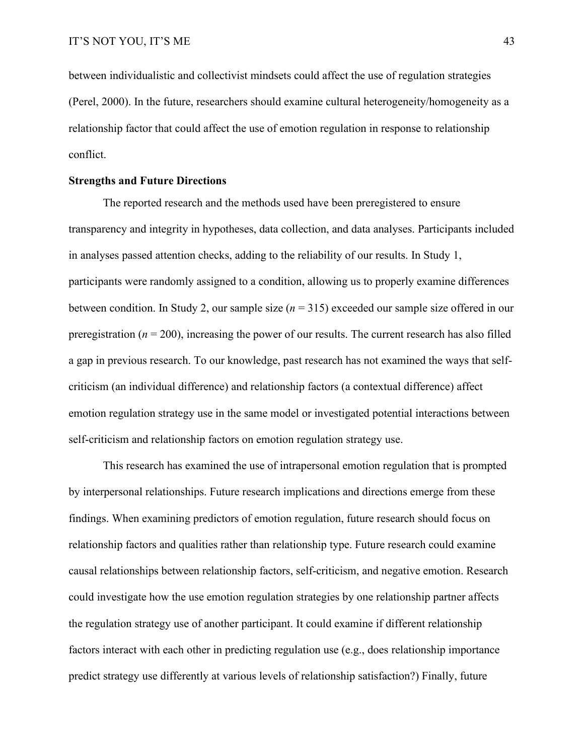between individualistic and collectivist mindsets could affect the use of regulation strategies (Perel, 2000). In the future, researchers should examine cultural heterogeneity/homogeneity as a relationship factor that could affect the use of emotion regulation in response to relationship conflict.

**Strengths and Future Directions**

The reported research and the methods used have been preregistered to ensure transparency and integrity in hypotheses, data collection, and data analyses. Participants included in analyses passed attention checks, adding to the reliability of our results. In Study 1, participants were randomly assigned to a condition, allowing us to properly examine differences between condition. In Study 2, our sample size ($n$ = 315) exceeded our sample size offered in our preregistration ($n$ = 200), increasing the power of our results. The current research has also filled a gap in previous research. To our knowledge, past research has not examined the ways that self-criticism (an individual difference) and relationship factors (a contextual difference) affect emotion regulation strategy use in the same model or investigated potential interactions between self-criticism and relationship factors on emotion regulation strategy use.

This research has examined the use of intrapersonal emotion regulation that is prompted by interpersonal relationships. Future research implications and directions emerge from these findings. When examining predictors of emotion regulation, future research should focus on relationship factors and qualities rather than relationship type. Future research could examine causal relationships between relationship factors, self-criticism, and negative emotion. Research could investigate how the use emotion regulation strategies by one relationship partner affects the regulation strategy use of another participant. It could examine if different relationship factors interact with each other in predicting regulation use (e.g., does relationship importance predict strategy use differently at various levels of relationship satisfaction?) Finally, future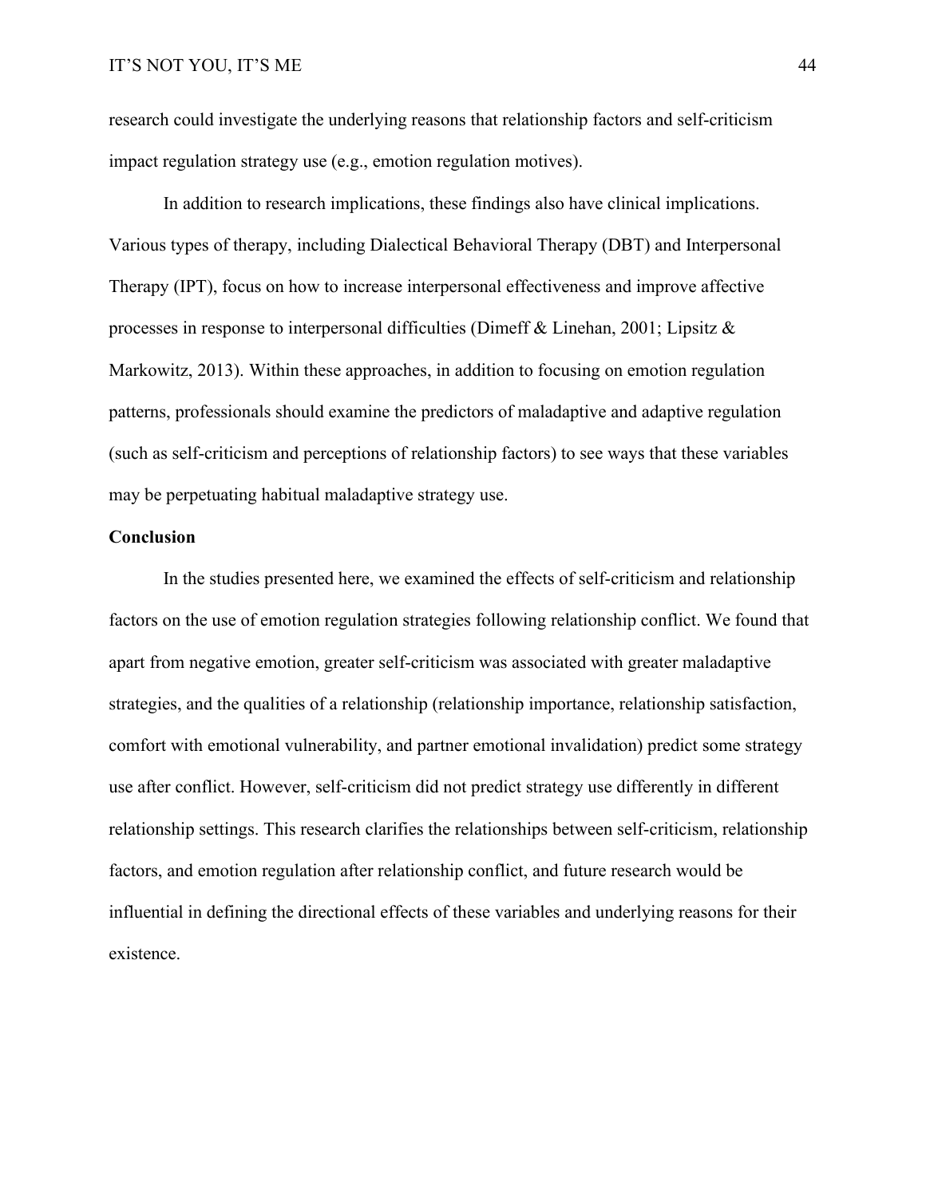research could investigate the underlying reasons that relationship factors and self-criticism impact regulation strategy use (e.g., emotion regulation motives).

In addition to research implications, these findings also have clinical implications. Various types of therapy, including Dialectical Behavioral Therapy (DBT) and Interpersonal Therapy (IPT), focus on how to increase interpersonal effectiveness and improve affective processes in response to interpersonal difficulties (Dimeff & Linehan, 2001; Lipsitz & Markowitz, 2013). Within these approaches, in addition to focusing on emotion regulation patterns, professionals should examine the predictors of maladaptive and adaptive regulation (such as self-criticism and perceptions of relationship factors) to see ways that these variables may be perpetuating habitual maladaptive strategy use.

## Conclusion

In the studies presented here, we examined the effects of self-criticism and relationship factors on the use of emotion regulation strategies following relationship conflict. We found that apart from negative emotion, greater self-criticism was associated with greater maladaptive strategies, and the qualities of a relationship (relationship importance, relationship satisfaction, comfort with emotional vulnerability, and partner emotional invalidation) predict some strategy use after conflict. However, self-criticism did not predict strategy use differently in different relationship settings. This research clarifies the relationships between self-criticism, relationship factors, and emotion regulation after relationship conflict, and future research would be influential in defining the directional effects of these variables and underlying reasons for their existence.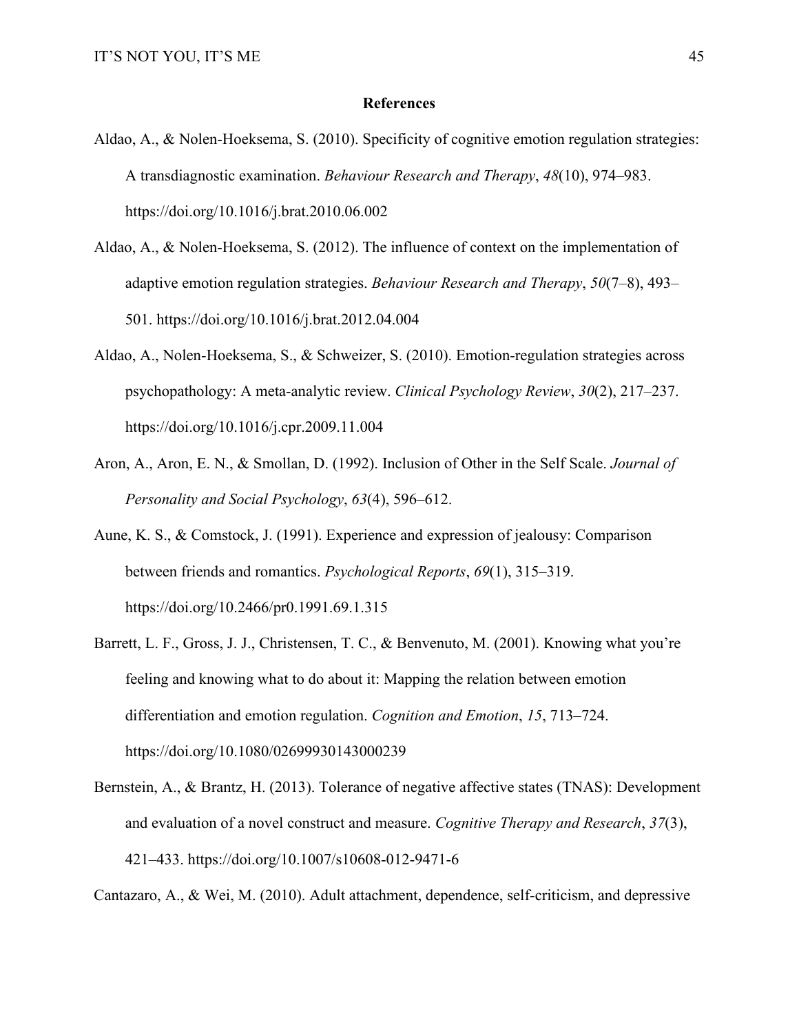# References

Aldao, A., & Nolen-Hoeksema, S. (2010). Specificity of cognitive emotion regulation strategies: A transdiagnostic examination. *Behaviour Research and Therapy*, *48*(10), 974–983. https://doi.org/10.1016/j.brat.2010.06.002

Aldao, A., & Nolen-Hoeksema, S. (2012). The influence of context on the implementation of adaptive emotion regulation strategies. *Behaviour Research and Therapy*, *50*(7–8), 493–501. https://doi.org/10.1016/j.brat.2012.04.004

Aldao, A., Nolen-Hoeksema, S., & Schweizer, S. (2010). Emotion-regulation strategies across psychopathology: A meta-analytic review. *Clinical Psychology Review*, *30*(2), 217–237. https://doi.org/10.1016/j.cpr.2009.11.004

Aron, A., Aron, E. N., & Smollan, D. (1992). Inclusion of Other in the Self Scale. *Journal of Personality and Social Psychology*, *63*(4), 596–612.

Aune, K. S., & Comstock, J. (1991). Experience and expression of jealousy: Comparison between friends and romantics. *Psychological Reports*, *69*(1), 315–319. https://doi.org/10.2466/pr0.1991.69.1.315

Barrett, L. F., Gross, J. J., Christensen, T. C., & Benvenuto, M. (2001). Knowing what you're feeling and knowing what to do about it: Mapping the relation between emotion differentiation and emotion regulation. *Cognition and Emotion*, *15*, 713–724. https://doi.org/10.1080/02699930143000239

Bernstein, A., & Brantz, H. (2013). Tolerance of negative affective states (TNAS): Development and evaluation of a novel construct and measure. *Cognitive Therapy and Research*, *37*(3), 421–433. https://doi.org/10.1007/s10608-012-9471-6

Cantazaro, A., & Wei, M. (2010). Adult attachment, dependence, self-criticism, and depressive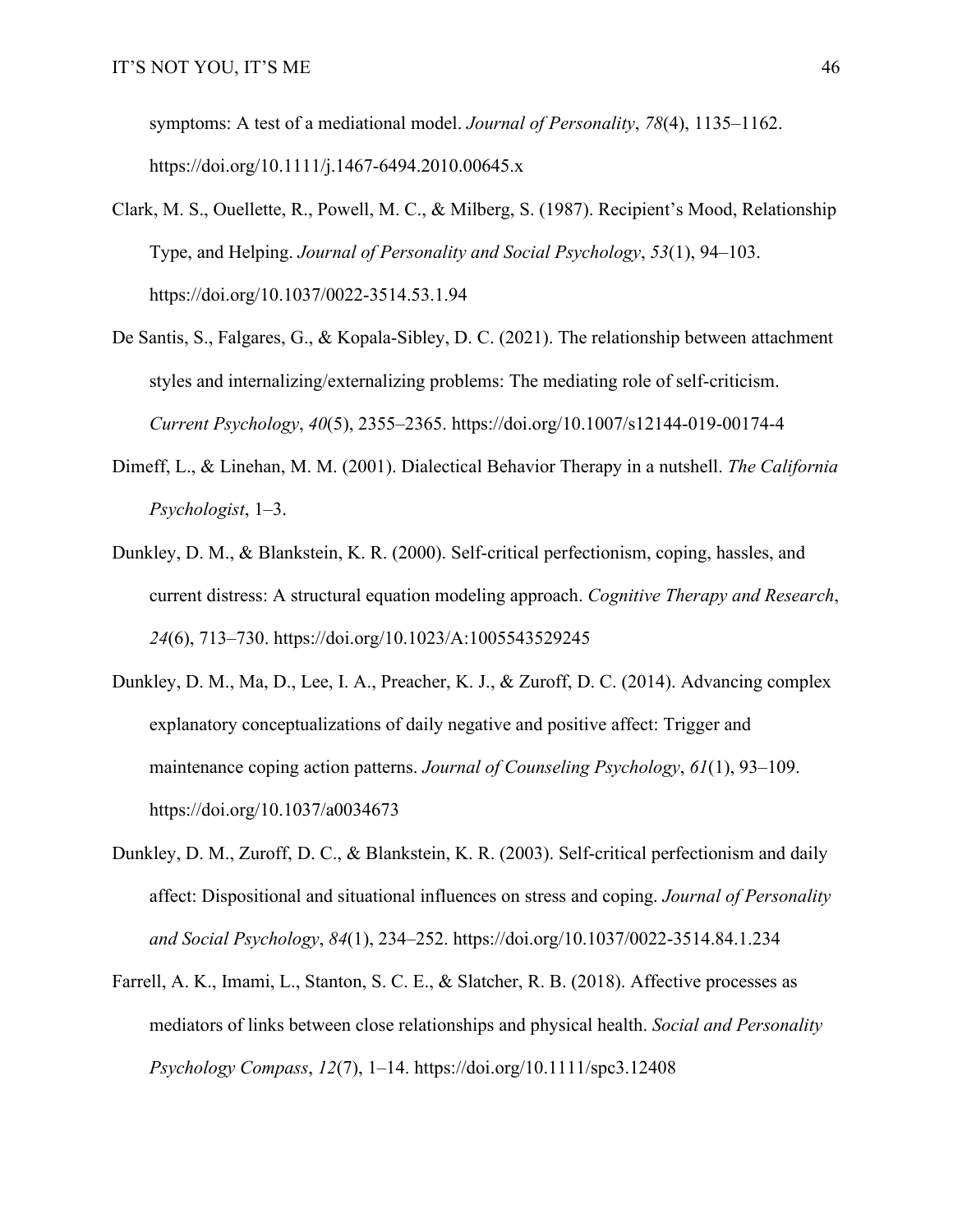symptoms: A test of a mediational model. *Journal of Personality*, *78*(4), 1135–1162. https://doi.org/10.1111/j.1467-6494.2010.00645.x

Clark, M. S., Ouellette, R., Powell, M. C., & Milberg, S. (1987). Recipient's Mood, Relationship Type, and Helping. *Journal of Personality and Social Psychology*, *53*(1), 94–103. https://doi.org/10.1037/0022-3514.53.1.94

De Santis, S., Falgares, G., & Kopala-Sibley, D. C. (2021). The relationship between attachment styles and internalizing/externalizing problems: The mediating role of self-criticism. *Current Psychology*, *40*(5), 2355–2365. https://doi.org/10.1007/s12144-019-00174-4

Dimeff, L., & Linehan, M. M. (2001). Dialectical Behavior Therapy in a nutshell. *The California Psychologist*, 1–3.

Dunkley, D. M., & Blankstein, K. R. (2000). Self-critical perfectionism, coping, hassles, and current distress: A structural equation modeling approach. *Cognitive Therapy and Research*, *24*(6), 713–730. https://doi.org/10.1023/A:1005543529245

Dunkley, D. M., Ma, D., Lee, I. A., Preacher, K. J., & Zuroff, D. C. (2014). Advancing complex explanatory conceptualizations of daily negative and positive affect: Trigger and maintenance coping action patterns. *Journal of Counseling Psychology*, *61*(1), 93–109. https://doi.org/10.1037/a0034673

Dunkley, D. M., Zuroff, D. C., & Blankstein, K. R. (2003). Self-critical perfectionism and daily affect: Dispositional and situational influences on stress and coping. *Journal of Personality and Social Psychology*, *84*(1), 234–252. https://doi.org/10.1037/0022-3514.84.1.234

Farrell, A. K., Imami, L., Stanton, S. C. E., & Slatcher, R. B. (2018). Affective processes as mediators of links between close relationships and physical health. *Social and Personality Psychology Compass*, *12*(7), 1–14. https://doi.org/10.1111/spc3.12408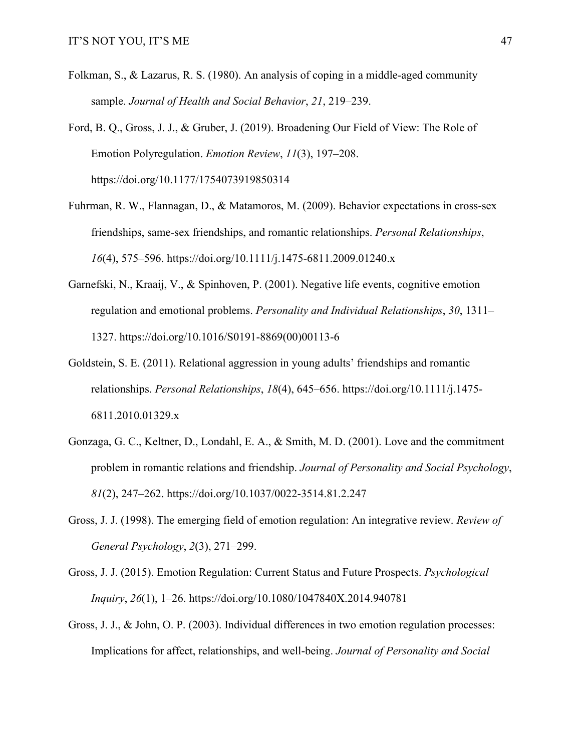Folkman, S., & Lazarus, R. S. (1980). An analysis of coping in a middle-aged community sample. *Journal of Health and Social Behavior*, *21*, 219–239.

Ford, B. Q., Gross, J. J., & Gruber, J. (2019). Broadening Our Field of View: The Role of Emotion Polyregulation. *Emotion Review*, *11*(3), 197–208. https://doi.org/10.1177/1754073919850314

Fuhrman, R. W., Flannagan, D., & Matamoros, M. (2009). Behavior expectations in cross-sex friendships, same-sex friendships, and romantic relationships. *Personal Relationships*, *16*(4), 575–596. https://doi.org/10.1111/j.1475-6811.2009.01240.x

Garnefski, N., Kraaij, V., & Spinhoven, P. (2001). Negative life events, cognitive emotion regulation and emotional problems. *Personality and Individual Relationships*, *30*, 1311–1327. https://doi.org/10.1016/S0191-8869(00)00113-6

Goldstein, S. E. (2011). Relational aggression in young adults' friendships and romantic relationships. *Personal Relationships*, *18*(4), 645–656. https://doi.org/10.1111/j.1475-6811.2010.01329.x

Gonzaga, G. C., Keltner, D., Londahl, E. A., & Smith, M. D. (2001). Love and the commitment problem in romantic relations and friendship. *Journal of Personality and Social Psychology*, *81*(2), 247–262. https://doi.org/10.1037/0022-3514.81.2.247

Gross, J. J. (1998). The emerging field of emotion regulation: An integrative review. *Review of General Psychology*, *2*(3), 271–299.

Gross, J. J. (2015). Emotion Regulation: Current Status and Future Prospects. *Psychological Inquiry*, *26*(1), 1–26. https://doi.org/10.1080/1047840X.2014.940781

Gross, J. J., & John, O. P. (2003). Individual differences in two emotion regulation processes: Implications for affect, relationships, and well-being. *Journal of Personality and Social*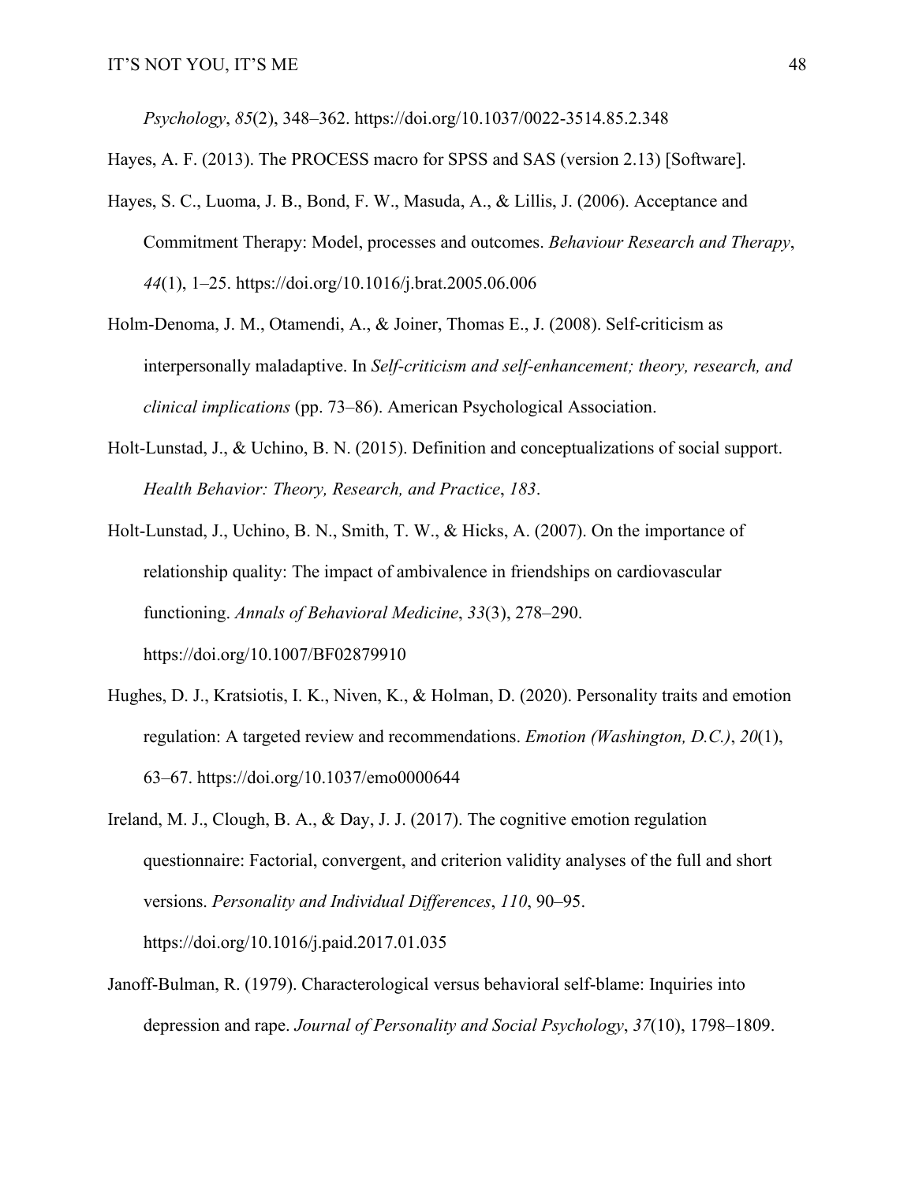*Psychology*, *85*(2), 348–362. https://doi.org/10.1037/0022-3514.85.2.348

Hayes, A. F. (2013). The PROCESS macro for SPSS and SAS (version 2.13) [Software].

Hayes, S. C., Luoma, J. B., Bond, F. W., Masuda, A., & Lillis, J. (2006). Acceptance and Commitment Therapy: Model, processes and outcomes. *Behaviour Research and Therapy*, *44*(1), 1–25. https://doi.org/10.1016/j.brat.2005.06.006

Holm-Denoma, J. M., Otamendi, A., & Joiner, Thomas E., J. (2008). Self-criticism as interpersonally maladaptive. In *Self-criticism and self-enhancement; theory, research, and clinical implications* (pp. 73–86). American Psychological Association.

Holt-Lunstad, J., & Uchino, B. N. (2015). Definition and conceptualizations of social support. *Health Behavior: Theory, Research, and Practice*, *183*.

Holt-Lunstad, J., Uchino, B. N., Smith, T. W., & Hicks, A. (2007). On the importance of relationship quality: The impact of ambivalence in friendships on cardiovascular functioning. *Annals of Behavioral Medicine*, *33*(3), 278–290. https://doi.org/10.1007/BF02879910

Hughes, D. J., Kratsiotis, I. K., Niven, K., & Holman, D. (2020). Personality traits and emotion regulation: A targeted review and recommendations. *Emotion (Washington, D.C.)*, *20*(1), 63–67. https://doi.org/10.1037/emo0000644

Ireland, M. J., Clough, B. A., & Day, J. J. (2017). The cognitive emotion regulation questionnaire: Factorial, convergent, and criterion validity analyses of the full and short versions. *Personality and Individual Differences*, *110*, 90–95. https://doi.org/10.1016/j.paid.2017.01.035

Janoff-Bulman, R. (1979). Characterological versus behavioral self-blame: Inquiries into depression and rape. *Journal of Personality and Social Psychology*, *37*(10), 1798–1809.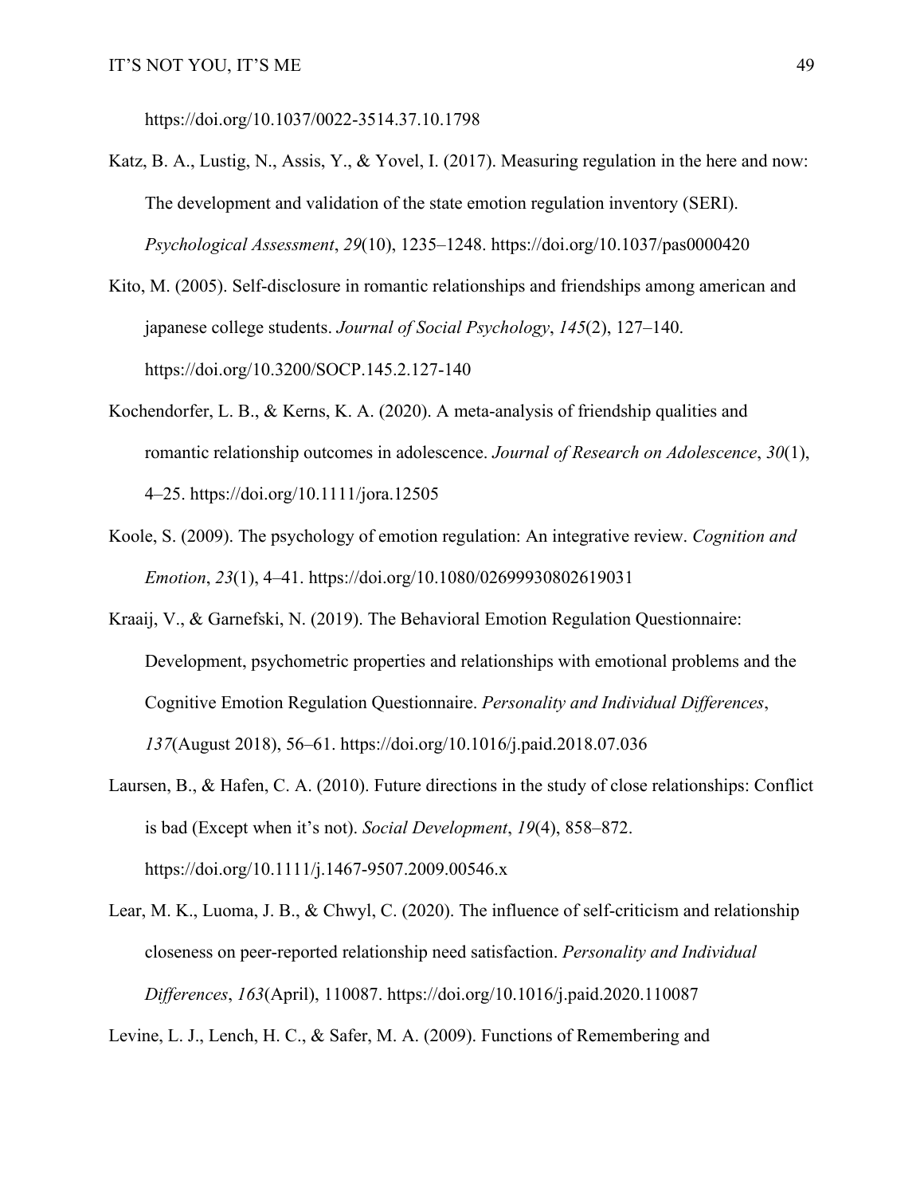https://doi.org/10.1037/0022-3514.37.10.1798

Katz, B. A., Lustig, N., Assis, Y., & Yovel, I. (2017). Measuring regulation in the here and now: The development and validation of the state emotion regulation inventory (SERI). *Psychological Assessment*, *29*(10), 1235–1248. https://doi.org/10.1037/pas0000420

Kito, M. (2005). Self-disclosure in romantic relationships and friendships among american and japanese college students. *Journal of Social Psychology*, *145*(2), 127–140. https://doi.org/10.3200/SOCP.145.2.127-140

Kochendorfer, L. B., & Kerns, K. A. (2020). A meta-analysis of friendship qualities and romantic relationship outcomes in adolescence. *Journal of Research on Adolescence*, *30*(1), 4–25. https://doi.org/10.1111/jora.12505

Koole, S. (2009). The psychology of emotion regulation: An integrative review. *Cognition and Emotion*, *23*(1), 4–41. https://doi.org/10.1080/02699930802619031

Kraaij, V., & Garnefski, N. (2019). The Behavioral Emotion Regulation Questionnaire: Development, psychometric properties and relationships with emotional problems and the Cognitive Emotion Regulation Questionnaire. *Personality and Individual Differences*, *137*(August 2018), 56–61. https://doi.org/10.1016/j.paid.2018.07.036

Laursen, B., & Hafen, C. A. (2010). Future directions in the study of close relationships: Conflict is bad (Except when it's not). *Social Development*, *19*(4), 858–872. https://doi.org/10.1111/j.1467-9507.2009.00546.x

Lear, M. K., Luoma, J. B., & Chwyl, C. (2020). The influence of self-criticism and relationship closeness on peer-reported relationship need satisfaction. *Personality and Individual Differences*, *163*(April), 110087. https://doi.org/10.1016/j.paid.2020.110087

Levine, L. J., Lench, H. C., & Safer, M. A. (2009). Functions of Remembering and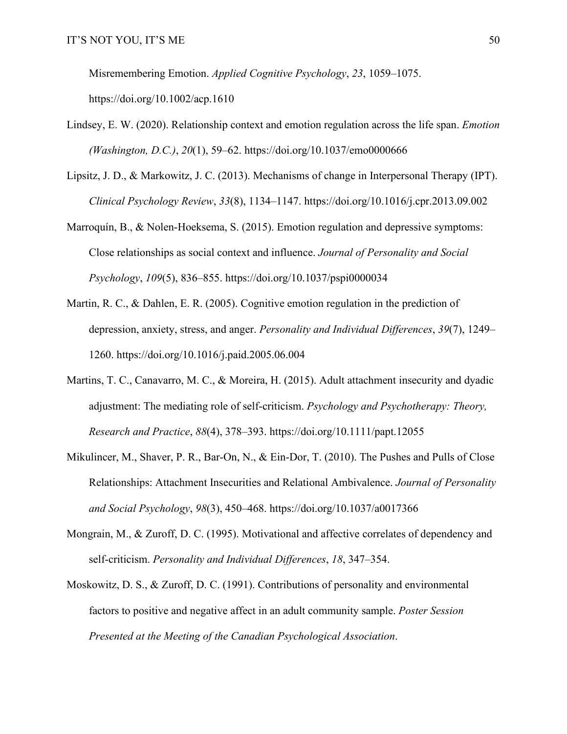Misremembering Emotion. *Applied Cognitive Psychology*, *23*, 1059–1075. https://doi.org/10.1002/acp.1610

Lindsey, E. W. (2020). Relationship context and emotion regulation across the life span. *Emotion (Washington, D.C.)*, *20*(1), 59–62. https://doi.org/10.1037/emo0000666

Lipsitz, J. D., & Markowitz, J. C. (2013). Mechanisms of change in Interpersonal Therapy (IPT). *Clinical Psychology Review*, *33*(8), 1134–1147. https://doi.org/10.1016/j.cpr.2013.09.002

Marroquín, B., & Nolen-Hoeksema, S. (2015). Emotion regulation and depressive symptoms: Close relationships as social context and influence. *Journal of Personality and Social Psychology*, *109*(5), 836–855. https://doi.org/10.1037/pspi0000034

Martin, R. C., & Dahlen, E. R. (2005). Cognitive emotion regulation in the prediction of depression, anxiety, stress, and anger. *Personality and Individual Differences*, *39*(7), 1249–1260. https://doi.org/10.1016/j.paid.2005.06.004

Martins, T. C., Canavarro, M. C., & Moreira, H. (2015). Adult attachment insecurity and dyadic adjustment: The mediating role of self-criticism. *Psychology and Psychotherapy: Theory, Research and Practice*, *88*(4), 378–393. https://doi.org/10.1111/papt.12055

Mikulincer, M., Shaver, P. R., Bar-On, N., & Ein-Dor, T. (2010). The Pushes and Pulls of Close Relationships: Attachment Insecurities and Relational Ambivalence. *Journal of Personality and Social Psychology*, *98*(3), 450–468. https://doi.org/10.1037/a0017366

Mongrain, M., & Zuroff, D. C. (1995). Motivational and affective correlates of dependency and self-criticism. *Personality and Individual Differences*, *18*, 347–354.

Moskowitz, D. S., & Zuroff, D. C. (1991). Contributions of personality and environmental factors to positive and negative affect in an adult community sample. *Poster Session Presented at the Meeting of the Canadian Psychological Association*.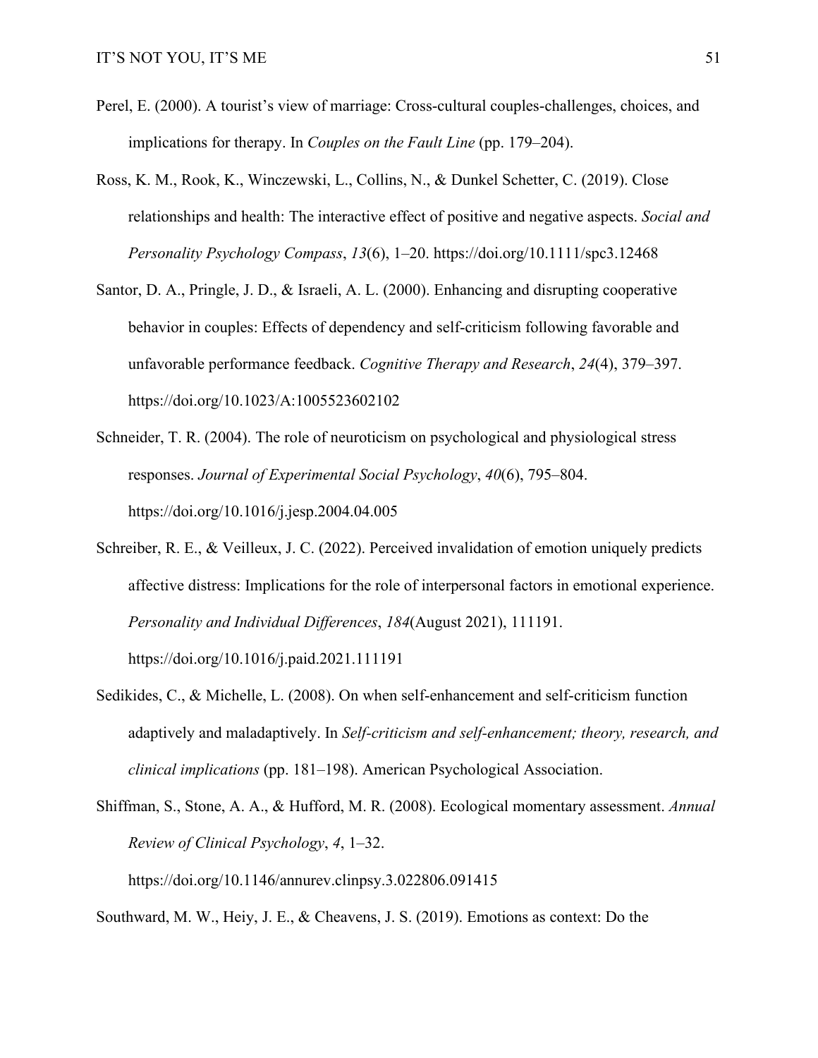Perel, E. (2000). A tourist's view of marriage: Cross-cultural couples-challenges, choices, and implications for therapy. In *Couples on the Fault Line* (pp. 179–204).

Ross, K. M., Rook, K., Winczewski, L., Collins, N., & Dunkel Schetter, C. (2019). Close relationships and health: The interactive effect of positive and negative aspects. *Social and Personality Psychology Compass*, *13*(6), 1–20. https://doi.org/10.1111/spc3.12468

Santor, D. A., Pringle, J. D., & Israeli, A. L. (2000). Enhancing and disrupting cooperative behavior in couples: Effects of dependency and self-criticism following favorable and unfavorable performance feedback. *Cognitive Therapy and Research*, *24*(4), 379–397. https://doi.org/10.1023/A:1005523602102

Schneider, T. R. (2004). The role of neuroticism on psychological and physiological stress responses. *Journal of Experimental Social Psychology*, *40*(6), 795–804. https://doi.org/10.1016/j.jesp.2004.04.005

Schreiber, R. E., & Veilleux, J. C. (2022). Perceived invalidation of emotion uniquely predicts affective distress: Implications for the role of interpersonal factors in emotional experience. *Personality and Individual Differences*, *184*(August 2021), 111191. https://doi.org/10.1016/j.paid.2021.111191

Sedikides, C., & Michelle, L. (2008). On when self-enhancement and self-criticism function adaptively and maladaptively. In *Self-criticism and self-enhancement; theory, research, and clinical implications* (pp. 181–198). American Psychological Association.

Shiffman, S., Stone, A. A., & Hufford, M. R. (2008). Ecological momentary assessment. *Annual Review of Clinical Psychology*, *4*, 1–32. https://doi.org/10.1146/annurev.clinpsy.3.022806.091415

Southward, M. W., Heiy, J. E., & Cheavens, J. S. (2019). Emotions as context: Do the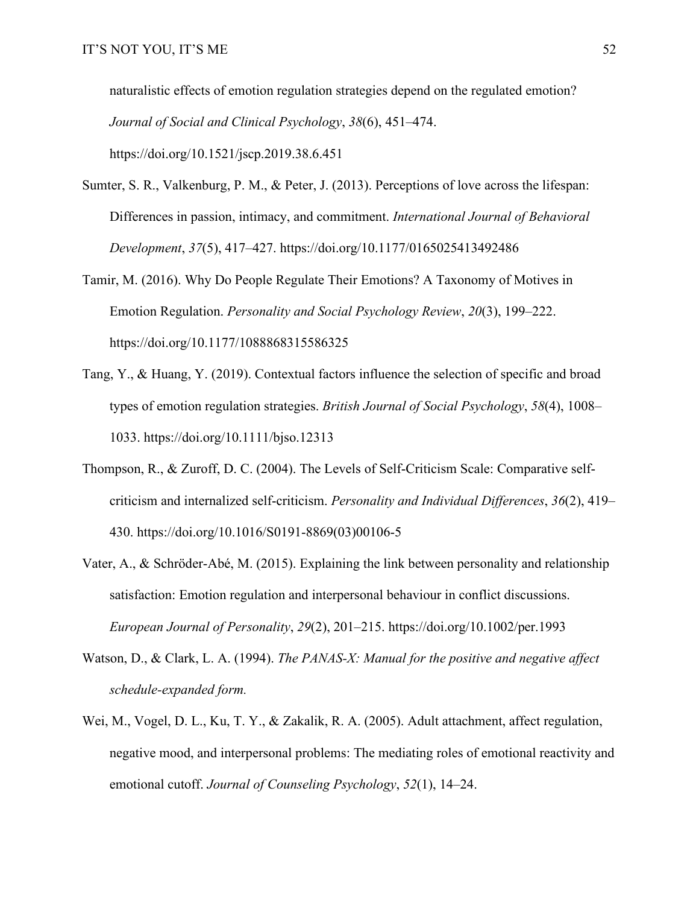naturalistic effects of emotion regulation strategies depend on the regulated emotion? *Journal of Social and Clinical Psychology*, *38*(6), 451–474. https://doi.org/10.1521/jscp.2019.38.6.451

Sumter, S. R., Valkenburg, P. M., & Peter, J. (2013). Perceptions of love across the lifespan: Differences in passion, intimacy, and commitment. *International Journal of Behavioral Development*, *37*(5), 417–427. https://doi.org/10.1177/0165025413492486

Tamir, M. (2016). Why Do People Regulate Their Emotions? A Taxonomy of Motives in Emotion Regulation. *Personality and Social Psychology Review*, *20*(3), 199–222. https://doi.org/10.1177/1088868315586325

Tang, Y., & Huang, Y. (2019). Contextual factors influence the selection of specific and broad types of emotion regulation strategies. *British Journal of Social Psychology*, *58*(4), 1008–1033. https://doi.org/10.1111/bjso.12313

Thompson, R., & Zuroff, D. C. (2004). The Levels of Self-Criticism Scale: Comparative self-criticism and internalized self-criticism. *Personality and Individual Differences*, *36*(2), 419–430. https://doi.org/10.1016/S0191-8869(03)00106-5

Vater, A., & Schröder-Abé, M. (2015). Explaining the link between personality and relationship satisfaction: Emotion regulation and interpersonal behaviour in conflict discussions. *European Journal of Personality*, *29*(2), 201–215. https://doi.org/10.1002/per.1993

Watson, D., & Clark, L. A. (1994). *The PANAS-X: Manual for the positive and negative affect schedule-expanded form.*

Wei, M., Vogel, D. L., Ku, T. Y., & Zakalik, R. A. (2005). Adult attachment, affect regulation, negative mood, and interpersonal problems: The mediating roles of emotional reactivity and emotional cutoff. *Journal of Counseling Psychology*, *52*(1), 14–24.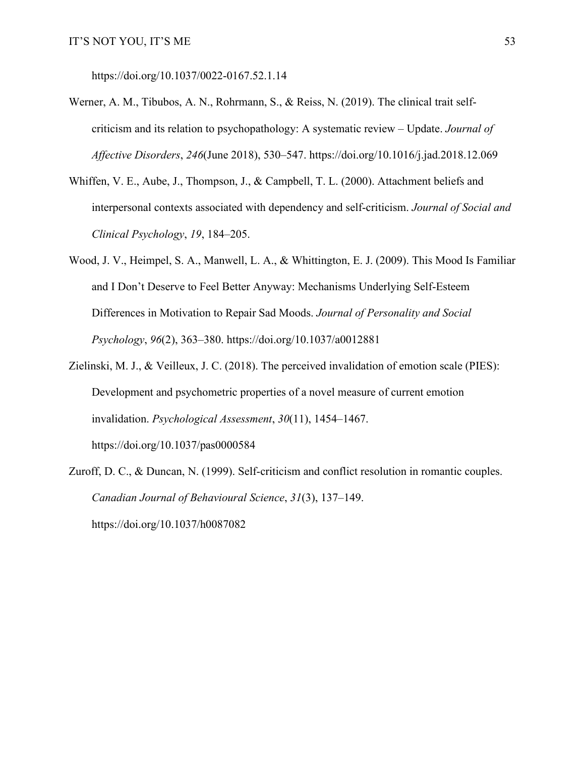https://doi.org/10.1037/0022-0167.52.1.14

Werner, A. M., Tibubos, A. N., Rohrmann, S., & Reiss, N. (2019). The clinical trait self-criticism and its relation to psychopathology: A systematic review – Update. *Journal of Affective Disorders*, *246*(June 2018), 530–547. https://doi.org/10.1016/j.jad.2018.12.069

Whiffen, V. E., Aube, J., Thompson, J., & Campbell, T. L. (2000). Attachment beliefs and interpersonal contexts associated with dependency and self-criticism. *Journal of Social and Clinical Psychology*, *19*, 184–205.

Wood, J. V., Heimpel, S. A., Manwell, L. A., & Whittington, E. J. (2009). This Mood Is Familiar and I Don't Deserve to Feel Better Anyway: Mechanisms Underlying Self-Esteem Differences in Motivation to Repair Sad Moods. *Journal of Personality and Social Psychology*, *96*(2), 363–380. https://doi.org/10.1037/a0012881

Zielinski, M. J., & Veilleux, J. C. (2018). The perceived invalidation of emotion scale (PIES): Development and psychometric properties of a novel measure of current emotion invalidation. *Psychological Assessment*, *30*(11), 1454–1467. https://doi.org/10.1037/pas0000584

Zuroff, D. C., & Duncan, N. (1999). Self-criticism and conflict resolution in romantic couples. *Canadian Journal of Behavioural Science*, *31*(3), 137–149. https://doi.org/10.1037/h0087082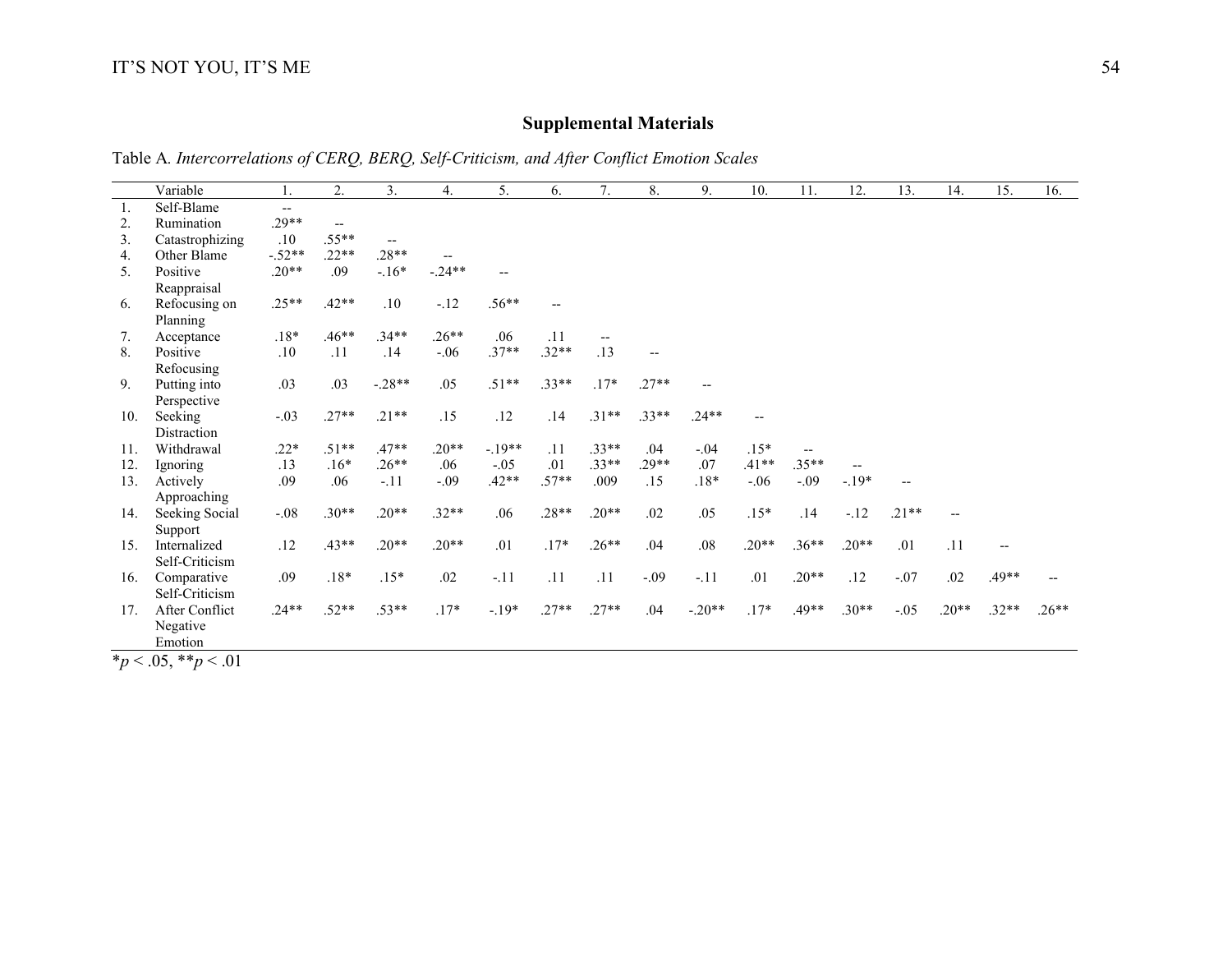## Supplemental Materials

Table A. *Intercorrelations of CERQ, BERQ, Self-Criticism, and After Conflict Emotion Scales*

| | Variable | 1. | 2. | 3. | 4. | 5. | 6. | 7. | 8. | 9. | 10. | 11. | 12. | 13. | 14. | 15. | 16. |
|---|---|---|---|---|---|---|---|---|---|---|---|---|---|---|---|---|---|
| 1. | Self-Blame | -- | | | | | | | | | | | | | | | |
| 2. | Rumination | .29** | -- | | | | | | | | | | | | | | |
| 3. | Catastrophizing | .10 | .55** | -- | | | | | | | | | | | | | |
| 4. | Other Blame | -.52** | .22** | .28** | -- | | | | | | | | | | | | |
| 5. | Positive Reappraisal | .20** | .09 | -.16* | -.24** | -- | | | | | | | | | | | |
| 6. | Refocusing on Planning | .25** | .42** | .10 | -.12 | .56** | -- | | | | | | | | | | |
| 7. | Acceptance | .18* | .46** | .34** | .26** | .06 | .11 | -- | | | | | | | | | |
| 8. | Positive Refocusing | .10 | .11 | .14 | -.06 | .37** | .32** | .13 | -- | | | | | | | | |
| 9. | Putting into Perspective | .03 | .03 | -.28** | .05 | .51** | .33** | .17* | .27** | -- | | | | | | | |
| 10. | Seeking Distraction | -.03 | .27** | .21** | .15 | .12 | .14 | .31** | .33** | .24** | -- | | | | | | |
| 11. | Withdrawal | .22* | .51** | .47** | .20** | -.19** | .11 | .33** | .04 | -.04 | .15* | -- | | | | | |
| 12. | Ignoring | .13 | .16* | .26** | .06 | -.05 | .01 | .33** | .29** | .07 | .41** | .35** | -- | | | | |
| 13. | Actively Approaching | .09 | .06 | -.11 | -.09 | .42** | .57** | .009 | .15 | .18* | -.06 | -.09 | -.19* | -- | | | |
| 14. | Seeking Social Support | -.08 | .30** | .20** | .32** | .06 | .28** | .20** | .02 | .05 | .15* | .14 | -.12 | .21** | -- | | |
| 15. | Internalized Self-Criticism | .12 | .43** | .20** | .20** | .01 | .17* | .26** | .04 | .08 | .20** | .36** | .20** | .01 | .11 | -- | |
| 16. | Comparative Self-Criticism | .09 | .18* | .15* | .02 | -.11 | .11 | .11 | -.09 | -.11 | .01 | .20** | .12 | -.07 | .02 | .49** | -- |
| 17. | After Conflict Negative Emotion | .24** | .52** | .53** | .17* | -.19* | .27** | .27** | .04 | -.20** | .17* | .49** | .30** | -.05 | .20** | .32** | .26** |

*$p < .05$, **$p < .01$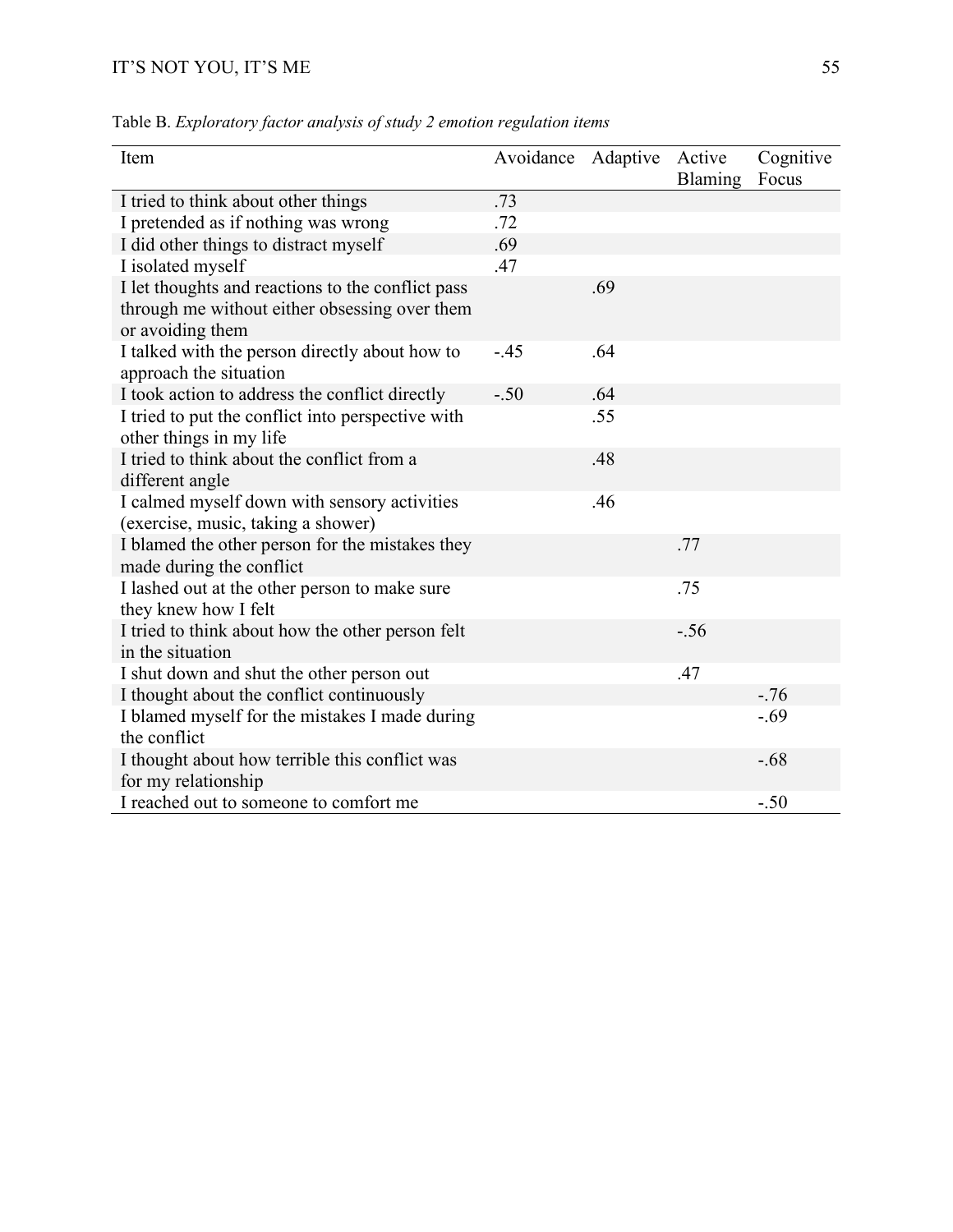Table B. *Exploratory factor analysis of study 2 emotion regulation items*

| Item | Avoidance | Adaptive | Active Blaming | Cognitive Focus |
|---|---|---|---|---|
| I tried to think about other things | .73 | | | |
| I pretended as if nothing was wrong | .72 | | | |
| I did other things to distract myself | .69 | | | |
| I isolated myself | .47 | | | |
| I let thoughts and reactions to the conflict pass through me without either obsessing over them or avoiding them | | .69 | | |
| I talked with the person directly about how to approach the situation | -.45 | .64 | | |
| I took action to address the conflict directly | -.50 | .64 | | |
| I tried to put the conflict into perspective with other things in my life | | .55 | | |
| I tried to think about the conflict from a different angle | | .48 | | |
| I calmed myself down with sensory activities (exercise, music, taking a shower) | | .46 | | |
| I blamed the other person for the mistakes they made during the conflict | | | .77 | |
| I lashed out at the other person to make sure they knew how I felt | | | .75 | |
| I tried to think about how the other person felt in the situation | | | -.56 | |
| I shut down and shut the other person out | | | .47 | |
| I thought about the conflict continuously | | | | -.76 |
| I blamed myself for the mistakes I made during the conflict | | | | -.69 |
| I thought about how terrible this conflict was for my relationship | | | | -.68 |
| I reached out to someone to comfort me | | | | -.50 |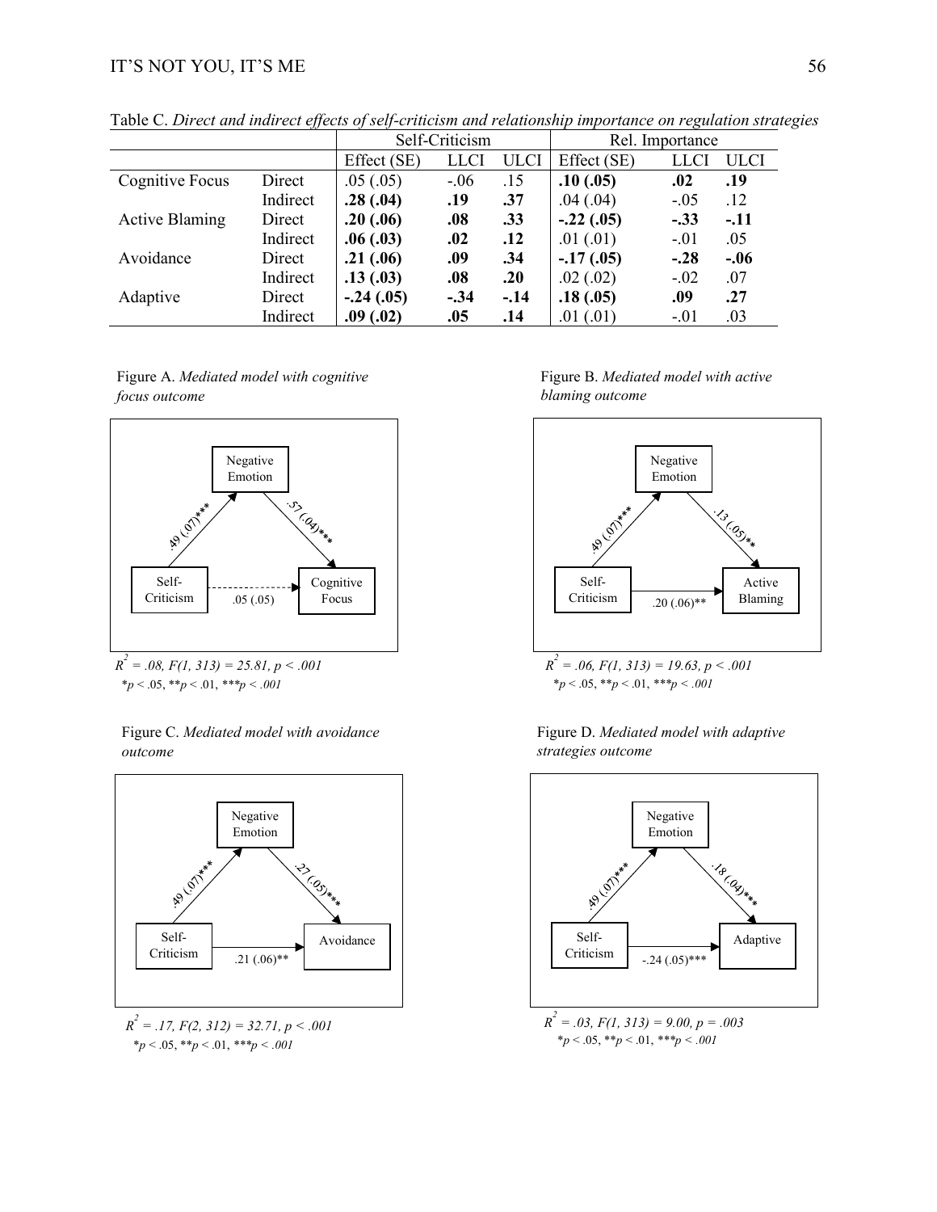Table C. *Direct and indirect effects of self-criticism and relationship importance on regulation strategies*

| | | Self-Criticism | | | Rel. Importance | | |
|---|---|---|---|---|---|---|---|
| | | Effect (SE) | LLCI | ULCI | Effect (SE) | LLCI | ULCI |
| Cognitive Focus | Direct | .05 (.05) | -.06 | .15 | **.10 (.05)** | **.02** | **.19** |
| | Indirect | **.28 (.04)** | **.19** | **.37** | .04 (.04) | -.05 | .12 |
| Active Blaming | Direct | **.20 (.06)** | **.08** | **.33** | **-.22 (.05)** | **-.33** | **-.11** |
| | Indirect | **.06 (.03)** | **.02** | **.12** | .01 (.01) | -.01 | .05 |
| Avoidance | Direct | **.21 (.06)** | **.09** | **.34** | **-.17 (.05)** | **-.28** | **-.06** |
| | Indirect | **.13 (.03)** | **.08** | **.20** | .02 (.02) | -.02 | .07 |
| Adaptive | Direct | **-.24 (.05)** | **-.34** | **-.14** | **.18 (.05)** | **.09** | **.27** |
| | Indirect | **.09 (.02)** | **.05** | **.14** | .01 (.01) | -.01 | .03 |

Figure A. *Mediated model with cognitive focus outcome*

Negative Emotion; Self-Criticism → Negative Emotion: .49 (.07)***; Negative Emotion → Cognitive Focus: .57 (.04)***; Self-Criticism → Cognitive Focus: .05 (.05)

*$R^2$ = .08, F(1, 313) = 25.81, p < .001*
*p < .05, **p < .01, ***p < .001

Figure B. *Mediated model with active blaming outcome*

Negative Emotion; Self-Criticism → Negative Emotion: .49 (.07)***; Negative Emotion → Active Blaming: .13 (.05)**; Self-Criticism → Active Blaming: .20 (.06)**

*$R^2$ = .06, F(1, 313) = 19.63, p < .001*
*p < .05, **p < .01, ***p < .001

Figure C. *Mediated model with avoidance outcome*

Negative Emotion; Self-Criticism → Negative Emotion: .49 (.07)***; Negative Emotion → Avoidance: .27 (.05)***; Self-Criticism → Avoidance: .21 (.06)**

*$R^2$ = .17, F(2, 312) = 32.71, p < .001*
*p < .05, **p < .01, ***p < .001

Figure D. *Mediated model with adaptive strategies outcome*

Negative Emotion; Self-Criticism → Negative Emotion: .49 (.07)***; Negative Emotion → Adaptive: .18 (.04)***; Self-Criticism → Adaptive: -.24 (.05)***

*$R^2$ = .03, F(1, 313) = 9.00, p = .003*
*p < .05, **p < .01, ***p < .001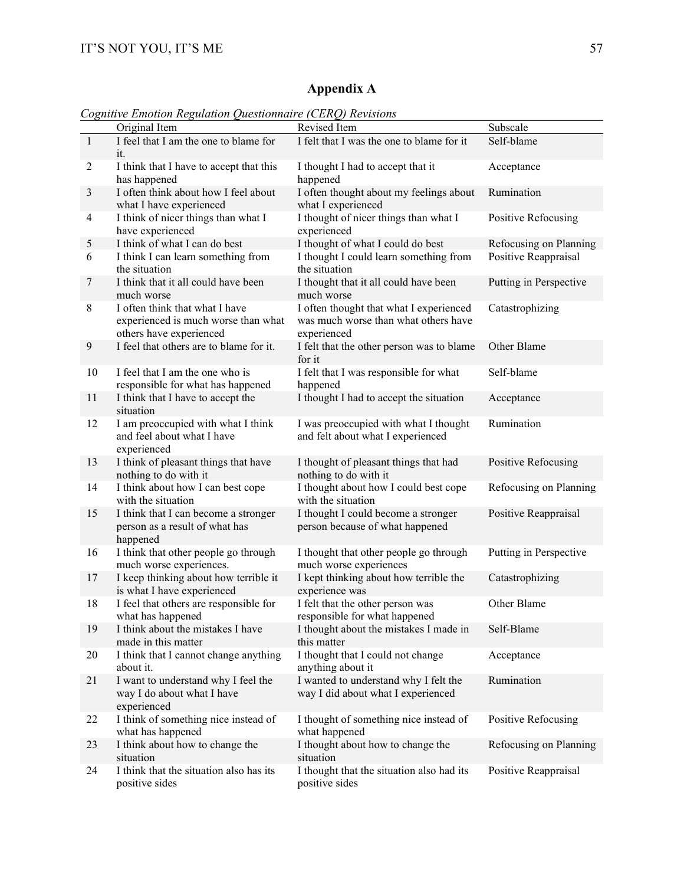# Appendix A

*Cognitive Emotion Regulation Questionnaire (CERQ) Revisions*

| | Original Item | Revised Item | Subscale |
|---|---|---|---|
| 1 | I feel that I am the one to blame for it. | I felt that I was the one to blame for it | Self-blame |
| 2 | I think that I have to accept that this has happened | I thought I had to accept that it happened | Acceptance |
| 3 | I often think about how I feel about what I have experienced | I often thought about my feelings about what I experienced | Rumination |
| 4 | I think of nicer things than what I have experienced | I thought of nicer things than what I experienced | Positive Refocusing |
| 5 | I think of what I can do best | I thought of what I could do best | Refocusing on Planning |
| 6 | I think I can learn something from the situation | I thought I could learn something from the situation | Positive Reappraisal |
| 7 | I think that it all could have been much worse | I thought that it all could have been much worse | Putting in Perspective |
| 8 | I often think that what I have experienced is much worse than what others have experienced | I often thought that what I experienced was much worse than what others have experienced | Catastrophizing |
| 9 | I feel that others are to blame for it. | I felt that the other person was to blame for it | Other Blame |
| 10 | I feel that I am the one who is responsible for what has happened | I felt that I was responsible for what happened | Self-blame |
| 11 | I think that I have to accept the situation | I thought I had to accept the situation | Acceptance |
| 12 | I am preoccupied with what I think and feel about what I have experienced | I was preoccupied with what I thought and felt about what I experienced | Rumination |
| 13 | I think of pleasant things that have nothing to do with it | I thought of pleasant things that had nothing to do with it | Positive Refocusing |
| 14 | I think about how I can best cope with the situation | I thought about how I could best cope with the situation | Refocusing on Planning |
| 15 | I think that I can become a stronger person as a result of what has happened | I thought I could become a stronger person because of what happened | Positive Reappraisal |
| 16 | I think that other people go through much worse experiences. | I thought that other people go through much worse experiences | Putting in Perspective |
| 17 | I keep thinking about how terrible it is what I have experienced | I kept thinking about how terrible the experience was | Catastrophizing |
| 18 | I feel that others are responsible for what has happened | I felt that the other person was responsible for what happened | Other Blame |
| 19 | I think about the mistakes I have made in this matter | I thought about the mistakes I made in this matter | Self-Blame |
| 20 | I think that I cannot change anything about it. | I thought that I could not change anything about it | Acceptance |
| 21 | I want to understand why I feel the way I do about what I have experienced | I wanted to understand why I felt the way I did about what I experienced | Rumination |
| 22 | I think of something nice instead of what has happened | I thought of something nice instead of what happened | Positive Refocusing |
| 23 | I think about how to change the situation | I thought about how to change the situation | Refocusing on Planning |
| 24 | I think that the situation also has its positive sides | I thought that the situation also had its positive sides | Positive Reappraisal |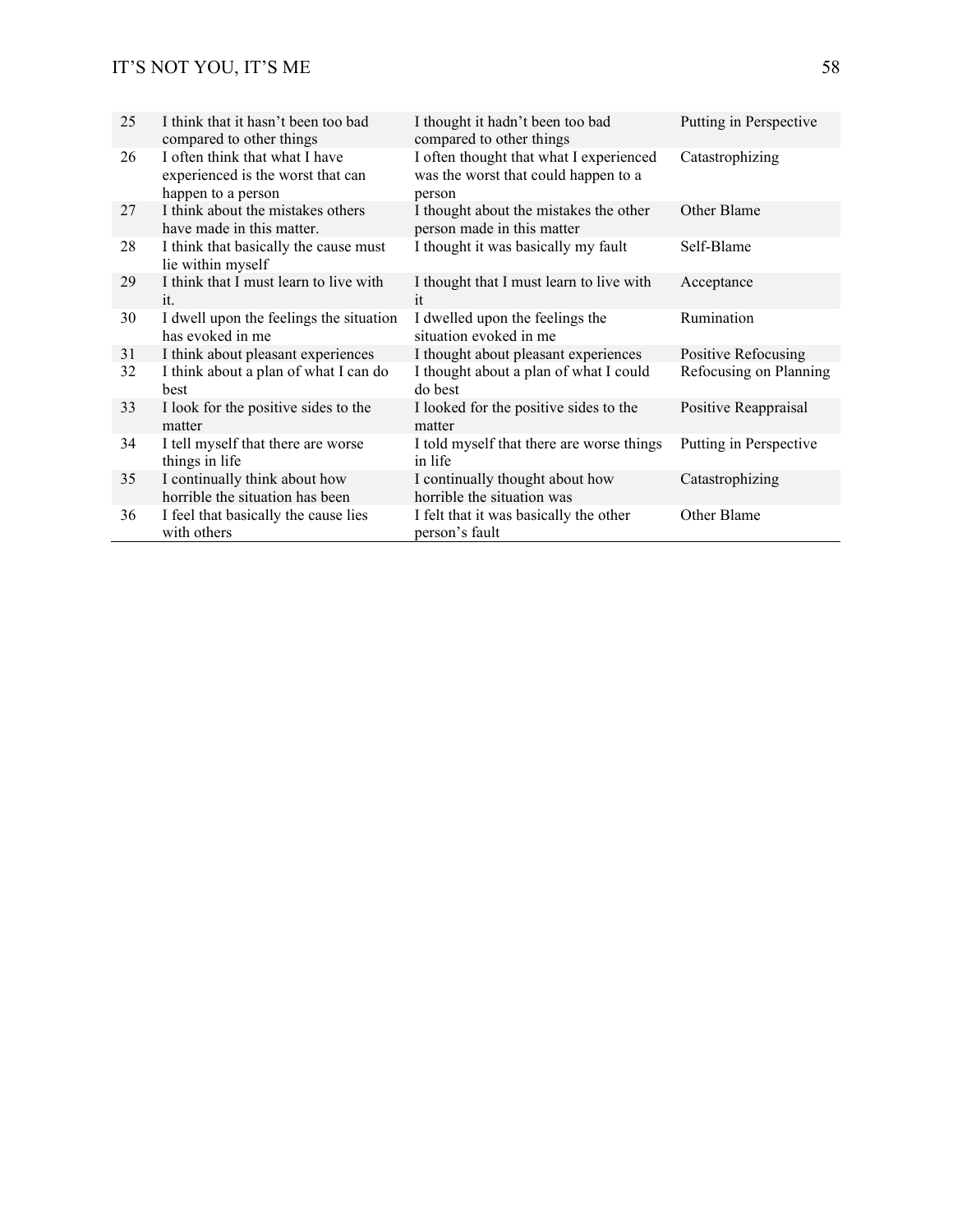| | | | |
|---|---|---|---|
| 25 | I think that it hasn't been too bad compared to other things | I thought it hadn't been too bad compared to other things | Putting in Perspective |
| 26 | I often think that what I have experienced is the worst that can happen to a person | I often thought that what I experienced was the worst that could happen to a person | Catastrophizing |
| 27 | I think about the mistakes others have made in this matter. | I thought about the mistakes the other person made in this matter | Other Blame |
| 28 | I think that basically the cause must lie within myself | I thought it was basically my fault | Self-Blame |
| 29 | I think that I must learn to live with it. | I thought that I must learn to live with it | Acceptance |
| 30 | I dwell upon the feelings the situation has evoked in me | I dwelled upon the feelings the situation evoked in me | Rumination |
| 31 | I think about pleasant experiences | I thought about pleasant experiences | Positive Refocusing |
| 32 | I think about a plan of what I can do best | I thought about a plan of what I could do best | Refocusing on Planning |
| 33 | I look for the positive sides to the matter | I looked for the positive sides to the matter | Positive Reappraisal |
| 34 | I tell myself that there are worse things in life | I told myself that there are worse things in life | Putting in Perspective |
| 35 | I continually think about how horrible the situation has been | I continually thought about how horrible the situation was | Catastrophizing |
| 36 | I feel that basically the cause lies with others | I felt that it was basically the other person's fault | Other Blame |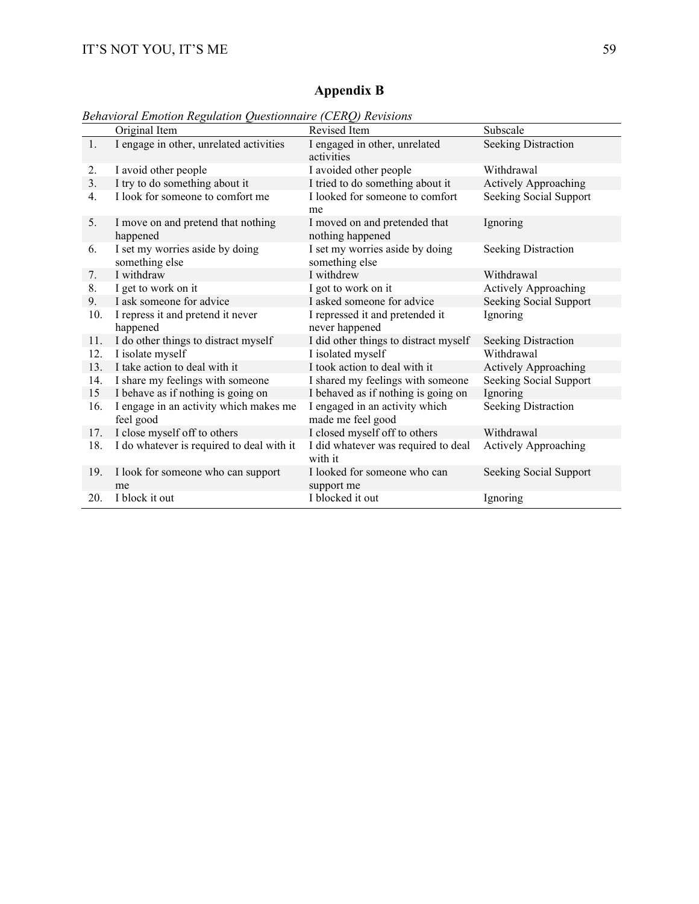# Appendix B

*Behavioral Emotion Regulation Questionnaire (CERQ) Revisions*

| | Original Item | Revised Item | Subscale |
|---|---|---|---|
| 1. | I engage in other, unrelated activities | I engaged in other, unrelated activities | Seeking Distraction |
| 2. | I avoid other people | I avoided other people | Withdrawal |
| 3. | I try to do something about it | I tried to do something about it | Actively Approaching |
| 4. | I look for someone to comfort me | I looked for someone to comfort me | Seeking Social Support |
| 5. | I move on and pretend that nothing happened | I moved on and pretended that nothing happened | Ignoring |
| 6. | I set my worries aside by doing something else | I set my worries aside by doing something else | Seeking Distraction |
| 7. | I withdraw | I withdrew | Withdrawal |
| 8. | I get to work on it | I got to work on it | Actively Approaching |
| 9. | I ask someone for advice | I asked someone for advice | Seeking Social Support |
| 10. | I repress it and pretend it never happened | I repressed it and pretended it never happened | Ignoring |
| 11. | I do other things to distract myself | I did other things to distract myself | Seeking Distraction |
| 12. | I isolate myself | I isolated myself | Withdrawal |
| 13. | I take action to deal with it | I took action to deal with it | Actively Approaching |
| 14. | I share my feelings with someone | I shared my feelings with someone | Seeking Social Support |
| 15 | I behave as if nothing is going on | I behaved as if nothing is going on | Ignoring |
| 16. | I engage in an activity which makes me feel good | I engaged in an activity which made me feel good | Seeking Distraction |
| 17. | I close myself off to others | I closed myself off to others | Withdrawal |
| 18. | I do whatever is required to deal with it | I did whatever was required to deal with it | Actively Approaching |
| 19. | I look for someone who can support me | I looked for someone who can support me | Seeking Social Support |
| 20. | I block it out | I blocked it out | Ignoring |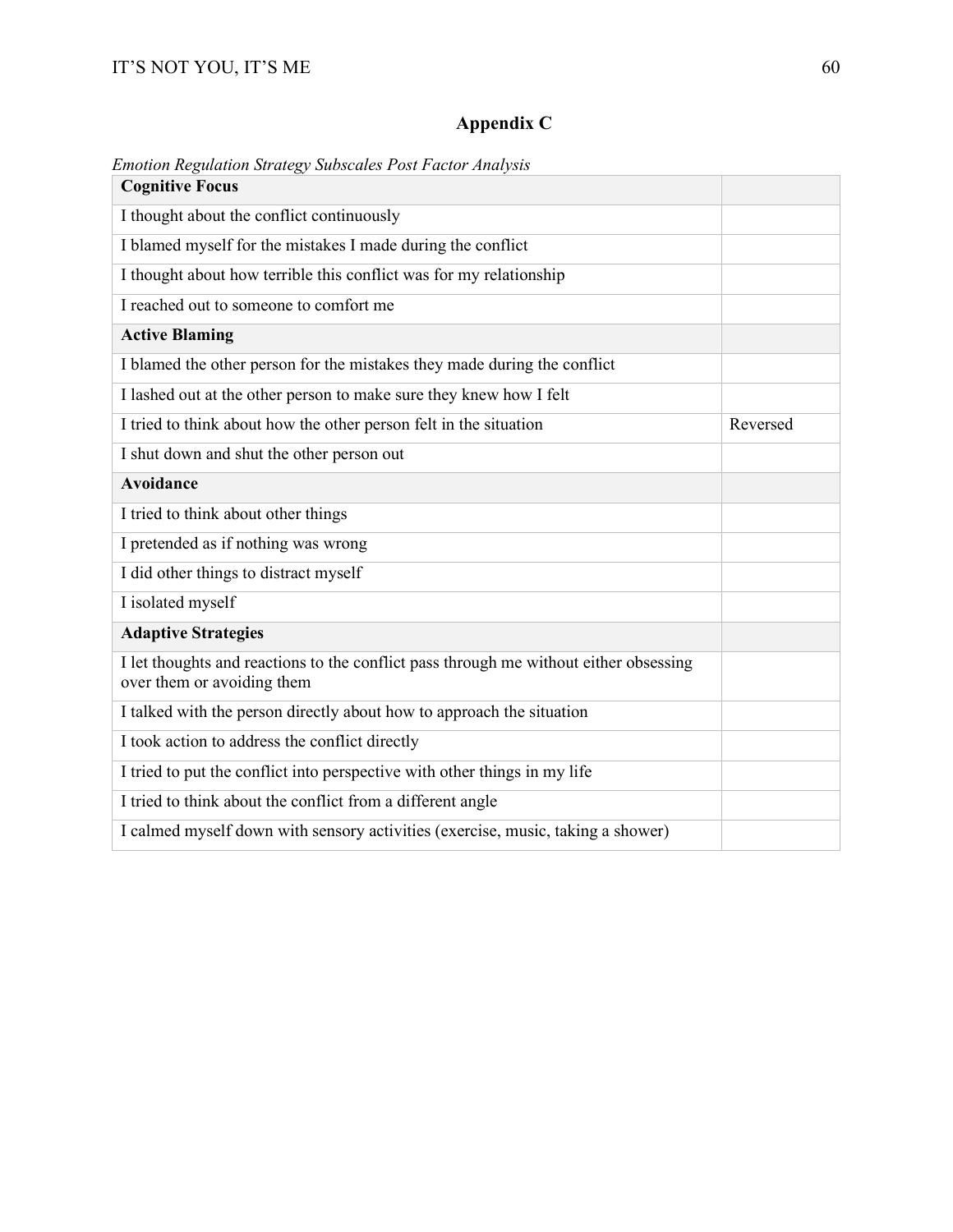## Appendix C

*Emotion Regulation Strategy Subscales Post Factor Analysis*

| **Cognitive Focus** | |
|---|---|
| I thought about the conflict continuously | |
| I blamed myself for the mistakes I made during the conflict | |
| I thought about how terrible this conflict was for my relationship | |
| I reached out to someone to comfort me | |
| **Active Blaming** | |
| I blamed the other person for the mistakes they made during the conflict | |
| I lashed out at the other person to make sure they knew how I felt | |
| I tried to think about how the other person felt in the situation | Reversed |
| I shut down and shut the other person out | |
| **Avoidance** | |
| I tried to think about other things | |
| I pretended as if nothing was wrong | |
| I did other things to distract myself | |
| I isolated myself | |
| **Adaptive Strategies** | |
| I let thoughts and reactions to the conflict pass through me without either obsessing over them or avoiding them | |
| I talked with the person directly about how to approach the situation | |
| I took action to address the conflict directly | |
| I tried to put the conflict into perspective with other things in my life | |
| I tried to think about the conflict from a different angle | |
| I calmed myself down with sensory activities (exercise, music, taking a shower) | |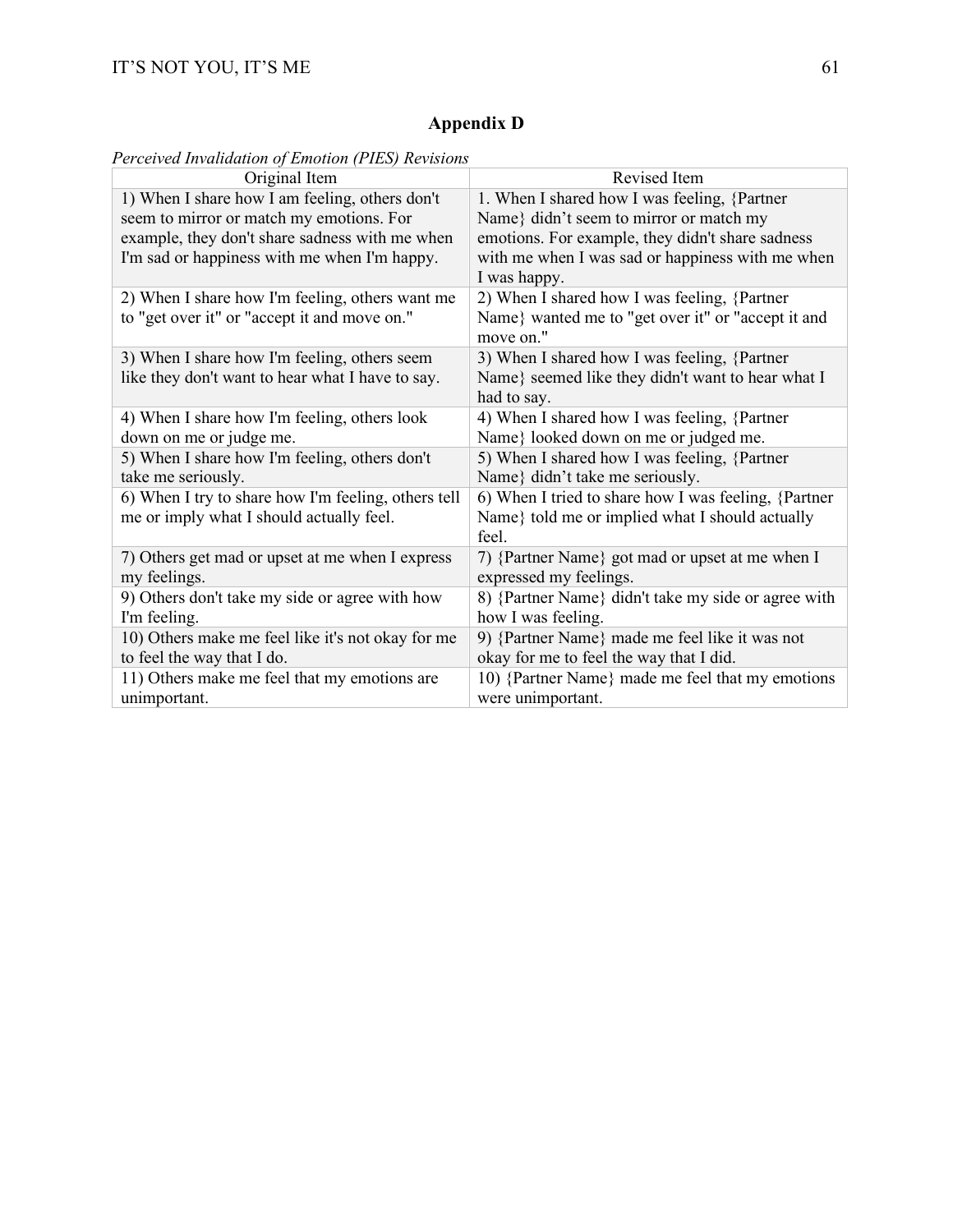# Appendix D

*Perceived Invalidation of Emotion (PIES) Revisions*

| Original Item | Revised Item |
|---|---|
| 1) When I share how I am feeling, others don't seem to mirror or match my emotions. For example, they don't share sadness with me when I'm sad or happiness with me when I'm happy. | 1. When I shared how I was feeling, {Partner Name} didn't seem to mirror or match my emotions. For example, they didn't share sadness with me when I was sad or happiness with me when I was happy. |
| 2) When I share how I'm feeling, others want me to "get over it" or "accept it and move on." | 2) When I shared how I was feeling, {Partner Name} wanted me to "get over it" or "accept it and move on." |
| 3) When I share how I'm feeling, others seem like they don't want to hear what I have to say. | 3) When I shared how I was feeling, {Partner Name} seemed like they didn't want to hear what I had to say. |
| 4) When I share how I'm feeling, others look down on me or judge me. | 4) When I shared how I was feeling, {Partner Name} looked down on me or judged me. |
| 5) When I share how I'm feeling, others don't take me seriously. | 5) When I shared how I was feeling, {Partner Name} didn't take me seriously. |
| 6) When I try to share how I'm feeling, others tell me or imply what I should actually feel. | 6) When I tried to share how I was feeling, {Partner Name} told me or implied what I should actually feel. |
| 7) Others get mad or upset at me when I express my feelings. | 7) {Partner Name} got mad or upset at me when I expressed my feelings. |
| 9) Others don't take my side or agree with how I'm feeling. | 8) {Partner Name} didn't take my side or agree with how I was feeling. |
| 10) Others make me feel like it's not okay for me to feel the way that I do. | 9) {Partner Name} made me feel like it was not okay for me to feel the way that I did. |
| 11) Others make me feel that my emotions are unimportant. | 10) {Partner Name} made me feel that my emotions were unimportant. |